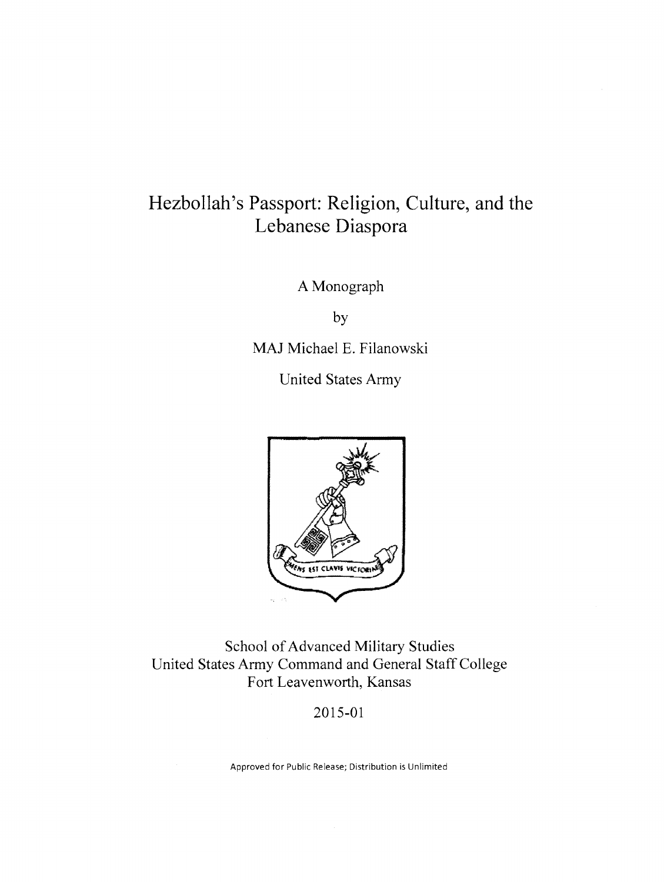# Hezbollah's Passport: Religion, Culture, and the Lebanese Diaspora

A Monograph

by

MAJ Michael E. Filanowski

United States Army

School of Advanced Military Studies
United States Army Command and General Staff College
Fort Leavenworth, Kansas

2015-01

Approved for Public Release; Distribution is Unlimited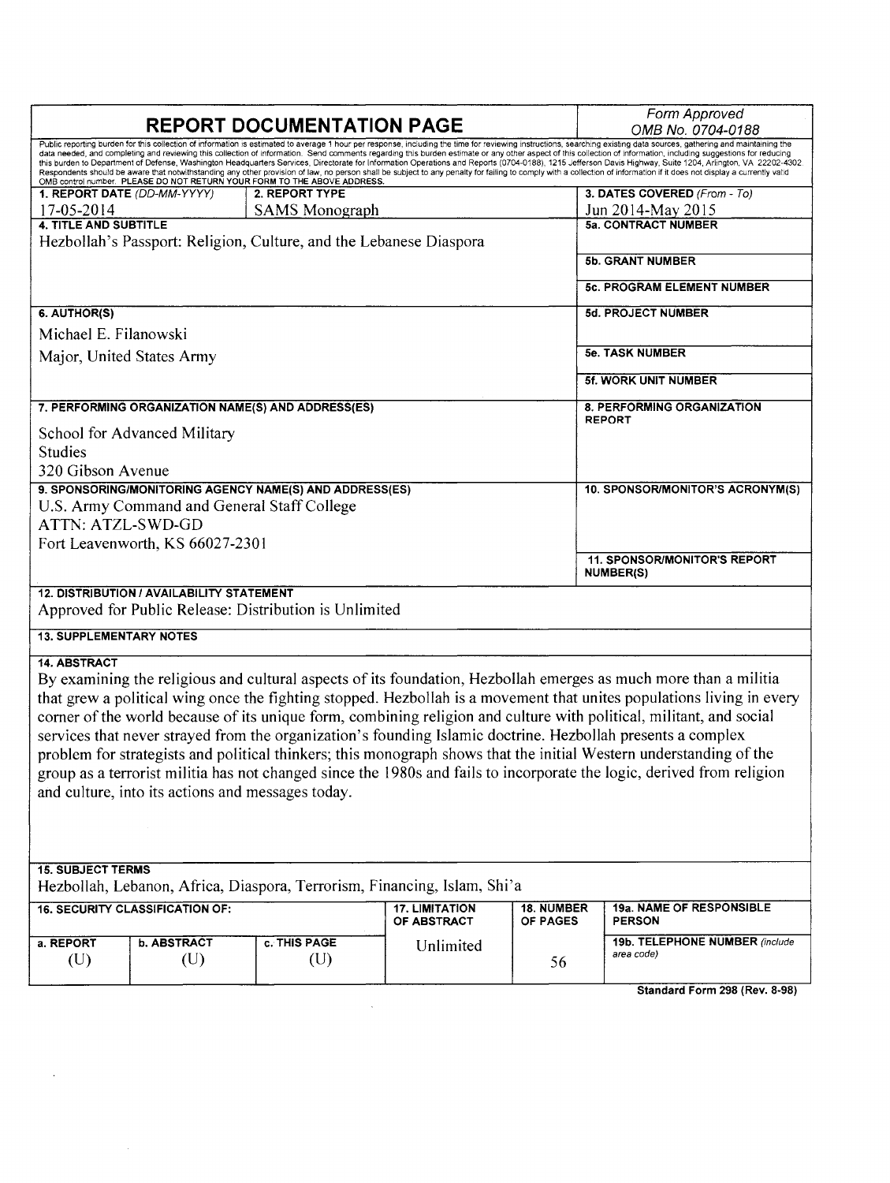# REPORT DOCUMENTATION PAGE

*Form Approved OMB No. 0704-0188*

Public reporting burden for this collection of information is estimated to average 1 hour per response, including the time for reviewing instructions, searching existing data sources, gathering and maintaining the data needed, and completing and reviewing this collection of information. Send comments regarding this burden estimate or any other aspect of this collection of information, including suggestions for reducing this burden to Department of Defense, Washington Headquarters Services, Directorate for Information Operations and Reports (0704-0188), 1215 Jefferson Davis Highway, Suite 1204, Arlington, VA 22202-4302. Respondents should be aware that notwithstanding any other provision of law, no person shall be subject to any penalty for failing to comply with a collection of information if it does not display a currently valid OMB control number. PLEASE DO NOT RETURN YOUR FORM TO THE ABOVE ADDRESS.

| | | |
|---|---|---|
| **1. REPORT DATE** (DD-MM-YYYY)<br>17-05-2014 | **2. REPORT TYPE**<br>SAMS Monograph | **3. DATES COVERED** (From - To)<br>Jun 2014-May 2015 |
| **4. TITLE AND SUBTITLE**<br>Hezbollah's Passport: Religion, Culture, and the Lebanese Diaspora | | **5a. CONTRACT NUMBER** |
| | | **5b. GRANT NUMBER** |
| | | **5c. PROGRAM ELEMENT NUMBER** |
| **6. AUTHOR(S)**<br>Michael E. Filanowski<br>Major, United States Army | | **5d. PROJECT NUMBER** |
| | | **5e. TASK NUMBER** |
| | | **5f. WORK UNIT NUMBER** |
| **7. PERFORMING ORGANIZATION NAME(S) AND ADDRESS(ES)**<br>School for Advanced Military Studies<br>320 Gibson Avenue | | **8. PERFORMING ORGANIZATION REPORT** |
| **9. SPONSORING/MONITORING AGENCY NAME(S) AND ADDRESS(ES)**<br>U.S. Army Command and General Staff College<br>ATTN: ATZL-SWD-GD<br>Fort Leavenworth, KS 66027-2301 | | **10. SPONSOR/MONITOR'S ACRONYM(S)** |
| | | **11. SPONSOR/MONITOR'S REPORT NUMBER(S)** |

**12. DISTRIBUTION / AVAILABILITY STATEMENT**
Approved for Public Release: Distribution is Unlimited

**13. SUPPLEMENTARY NOTES**

**14. ABSTRACT**
By examining the religious and cultural aspects of its foundation, Hezbollah emerges as much more than a militia that grew a political wing once the fighting stopped. Hezbollah is a movement that unites populations living in every corner of the world because of its unique form, combining religion and culture with political, militant, and social services that never strayed from the organization's founding Islamic doctrine. Hezbollah presents a complex problem for strategists and political thinkers; this monograph shows that the initial Western understanding of the group as a terrorist militia has not changed since the 1980s and fails to incorporate the logic, derived from religion and culture, into its actions and messages today.

**15. SUBJECT TERMS**
Hezbollah, Lebanon, Africa, Diaspora, Terrorism, Financing, Islam, Shi'a

| **16. SECURITY CLASSIFICATION OF:** | | | **17. LIMITATION OF ABSTRACT** | **18. NUMBER OF PAGES** | **19a. NAME OF RESPONSIBLE PERSON** |
|---|---|---|---|---|---|
| **a. REPORT**<br>(U) | **b. ABSTRACT**<br>(U) | **c. THIS PAGE**<br>(U) | Unlimited | 56 | **19b. TELEPHONE NUMBER** (include area code) |

**Standard Form 298 (Rev. 8-98)**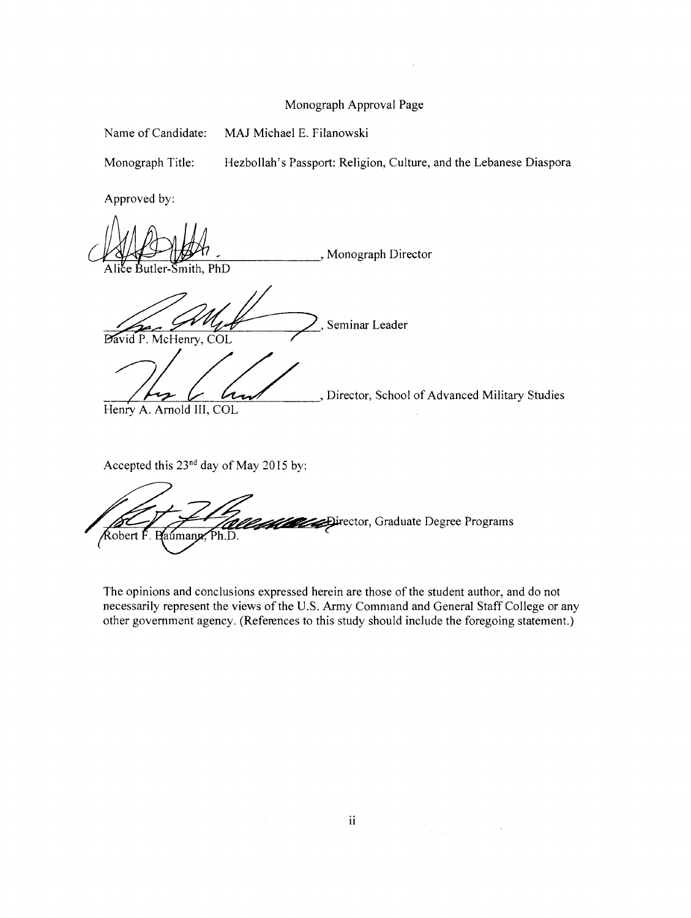Monograph Approval Page

Name of Candidate: MAJ Michael E. Filanowski

Monograph Title: Hezbollah's Passport: Religion, Culture, and the Lebanese Diaspora

Approved by:

__________________________, Monograph Director
Alice Butler-Smith, PhD

__________________________, Seminar Leader
David P. McHenry, COL

__________________________, Director, School of Advanced Military Studies
Henry A. Arnold III, COL

Accepted this 23rd day of May 2015 by:

__________________________, Director, Graduate Degree Programs
Robert F. Baumann, Ph.D.

The opinions and conclusions expressed herein are those of the student author, and do not necessarily represent the views of the U.S. Army Command and General Staff College or any other government agency. (References to this study should include the foregoing statement.)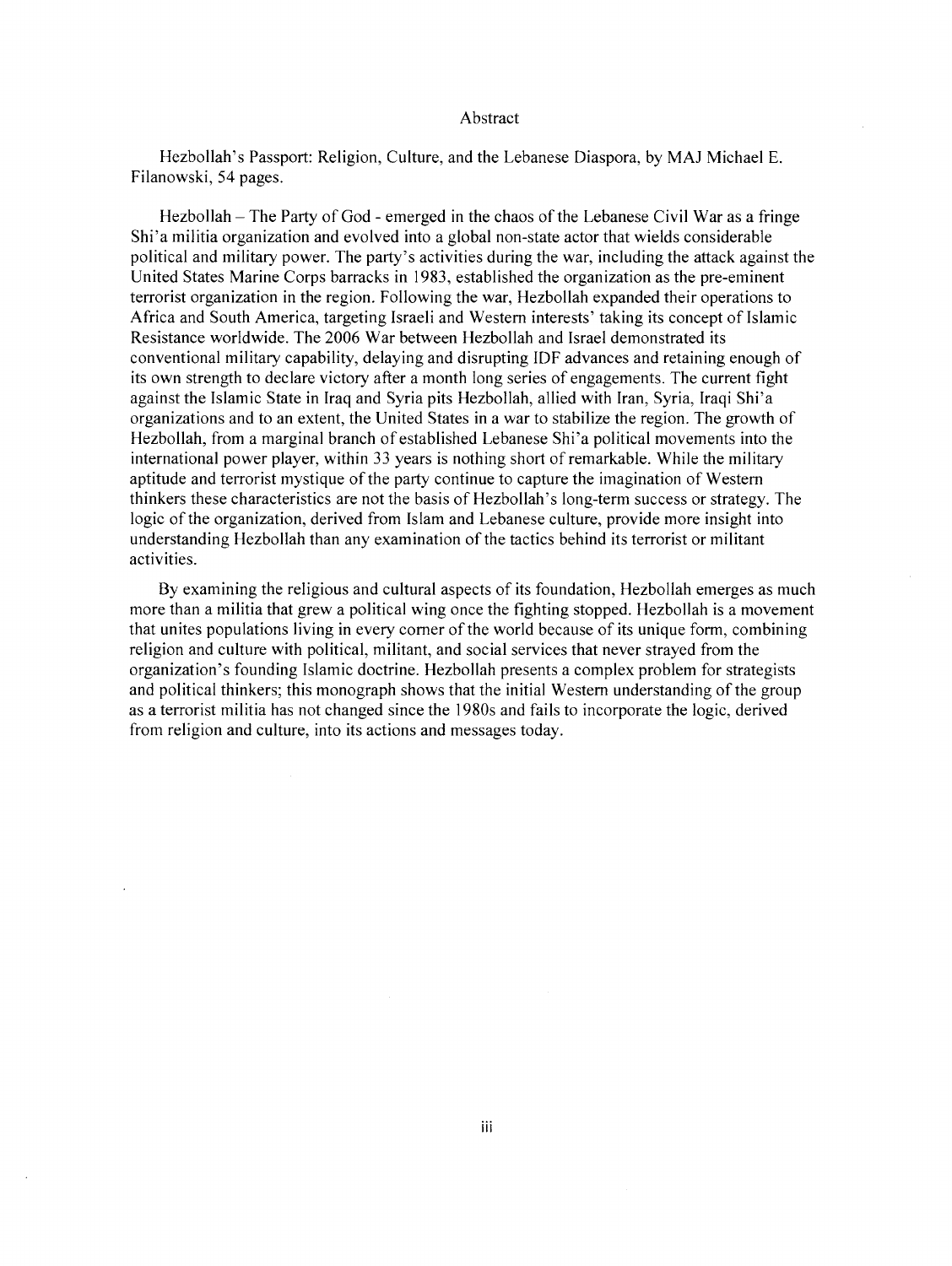# Abstract

Hezbollah's Passport: Religion, Culture, and the Lebanese Diaspora, by MAJ Michael E. Filanowski, 54 pages.

Hezbollah – The Party of God - emerged in the chaos of the Lebanese Civil War as a fringe Shi'a militia organization and evolved into a global non-state actor that wields considerable political and military power. The party's activities during the war, including the attack against the United States Marine Corps barracks in 1983, established the organization as the pre-eminent terrorist organization in the region. Following the war, Hezbollah expanded their operations to Africa and South America, targeting Israeli and Western interests' taking its concept of Islamic Resistance worldwide. The 2006 War between Hezbollah and Israel demonstrated its conventional military capability, delaying and disrupting IDF advances and retaining enough of its own strength to declare victory after a month long series of engagements. The current fight against the Islamic State in Iraq and Syria pits Hezbollah, allied with Iran, Syria, Iraqi Shi'a organizations and to an extent, the United States in a war to stabilize the region. The growth of Hezbollah, from a marginal branch of established Lebanese Shi'a political movements into the international power player, within 33 years is nothing short of remarkable. While the military aptitude and terrorist mystique of the party continue to capture the imagination of Western thinkers these characteristics are not the basis of Hezbollah's long-term success or strategy. The logic of the organization, derived from Islam and Lebanese culture, provide more insight into understanding Hezbollah than any examination of the tactics behind its terrorist or militant activities.

By examining the religious and cultural aspects of its foundation, Hezbollah emerges as much more than a militia that grew a political wing once the fighting stopped. Hezbollah is a movement that unites populations living in every corner of the world because of its unique form, combining religion and culture with political, militant, and social services that never strayed from the organization's founding Islamic doctrine. Hezbollah presents a complex problem for strategists and political thinkers; this monograph shows that the initial Western understanding of the group as a terrorist militia has not changed since the 1980s and fails to incorporate the logic, derived from religion and culture, into its actions and messages today.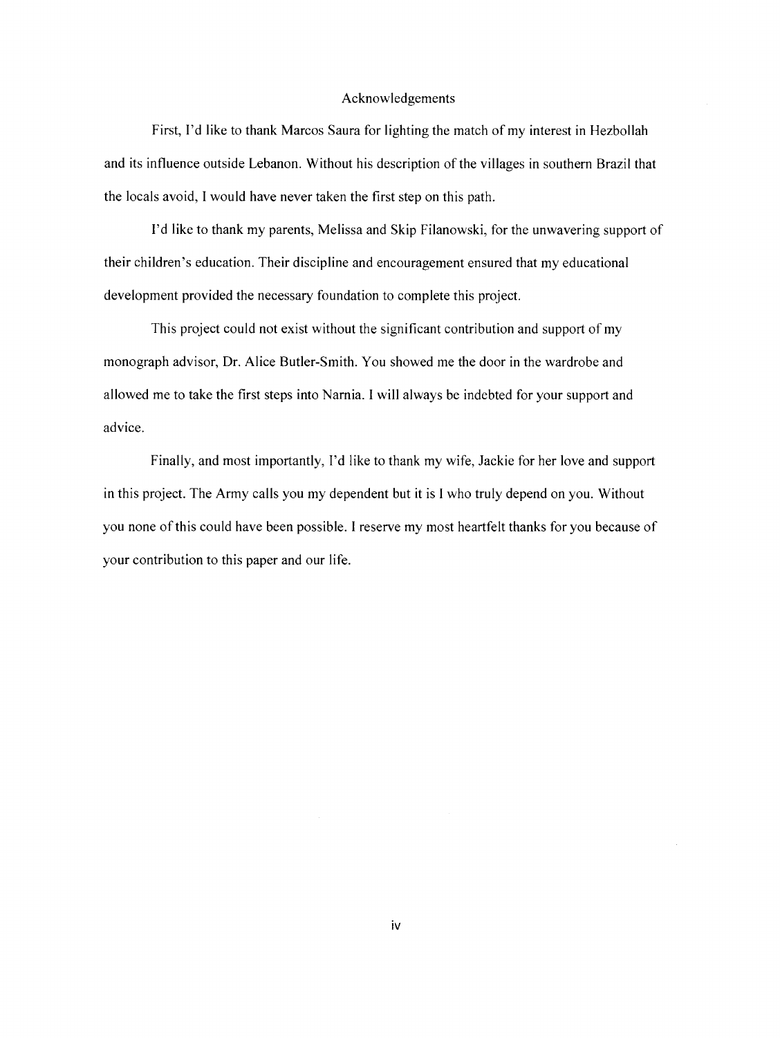# Acknowledgements

First, I'd like to thank Marcos Saura for lighting the match of my interest in Hezbollah and its influence outside Lebanon. Without his description of the villages in southern Brazil that the locals avoid, I would have never taken the first step on this path.

I'd like to thank my parents, Melissa and Skip Filanowski, for the unwavering support of their children's education. Their discipline and encouragement ensured that my educational development provided the necessary foundation to complete this project.

This project could not exist without the significant contribution and support of my monograph advisor, Dr. Alice Butler-Smith. You showed me the door in the wardrobe and allowed me to take the first steps into Narnia. I will always be indebted for your support and advice.

Finally, and most importantly, I'd like to thank my wife, Jackie for her love and support in this project. The Army calls you my dependent but it is I who truly depend on you. Without you none of this could have been possible. I reserve my most heartfelt thanks for you because of your contribution to this paper and our life.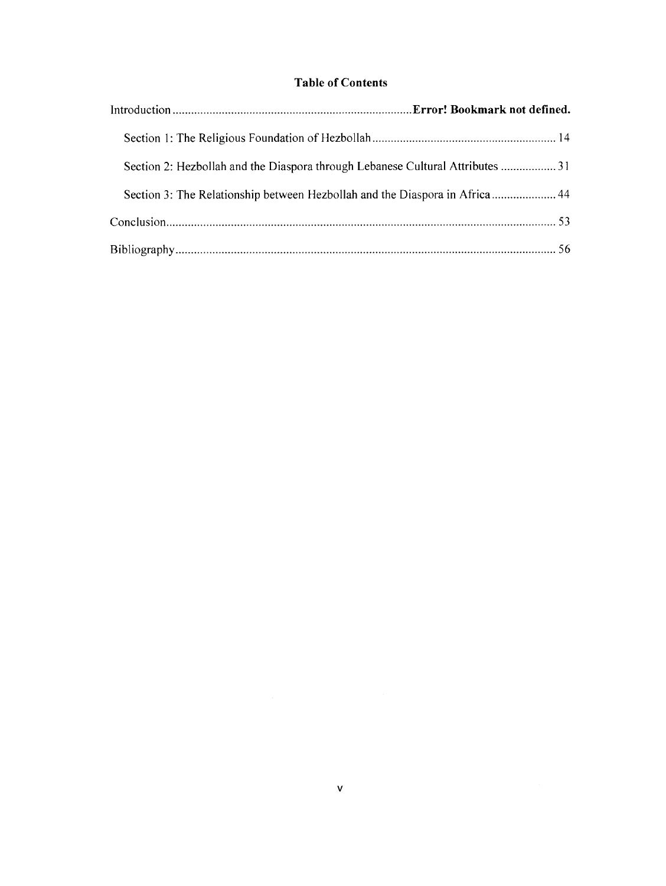## Table of Contents

Introduction .................................................................................. **Error! Bookmark not defined.**

Section 1: The Religious Foundation of Hezbollah ........................................................... 14

Section 2: Hezbollah and the Diaspora through Lebanese Cultural Attributes .................. 31

Section 3: The Relationship between Hezbollah and the Diaspora in Africa ..................... 44

Conclusion ........................................................................................................................ 53

Bibliography ...................................................................................................................... 56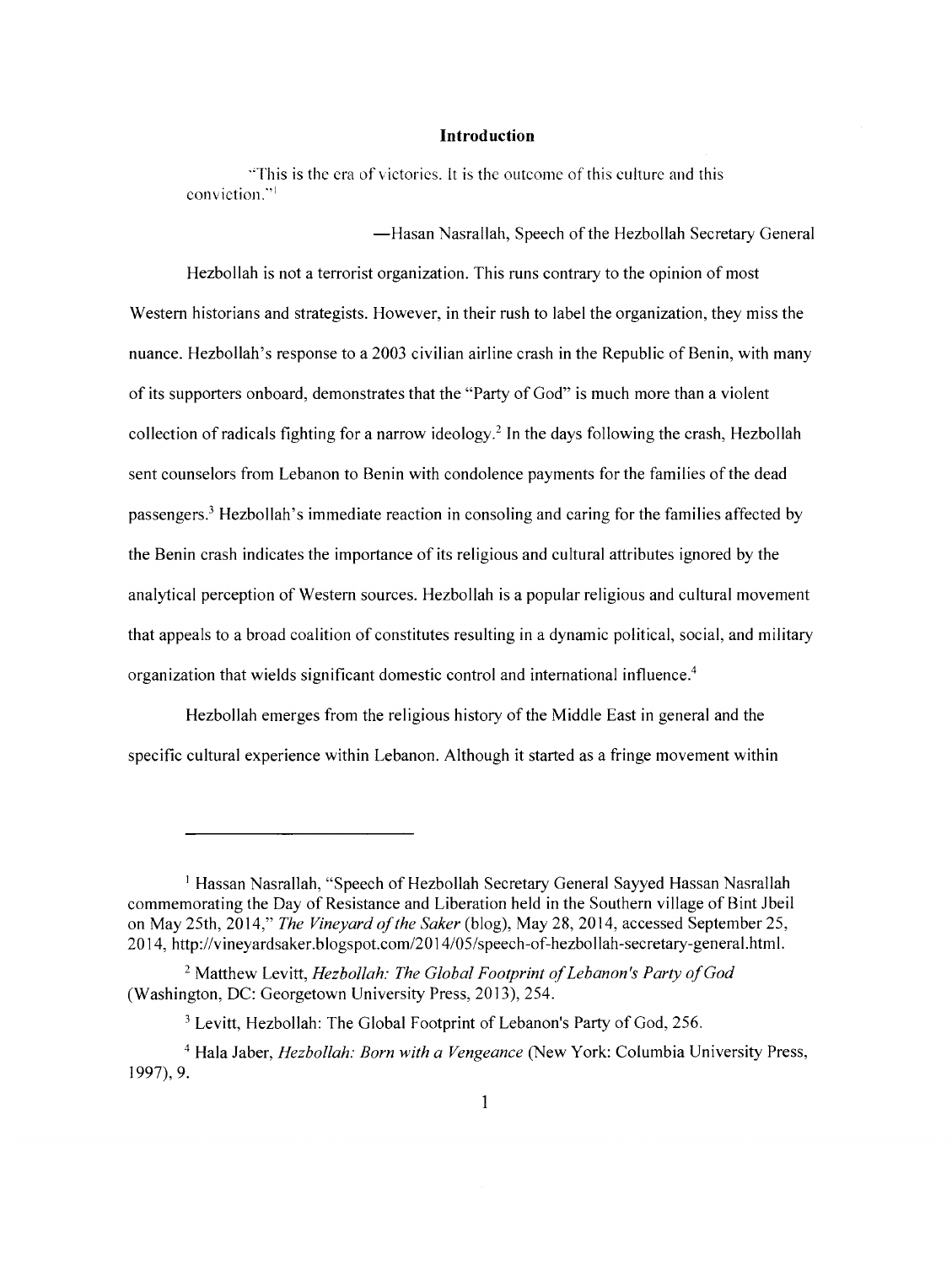# Introduction

"This is the era of victories. It is the outcome of this culture and this conviction."[1]

—Hasan Nasrallah, Speech of the Hezbollah Secretary General

Hezbollah is not a terrorist organization. This runs contrary to the opinion of most Western historians and strategists. However, in their rush to label the organization, they miss the nuance. Hezbollah's response to a 2003 civilian airline crash in the Republic of Benin, with many of its supporters onboard, demonstrates that the "Party of God" is much more than a violent collection of radicals fighting for a narrow ideology.[2] In the days following the crash, Hezbollah sent counselors from Lebanon to Benin with condolence payments for the families of the dead passengers.[3] Hezbollah's immediate reaction in consoling and caring for the families affected by the Benin crash indicates the importance of its religious and cultural attributes ignored by the analytical perception of Western sources. Hezbollah is a popular religious and cultural movement that appeals to a broad coalition of constitutes resulting in a dynamic political, social, and military organization that wields significant domestic control and international influence.[4]

Hezbollah emerges from the religious history of the Middle East in general and the specific cultural experience within Lebanon. Although it started as a fringe movement within

---

[1] Hassan Nasrallah, "Speech of Hezbollah Secretary General Sayyed Hassan Nasrallah commemorating the Day of Resistance and Liberation held in the Southern village of Bint Jbeil on May 25th, 2014," *The Vineyard of the Saker* (blog), May 28, 2014, accessed September 25, 2014, http://vineyardsaker.blogspot.com/2014/05/speech-of-hezbollah-secretary-general.html.

[2] Matthew Levitt, *Hezbollah: The Global Footprint of Lebanon's Party of God* (Washington, DC: Georgetown University Press, 2013), 254.

[3] Levitt, Hezbollah: The Global Footprint of Lebanon's Party of God, 256.

[4] Hala Jaber, *Hezbollah: Born with a Vengeance* (New York: Columbia University Press, 1997), 9.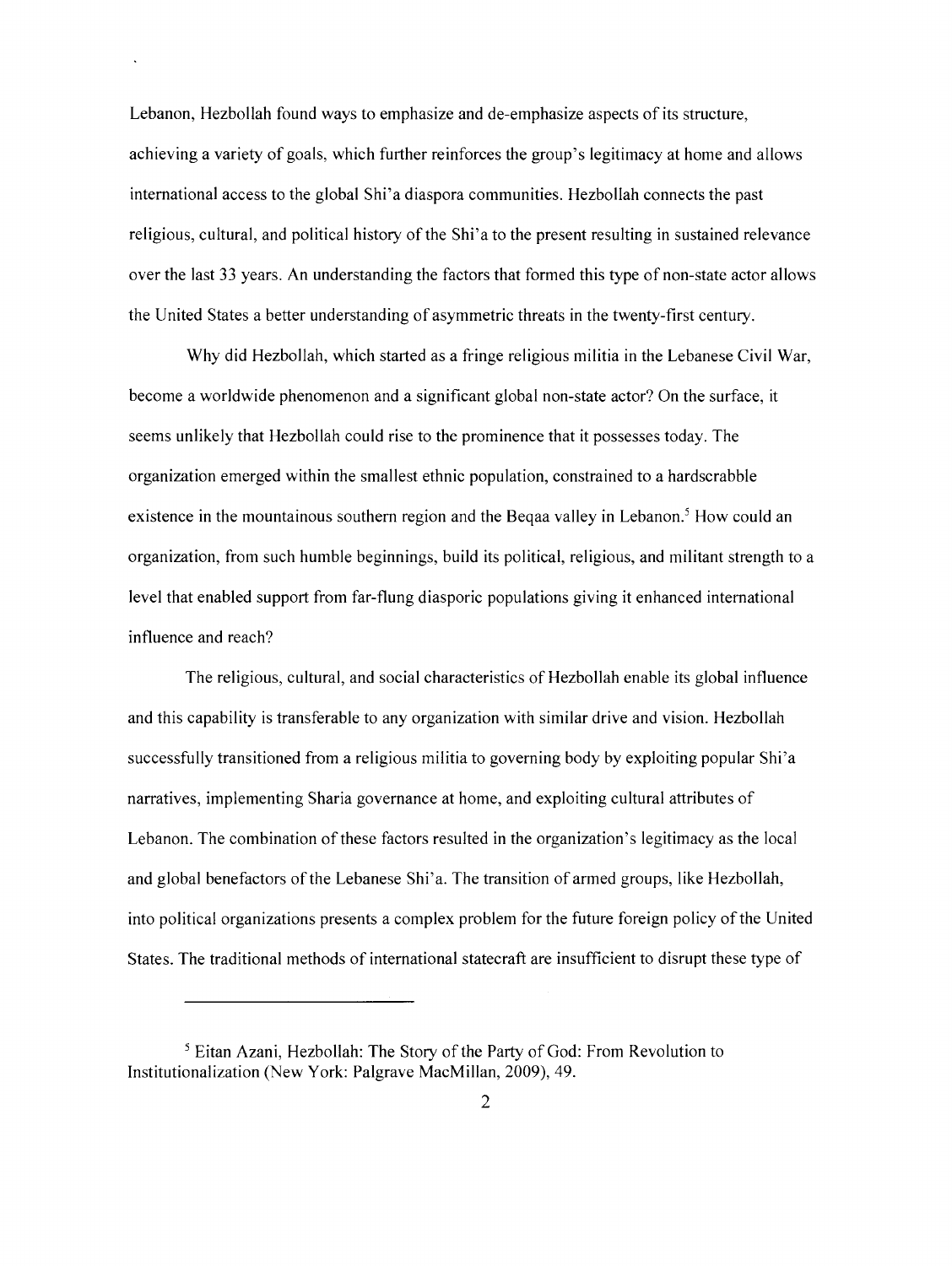Lebanon, Hezbollah found ways to emphasize and de-emphasize aspects of its structure, achieving a variety of goals, which further reinforces the group's legitimacy at home and allows international access to the global Shi'a diaspora communities. Hezbollah connects the past religious, cultural, and political history of the Shi'a to the present resulting in sustained relevance over the last 33 years. An understanding the factors that formed this type of non-state actor allows the United States a better understanding of asymmetric threats in the twenty-first century.

Why did Hezbollah, which started as a fringe religious militia in the Lebanese Civil War, become a worldwide phenomenon and a significant global non-state actor? On the surface, it seems unlikely that Hezbollah could rise to the prominence that it possesses today. The organization emerged within the smallest ethnic population, constrained to a hardscrabble existence in the mountainous southern region and the Beqaa valley in Lebanon.[5] How could an organization, from such humble beginnings, build its political, religious, and militant strength to a level that enabled support from far-flung diasporic populations giving it enhanced international influence and reach?

The religious, cultural, and social characteristics of Hezbollah enable its global influence and this capability is transferable to any organization with similar drive and vision. Hezbollah successfully transitioned from a religious militia to governing body by exploiting popular Shi'a narratives, implementing Sharia governance at home, and exploiting cultural attributes of Lebanon. The combination of these factors resulted in the organization's legitimacy as the local and global benefactors of the Lebanese Shi'a. The transition of armed groups, like Hezbollah, into political organizations presents a complex problem for the future foreign policy of the United States. The traditional methods of international statecraft are insufficient to disrupt these type of

---

[5] Eitan Azani, Hezbollah: The Story of the Party of God: From Revolution to Institutionalization (New York: Palgrave MacMillan, 2009), 49.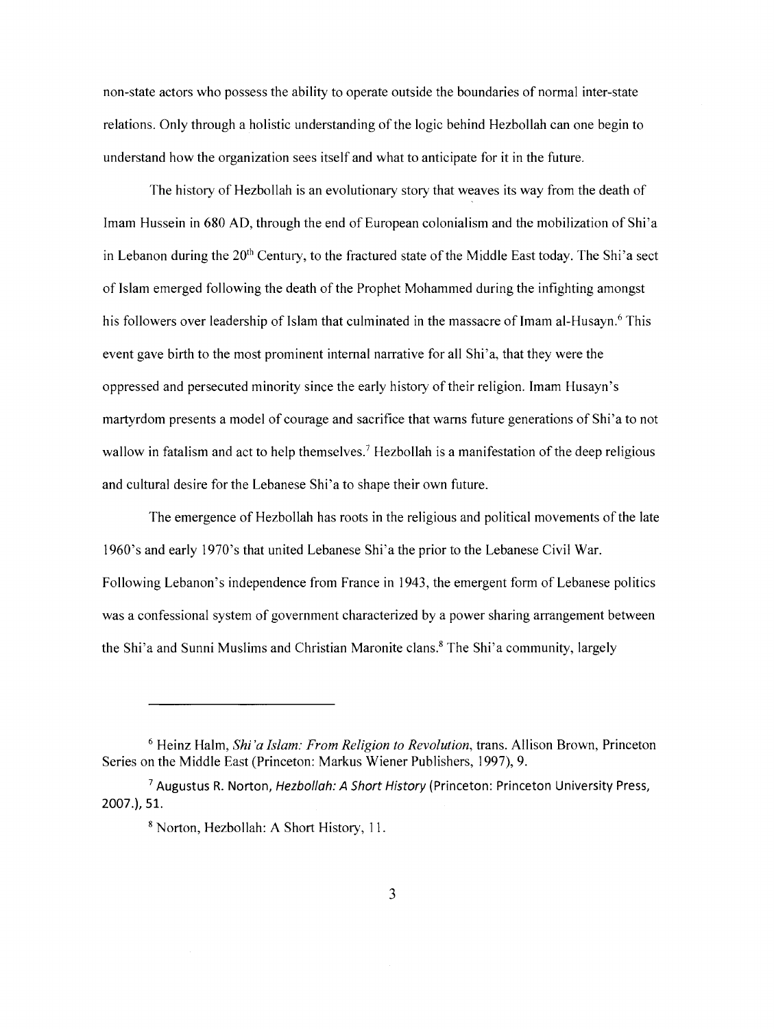non-state actors who possess the ability to operate outside the boundaries of normal inter-state relations. Only through a holistic understanding of the logic behind Hezbollah can one begin to understand how the organization sees itself and what to anticipate for it in the future.

The history of Hezbollah is an evolutionary story that weaves its way from the death of Imam Hussein in 680 AD, through the end of European colonialism and the mobilization of Shi'a in Lebanon during the 20th Century, to the fractured state of the Middle East today. The Shi'a sect of Islam emerged following the death of the Prophet Mohammed during the infighting amongst his followers over leadership of Islam that culminated in the massacre of Imam al-Husayn.[6] This event gave birth to the most prominent internal narrative for all Shi'a, that they were the oppressed and persecuted minority since the early history of their religion. Imam Husayn's martyrdom presents a model of courage and sacrifice that warns future generations of Shi'a to not wallow in fatalism and act to help themselves.[7] Hezbollah is a manifestation of the deep religious and cultural desire for the Lebanese Shi'a to shape their own future.

The emergence of Hezbollah has roots in the religious and political movements of the late 1960's and early 1970's that united Lebanese Shi'a the prior to the Lebanese Civil War. Following Lebanon's independence from France in 1943, the emergent form of Lebanese politics was a confessional system of government characterized by a power sharing arrangement between the Shi'a and Sunni Muslims and Christian Maronite clans.[8] The Shi'a community, largely

---

[6] Heinz Halm, *Shi'a Islam: From Religion to Revolution*, trans. Allison Brown, Princeton Series on the Middle East (Princeton: Markus Wiener Publishers, 1997), 9.

[7] Augustus R. Norton, *Hezbollah: A Short History* (Princeton: Princeton University Press, 2007.), 51.

[8] Norton, Hezbollah: A Short History, 11.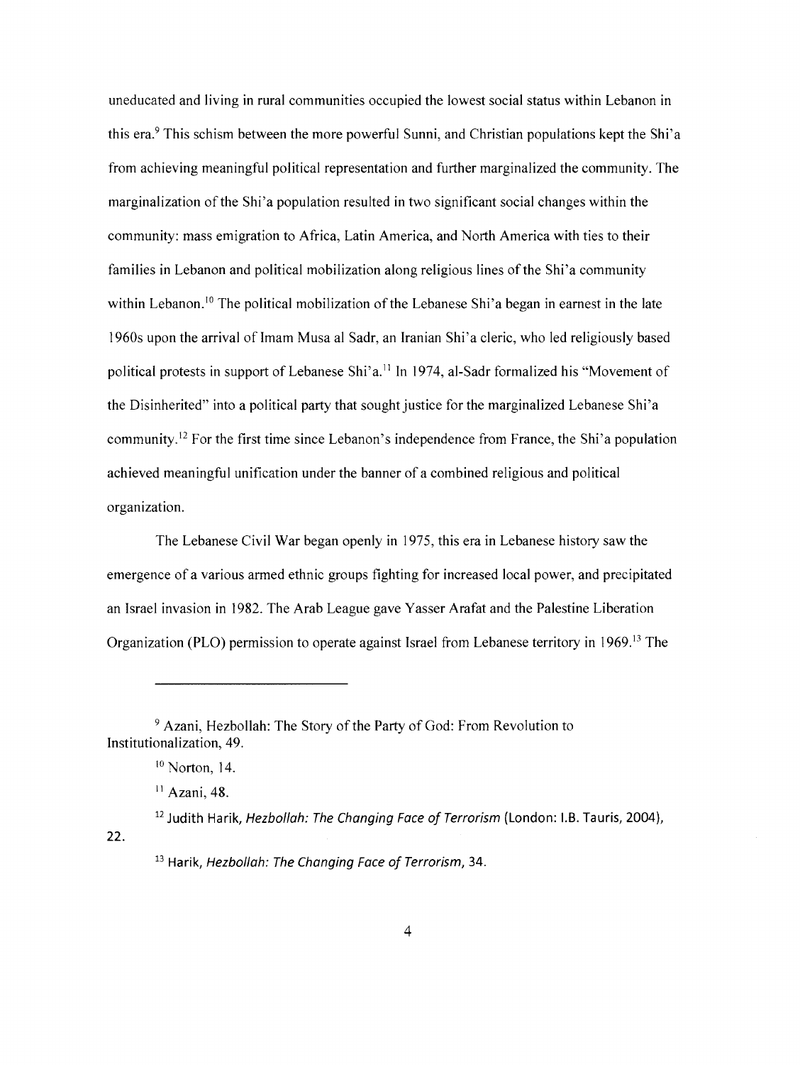uneducated and living in rural communities occupied the lowest social status within Lebanon in this era.[9] This schism between the more powerful Sunni, and Christian populations kept the Shi'a from achieving meaningful political representation and further marginalized the community. The marginalization of the Shi'a population resulted in two significant social changes within the community: mass emigration to Africa, Latin America, and North America with ties to their families in Lebanon and political mobilization along religious lines of the Shi'a community within Lebanon.[10] The political mobilization of the Lebanese Shi'a began in earnest in the late 1960s upon the arrival of Imam Musa al Sadr, an Iranian Shi'a cleric, who led religiously based political protests in support of Lebanese Shi'a.[11] In 1974, al-Sadr formalized his "Movement of the Disinherited" into a political party that sought justice for the marginalized Lebanese Shi'a community.[12] For the first time since Lebanon's independence from France, the Shi'a population achieved meaningful unification under the banner of a combined religious and political organization.

The Lebanese Civil War began openly in 1975, this era in Lebanese history saw the emergence of a various armed ethnic groups fighting for increased local power, and precipitated an Israel invasion in 1982. The Arab League gave Yasser Arafat and the Palestine Liberation Organization (PLO) permission to operate against Israel from Lebanese territory in 1969.[13] The

---

[9] Azani, Hezbollah: The Story of the Party of God: From Revolution to Institutionalization, 49.

[10] Norton, 14.

[11] Azani, 48.

[12] Judith Harik, *Hezbollah: The Changing Face of Terrorism* (London: I.B. Tauris, 2004), 22.

[13] Harik, *Hezbollah: The Changing Face of Terrorism*, 34.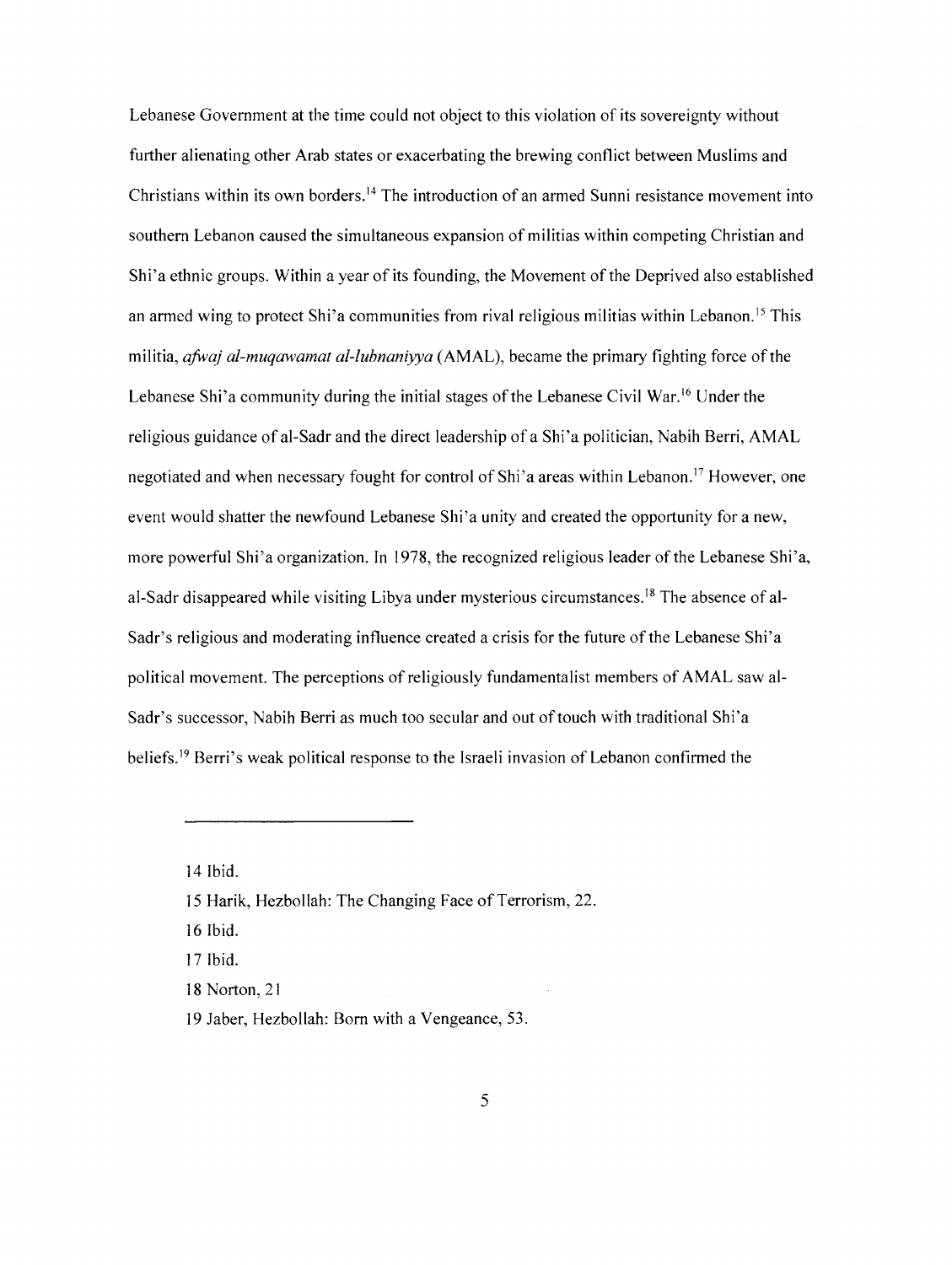Lebanese Government at the time could not object to this violation of its sovereignty without further alienating other Arab states or exacerbating the brewing conflict between Muslims and Christians within its own borders.[14] The introduction of an armed Sunni resistance movement into southern Lebanon caused the simultaneous expansion of militias within competing Christian and Shi'a ethnic groups. Within a year of its founding, the Movement of the Deprived also established an armed wing to protect Shi'a communities from rival religious militias within Lebanon.[15] This militia, *afwaj al-muqawamat al-lubnaniyya* (AMAL), became the primary fighting force of the Lebanese Shi'a community during the initial stages of the Lebanese Civil War.[16] Under the religious guidance of al-Sadr and the direct leadership of a Shi'a politician, Nabih Berri, AMAL negotiated and when necessary fought for control of Shi'a areas within Lebanon.[17] However, one event would shatter the newfound Lebanese Shi'a unity and created the opportunity for a new, more powerful Shi'a organization. In 1978, the recognized religious leader of the Lebanese Shi'a, al-Sadr disappeared while visiting Libya under mysterious circumstances.[18] The absence of al-Sadr's religious and moderating influence created a crisis for the future of the Lebanese Shi'a political movement. The perceptions of religiously fundamentalist members of AMAL saw al-Sadr's successor, Nabih Berri as much too secular and out of touch with traditional Shi'a beliefs.[19] Berri's weak political response to the Israeli invasion of Lebanon confirmed the

---

14 Ibid.

15 Harik, Hezbollah: The Changing Face of Terrorism, 22.

16 Ibid.

17 Ibid.

18 Norton, 21

19 Jaber, Hezbollah: Born with a Vengeance, 53.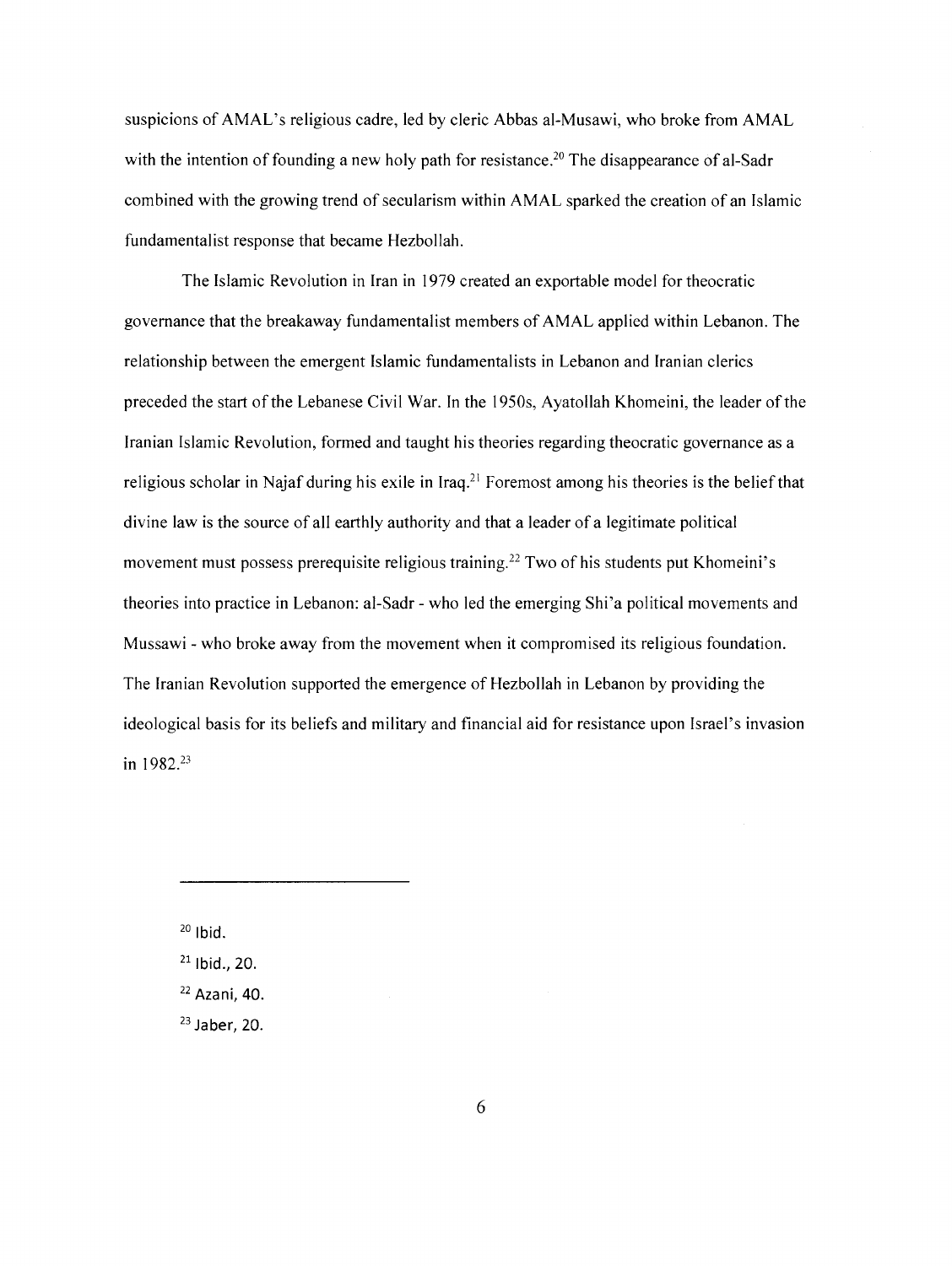suspicions of AMAL's religious cadre, led by cleric Abbas al-Musawi, who broke from AMAL with the intention of founding a new holy path for resistance.[20] The disappearance of al-Sadr combined with the growing trend of secularism within AMAL sparked the creation of an Islamic fundamentalist response that became Hezbollah.

The Islamic Revolution in Iran in 1979 created an exportable model for theocratic governance that the breakaway fundamentalist members of AMAL applied within Lebanon. The relationship between the emergent Islamic fundamentalists in Lebanon and Iranian clerics preceded the start of the Lebanese Civil War. In the 1950s, Ayatollah Khomeini, the leader of the Iranian Islamic Revolution, formed and taught his theories regarding theocratic governance as a religious scholar in Najaf during his exile in Iraq.[21] Foremost among his theories is the belief that divine law is the source of all earthly authority and that a leader of a legitimate political movement must possess prerequisite religious training.[22] Two of his students put Khomeini's theories into practice in Lebanon: al-Sadr - who led the emerging Shi'a political movements and Mussawi - who broke away from the movement when it compromised its religious foundation. The Iranian Revolution supported the emergence of Hezbollah in Lebanon by providing the ideological basis for its beliefs and military and financial aid for resistance upon Israel's invasion in 1982.[23]

---

[20] Ibid.

[21] Ibid., 20.

[22] Azani, 40.

[23] Jaber, 20.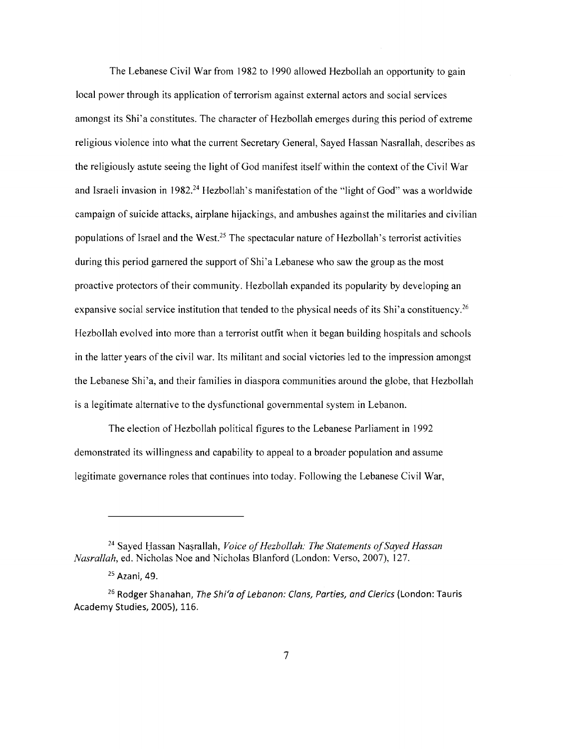The Lebanese Civil War from 1982 to 1990 allowed Hezbollah an opportunity to gain local power through its application of terrorism against external actors and social services amongst its Shi'a constitutes. The character of Hezbollah emerges during this period of extreme religious violence into what the current Secretary General, Sayed Hassan Nasrallah, describes as the religiously astute seeing the light of God manifest itself within the context of the Civil War and Israeli invasion in 1982.[24] Hezbollah's manifestation of the "light of God" was a worldwide campaign of suicide attacks, airplane hijackings, and ambushes against the militaries and civilian populations of Israel and the West.[25] The spectacular nature of Hezbollah's terrorist activities during this period garnered the support of Shi'a Lebanese who saw the group as the most proactive protectors of their community. Hezbollah expanded its popularity by developing an expansive social service institution that tended to the physical needs of its Shi'a constituency.[26] Hezbollah evolved into more than a terrorist outfit when it began building hospitals and schools in the latter years of the civil war. Its militant and social victories led to the impression amongst the Lebanese Shi'a, and their families in diaspora communities around the globe, that Hezbollah is a legitimate alternative to the dysfunctional governmental system in Lebanon.

The election of Hezbollah political figures to the Lebanese Parliament in 1992 demonstrated its willingness and capability to appeal to a broader population and assume legitimate governance roles that continues into today. Following the Lebanese Civil War,

---

[24] Sayed Ḥassan Naṣrallah, *Voice of Hezbollah: The Statements of Sayed Hassan Nasrallah*, ed. Nicholas Noe and Nicholas Blanford (London: Verso, 2007), 127.

[25] Azani, 49.

[26] Rodger Shanahan, *The Shi'a of Lebanon: Clans, Parties, and Clerics* (London: Tauris Academy Studies, 2005), 116.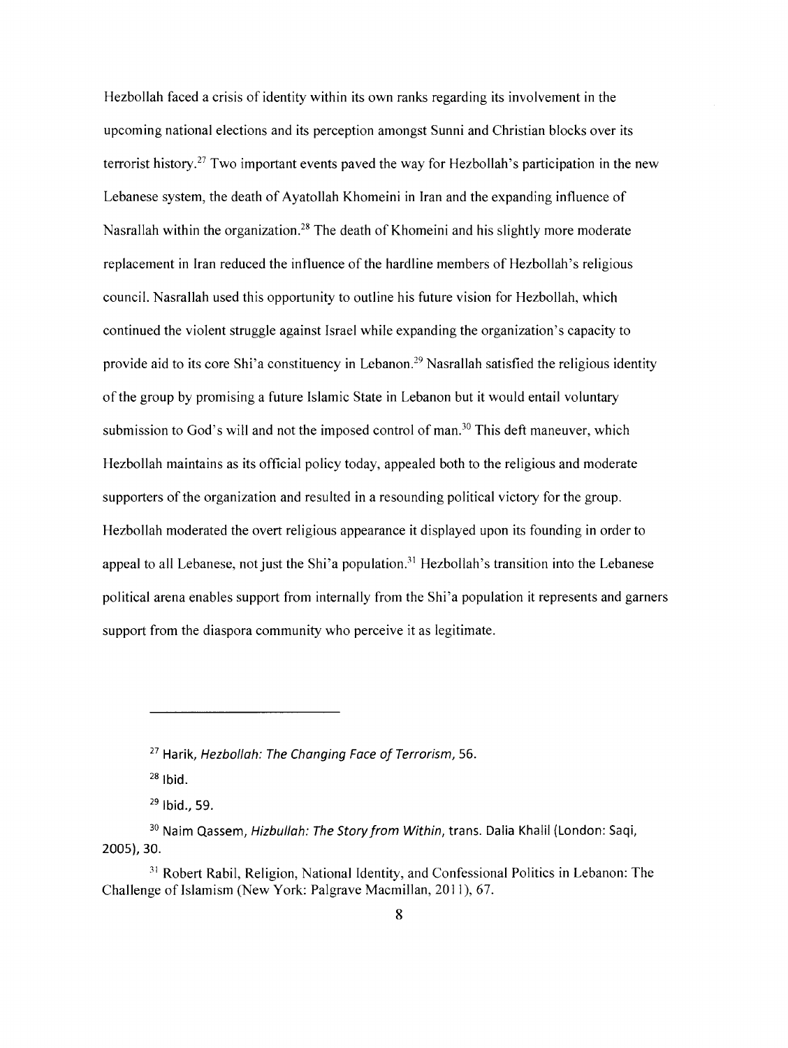Hezbollah faced a crisis of identity within its own ranks regarding its involvement in the upcoming national elections and its perception amongst Sunni and Christian blocks over its terrorist history.[27] Two important events paved the way for Hezbollah's participation in the new Lebanese system, the death of Ayatollah Khomeini in Iran and the expanding influence of Nasrallah within the organization.[28] The death of Khomeini and his slightly more moderate replacement in Iran reduced the influence of the hardline members of Hezbollah's religious council. Nasrallah used this opportunity to outline his future vision for Hezbollah, which continued the violent struggle against Israel while expanding the organization's capacity to provide aid to its core Shi'a constituency in Lebanon.[29] Nasrallah satisfied the religious identity of the group by promising a future Islamic State in Lebanon but it would entail voluntary submission to God's will and not the imposed control of man.[30] This deft maneuver, which Hezbollah maintains as its official policy today, appealed both to the religious and moderate supporters of the organization and resulted in a resounding political victory for the group. Hezbollah moderated the overt religious appearance it displayed upon its founding in order to appeal to all Lebanese, not just the Shi'a population.[31] Hezbollah's transition into the Lebanese political arena enables support from internally from the Shi'a population it represents and garners support from the diaspora community who perceive it as legitimate.

---

[27] Harik, *Hezbollah: The Changing Face of Terrorism*, 56.

[28] Ibid.

[29] Ibid., 59.

[30] Naim Qassem, *Hizbullah: The Story from Within*, trans. Dalia Khalil (London: Saqi, 2005), 30.

[31] Robert Rabil, Religion, National Identity, and Confessional Politics in Lebanon: The Challenge of Islamism (New York: Palgrave Macmillan, 2011), 67.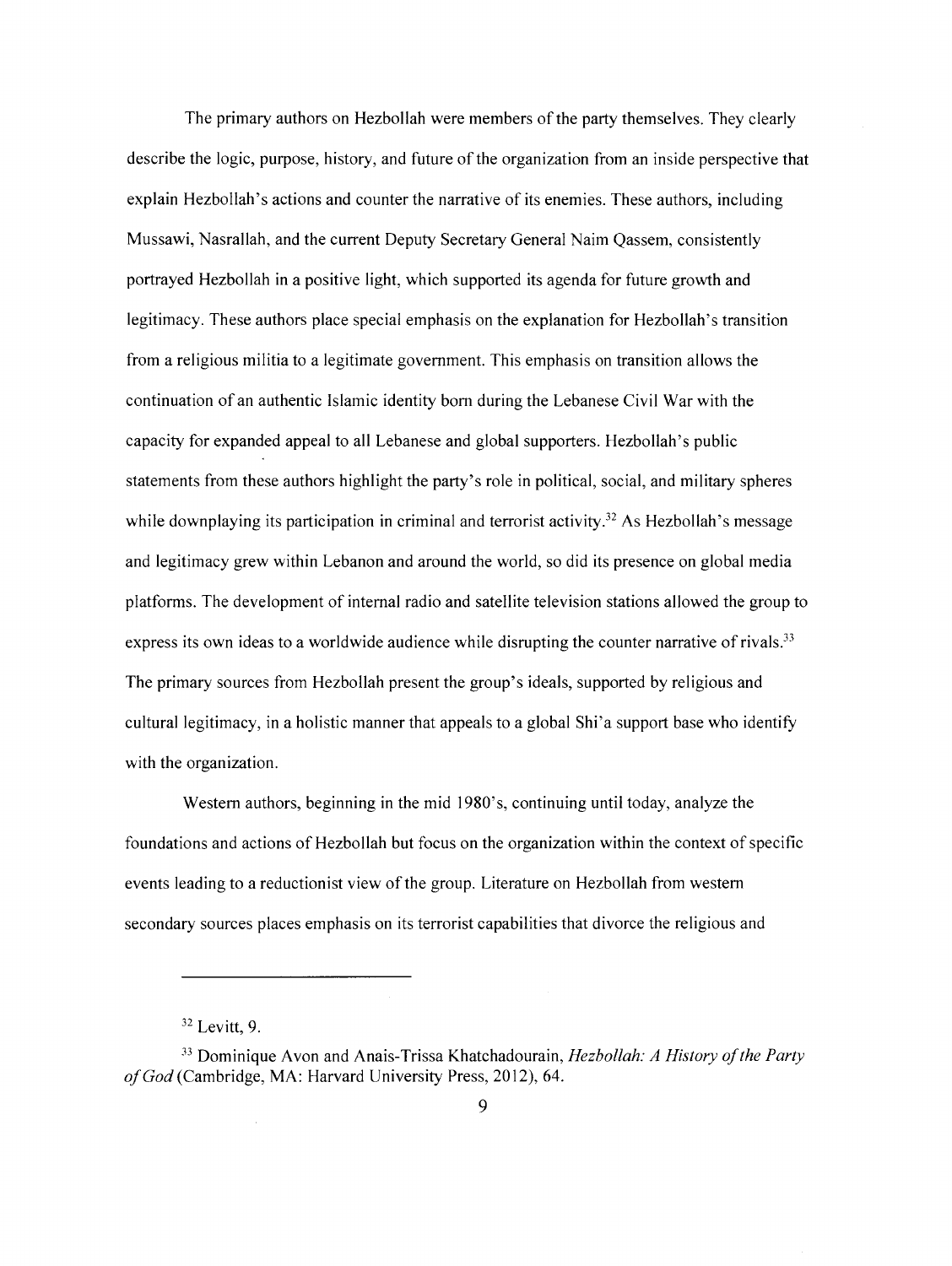The primary authors on Hezbollah were members of the party themselves. They clearly describe the logic, purpose, history, and future of the organization from an inside perspective that explain Hezbollah's actions and counter the narrative of its enemies. These authors, including Mussawi, Nasrallah, and the current Deputy Secretary General Naim Qassem, consistently portrayed Hezbollah in a positive light, which supported its agenda for future growth and legitimacy. These authors place special emphasis on the explanation for Hezbollah's transition from a religious militia to a legitimate government. This emphasis on transition allows the continuation of an authentic Islamic identity born during the Lebanese Civil War with the capacity for expanded appeal to all Lebanese and global supporters. Hezbollah's public statements from these authors highlight the party's role in political, social, and military spheres while downplaying its participation in criminal and terrorist activity.[32] As Hezbollah's message and legitimacy grew within Lebanon and around the world, so did its presence on global media platforms. The development of internal radio and satellite television stations allowed the group to express its own ideas to a worldwide audience while disrupting the counter narrative of rivals.[33] The primary sources from Hezbollah present the group's ideals, supported by religious and cultural legitimacy, in a holistic manner that appeals to a global Shi'a support base who identify with the organization.

Western authors, beginning in the mid 1980's, continuing until today, analyze the foundations and actions of Hezbollah but focus on the organization within the context of specific events leading to a reductionist view of the group. Literature on Hezbollah from western secondary sources places emphasis on its terrorist capabilities that divorce the religious and

---

[32] Levitt, 9.

[33] Dominique Avon and Anais-Trissa Khatchadourain, *Hezbollah: A History of the Party of God* (Cambridge, MA: Harvard University Press, 2012), 64.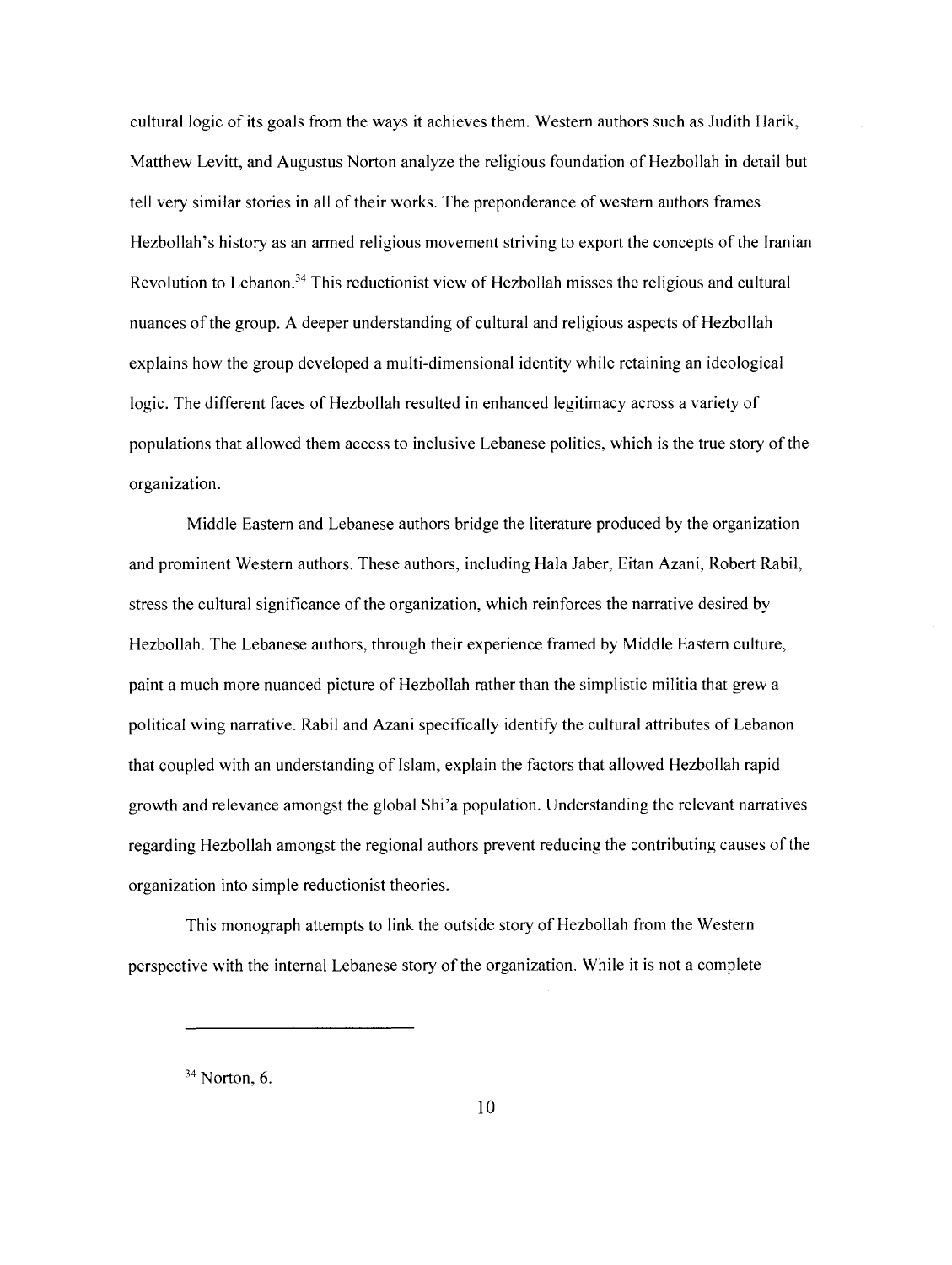cultural logic of its goals from the ways it achieves them. Western authors such as Judith Harik, Matthew Levitt, and Augustus Norton analyze the religious foundation of Hezbollah in detail but tell very similar stories in all of their works. The preponderance of western authors frames Hezbollah's history as an armed religious movement striving to export the concepts of the Iranian Revolution to Lebanon.[34] This reductionist view of Hezbollah misses the religious and cultural nuances of the group. A deeper understanding of cultural and religious aspects of Hezbollah explains how the group developed a multi-dimensional identity while retaining an ideological logic. The different faces of Hezbollah resulted in enhanced legitimacy across a variety of populations that allowed them access to inclusive Lebanese politics, which is the true story of the organization.

Middle Eastern and Lebanese authors bridge the literature produced by the organization and prominent Western authors. These authors, including Hala Jaber, Eitan Azani, Robert Rabil, stress the cultural significance of the organization, which reinforces the narrative desired by Hezbollah. The Lebanese authors, through their experience framed by Middle Eastern culture, paint a much more nuanced picture of Hezbollah rather than the simplistic militia that grew a political wing narrative. Rabil and Azani specifically identify the cultural attributes of Lebanon that coupled with an understanding of Islam, explain the factors that allowed Hezbollah rapid growth and relevance amongst the global Shi'a population. Understanding the relevant narratives regarding Hezbollah amongst the regional authors prevent reducing the contributing causes of the organization into simple reductionist theories.

This monograph attempts to link the outside story of Hezbollah from the Western perspective with the internal Lebanese story of the organization. While it is not a complete

---

[34] Norton, 6.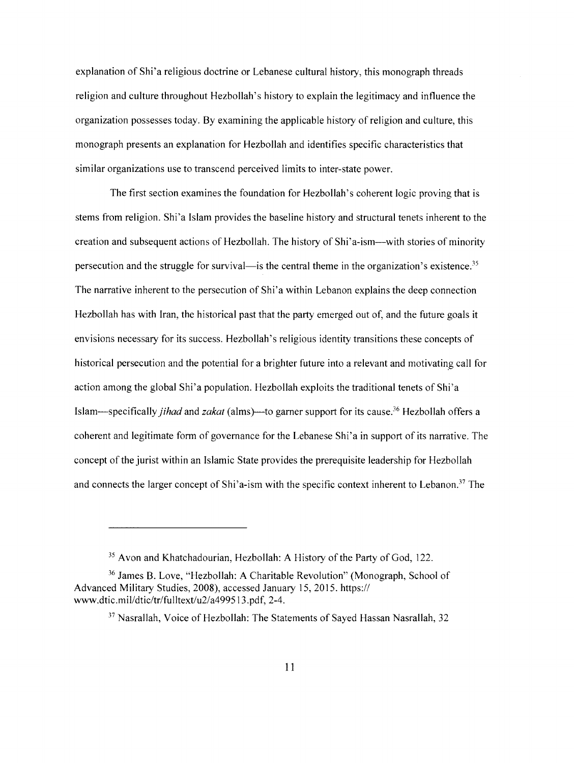explanation of Shi'a religious doctrine or Lebanese cultural history, this monograph threads religion and culture throughout Hezbollah's history to explain the legitimacy and influence the organization possesses today. By examining the applicable history of religion and culture, this monograph presents an explanation for Hezbollah and identifies specific characteristics that similar organizations use to transcend perceived limits to inter-state power.

The first section examines the foundation for Hezbollah's coherent logic proving that is stems from religion. Shi'a Islam provides the baseline history and structural tenets inherent to the creation and subsequent actions of Hezbollah. The history of Shi'a-ism—with stories of minority persecution and the struggle for survival—is the central theme in the organization's existence.[35] The narrative inherent to the persecution of Shi'a within Lebanon explains the deep connection Hezbollah has with Iran, the historical past that the party emerged out of, and the future goals it envisions necessary for its success. Hezbollah's religious identity transitions these concepts of historical persecution and the potential for a brighter future into a relevant and motivating call for action among the global Shi'a population. Hezbollah exploits the traditional tenets of Shi'a Islam—specifically *jihad* and *zakat* (alms)—to garner support for its cause.[36] Hezbollah offers a coherent and legitimate form of governance for the Lebanese Shi'a in support of its narrative. The concept of the jurist within an Islamic State provides the prerequisite leadership for Hezbollah and connects the larger concept of Shi'a-ism with the specific context inherent to Lebanon.[37] The

---

[35] Avon and Khatchadourian, Hezbollah: A History of the Party of God, 122.

[36] James B. Love, "Hezbollah: A Charitable Revolution" (Monograph, School of Advanced Military Studies, 2008), accessed January 15, 2015. https://www.dtic.mil/dtic/tr/fulltext/u2/a499513.pdf, 2-4.

[37] Nasrallah, Voice of Hezbollah: The Statements of Sayed Hassan Nasrallah, 32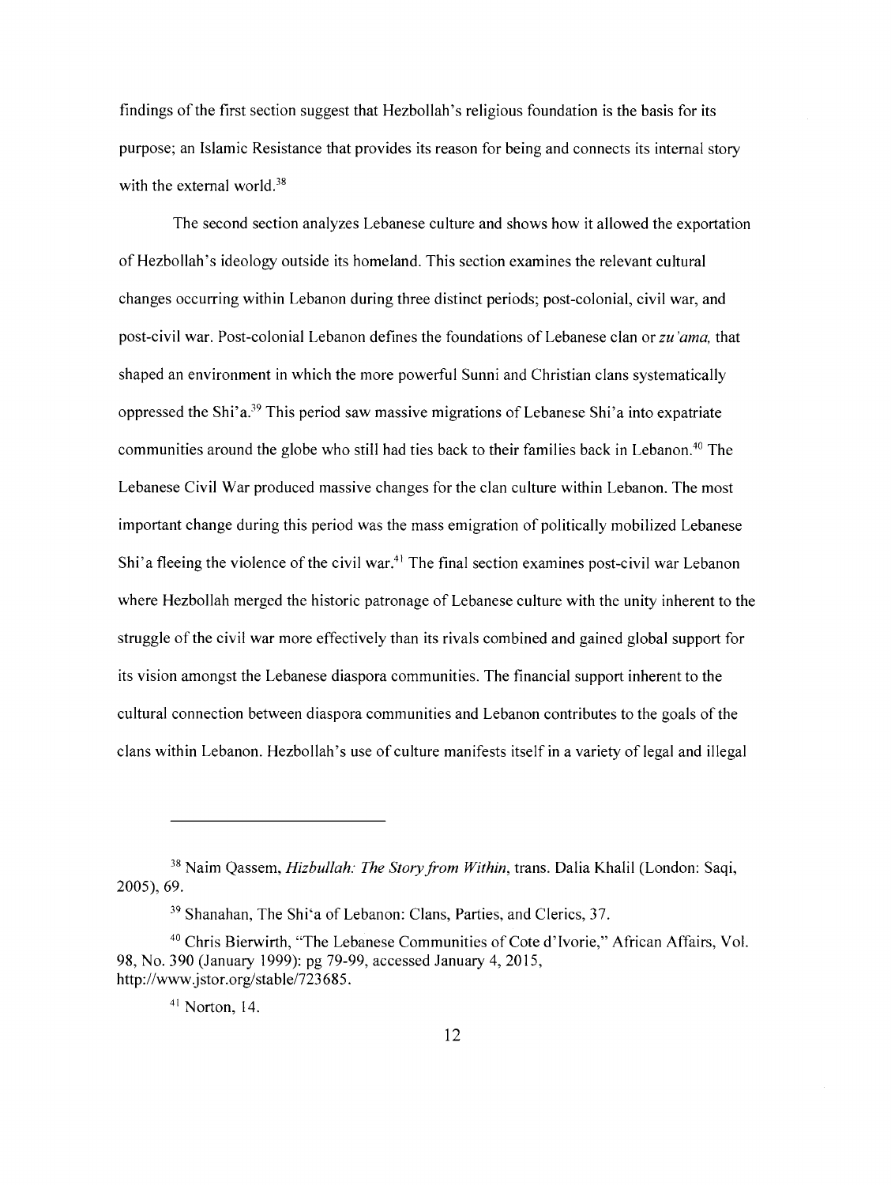findings of the first section suggest that Hezbollah's religious foundation is the basis for its purpose; an Islamic Resistance that provides its reason for being and connects its internal story with the external world.[38]

The second section analyzes Lebanese culture and shows how it allowed the exportation of Hezbollah's ideology outside its homeland. This section examines the relevant cultural changes occurring within Lebanon during three distinct periods; post-colonial, civil war, and post-civil war. Post-colonial Lebanon defines the foundations of Lebanese clan or *zu'ama,* that shaped an environment in which the more powerful Sunni and Christian clans systematically oppressed the Shi'a.[39] This period saw massive migrations of Lebanese Shi'a into expatriate communities around the globe who still had ties back to their families back in Lebanon.[40] The Lebanese Civil War produced massive changes for the clan culture within Lebanon. The most important change during this period was the mass emigration of politically mobilized Lebanese Shi'a fleeing the violence of the civil war.[41] The final section examines post-civil war Lebanon where Hezbollah merged the historic patronage of Lebanese culture with the unity inherent to the struggle of the civil war more effectively than its rivals combined and gained global support for its vision amongst the Lebanese diaspora communities. The financial support inherent to the cultural connection between diaspora communities and Lebanon contributes to the goals of the clans within Lebanon. Hezbollah's use of culture manifests itself in a variety of legal and illegal

---

[38] Naim Qassem, *Hizbullah: The Story from Within*, trans. Dalia Khalil (London: Saqi, 2005), 69.

[39] Shanahan, The Shi'a of Lebanon: Clans, Parties, and Clerics, 37.

[40] Chris Bierwirth, "The Lebanese Communities of Cote d'Ivorie," African Affairs, Vol. 98, No. 390 (January 1999): pg 79-99, accessed January 4, 2015, http://www.jstor.org/stable/723685.

[41] Norton, 14.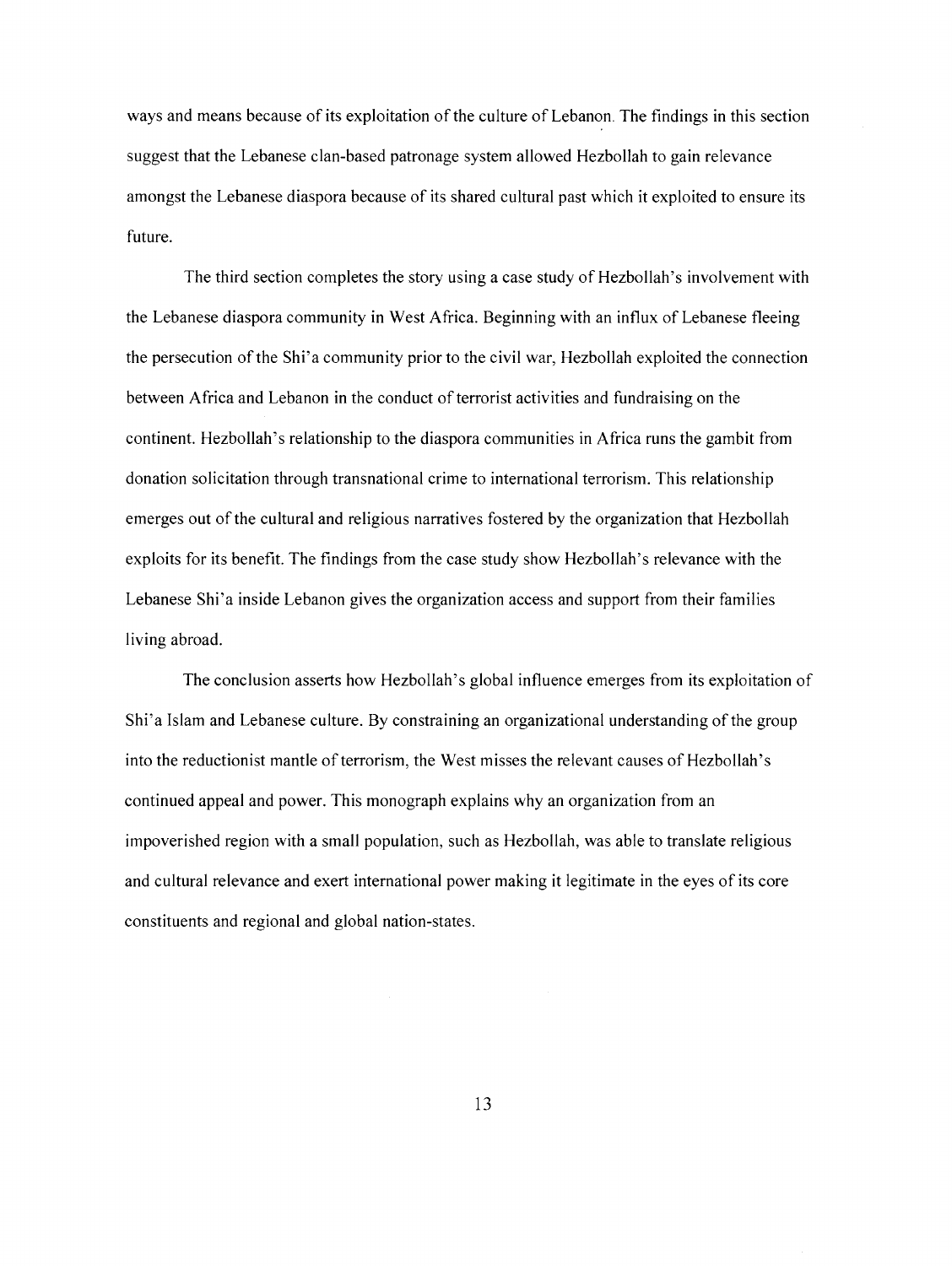ways and means because of its exploitation of the culture of Lebanon. The findings in this section suggest that the Lebanese clan-based patronage system allowed Hezbollah to gain relevance amongst the Lebanese diaspora because of its shared cultural past which it exploited to ensure its future.

The third section completes the story using a case study of Hezbollah's involvement with the Lebanese diaspora community in West Africa. Beginning with an influx of Lebanese fleeing the persecution of the Shi'a community prior to the civil war, Hezbollah exploited the connection between Africa and Lebanon in the conduct of terrorist activities and fundraising on the continent. Hezbollah's relationship to the diaspora communities in Africa runs the gambit from donation solicitation through transnational crime to international terrorism. This relationship emerges out of the cultural and religious narratives fostered by the organization that Hezbollah exploits for its benefit. The findings from the case study show Hezbollah's relevance with the Lebanese Shi'a inside Lebanon gives the organization access and support from their families living abroad.

The conclusion asserts how Hezbollah's global influence emerges from its exploitation of Shi'a Islam and Lebanese culture. By constraining an organizational understanding of the group into the reductionist mantle of terrorism, the West misses the relevant causes of Hezbollah's continued appeal and power. This monograph explains why an organization from an impoverished region with a small population, such as Hezbollah, was able to translate religious and cultural relevance and exert international power making it legitimate in the eyes of its core constituents and regional and global nation-states.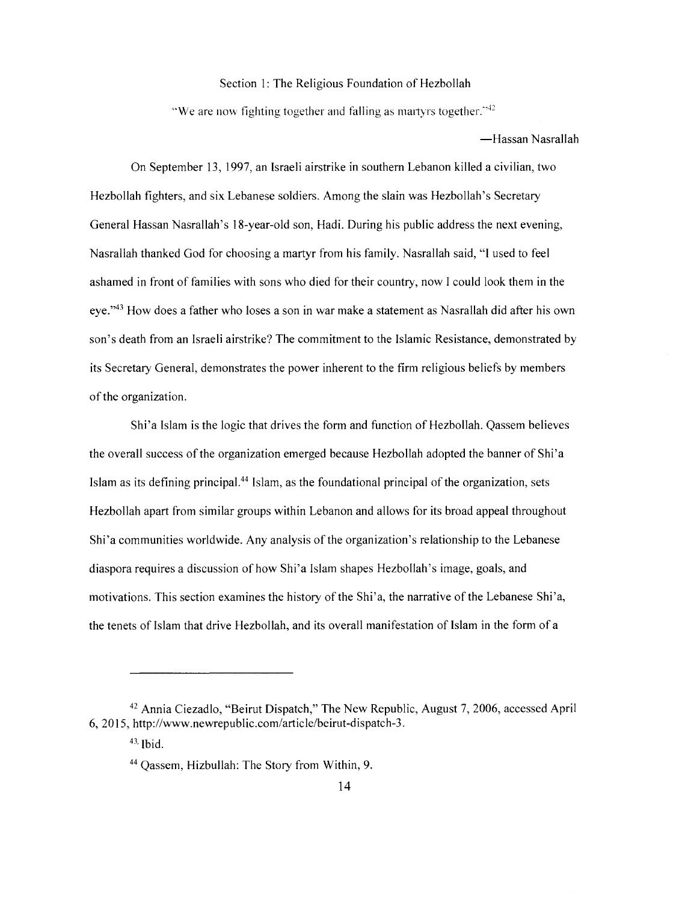## Section 1: The Religious Foundation of Hezbollah

"We are now fighting together and falling as martyrs together."[42]

—Hassan Nasrallah

On September 13, 1997, an Israeli airstrike in southern Lebanon killed a civilian, two Hezbollah fighters, and six Lebanese soldiers. Among the slain was Hezbollah's Secretary General Hassan Nasrallah's 18-year-old son, Hadi. During his public address the next evening, Nasrallah thanked God for choosing a martyr from his family. Nasrallah said, "I used to feel ashamed in front of families with sons who died for their country, now I could look them in the eye."[43] How does a father who loses a son in war make a statement as Nasrallah did after his own son's death from an Israeli airstrike? The commitment to the Islamic Resistance, demonstrated by its Secretary General, demonstrates the power inherent to the firm religious beliefs by members of the organization.

Shi'a Islam is the logic that drives the form and function of Hezbollah. Qassem believes the overall success of the organization emerged because Hezbollah adopted the banner of Shi'a Islam as its defining principal.[44] Islam, as the foundational principal of the organization, sets Hezbollah apart from similar groups within Lebanon and allows for its broad appeal throughout Shi'a communities worldwide. Any analysis of the organization's relationship to the Lebanese diaspora requires a discussion of how Shi'a Islam shapes Hezbollah's image, goals, and motivations. This section examines the history of the Shi'a, the narrative of the Lebanese Shi'a, the tenets of Islam that drive Hezbollah, and its overall manifestation of Islam in the form of a

---

[42] Annia Ciezadlo, "Beirut Dispatch," The New Republic, August 7, 2006, accessed April 6, 2015, http://www.newrepublic.com/article/beirut-dispatch-3.

[43] Ibid.

[44] Qassem, Hizbullah: The Story from Within, 9.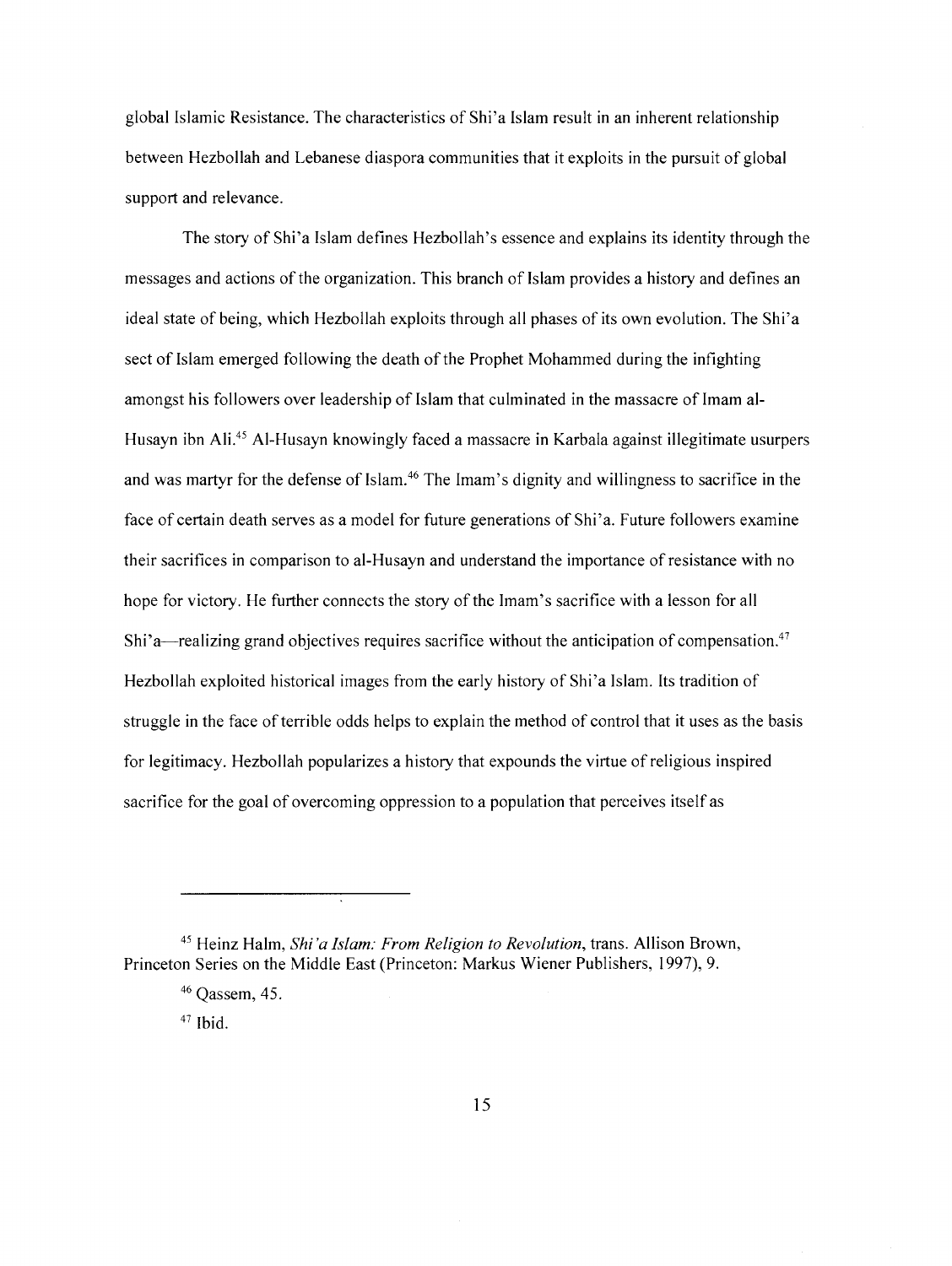global Islamic Resistance. The characteristics of Shi'a Islam result in an inherent relationship between Hezbollah and Lebanese diaspora communities that it exploits in the pursuit of global support and relevance.

The story of Shi'a Islam defines Hezbollah's essence and explains its identity through the messages and actions of the organization. This branch of Islam provides a history and defines an ideal state of being, which Hezbollah exploits through all phases of its own evolution. The Shi'a sect of Islam emerged following the death of the Prophet Mohammed during the infighting amongst his followers over leadership of Islam that culminated in the massacre of Imam al-Husayn ibn Ali.[45] Al-Husayn knowingly faced a massacre in Karbala against illegitimate usurpers and was martyr for the defense of Islam.[46] The Imam's dignity and willingness to sacrifice in the face of certain death serves as a model for future generations of Shi'a. Future followers examine their sacrifices in comparison to al-Husayn and understand the importance of resistance with no hope for victory. He further connects the story of the Imam's sacrifice with a lesson for all Shi'a—realizing grand objectives requires sacrifice without the anticipation of compensation.[47] Hezbollah exploited historical images from the early history of Shi'a Islam. Its tradition of struggle in the face of terrible odds helps to explain the method of control that it uses as the basis for legitimacy. Hezbollah popularizes a history that expounds the virtue of religious inspired sacrifice for the goal of overcoming oppression to a population that perceives itself as

---

[45] Heinz Halm, *Shi'a Islam: From Religion to Revolution*, trans. Allison Brown, Princeton Series on the Middle East (Princeton: Markus Wiener Publishers, 1997), 9.

[46] Qassem, 45.

[47] Ibid.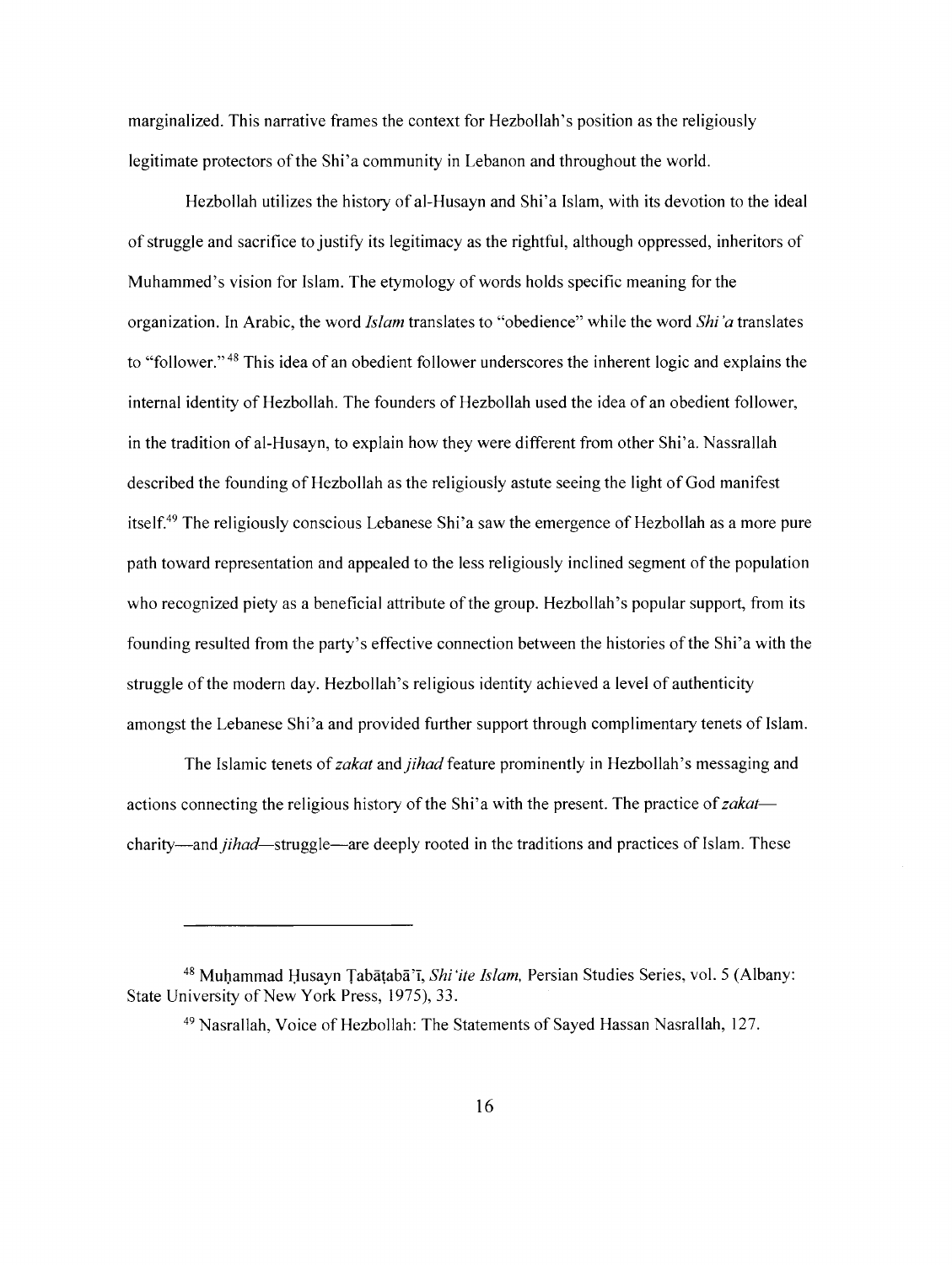marginalized. This narrative frames the context for Hezbollah's position as the religiously legitimate protectors of the Shi'a community in Lebanon and throughout the world.

Hezbollah utilizes the history of al-Husayn and Shi'a Islam, with its devotion to the ideal of struggle and sacrifice to justify its legitimacy as the rightful, although oppressed, inheritors of Muhammed's vision for Islam. The etymology of words holds specific meaning for the organization. In Arabic, the word *Islam* translates to "obedience" while the word *Shi'a* translates to "follower."[48] This idea of an obedient follower underscores the inherent logic and explains the internal identity of Hezbollah. The founders of Hezbollah used the idea of an obedient follower, in the tradition of al-Husayn, to explain how they were different from other Shi'a. Nassrallah described the founding of Hezbollah as the religiously astute seeing the light of God manifest itself.[49] The religiously conscious Lebanese Shi'a saw the emergence of Hezbollah as a more pure path toward representation and appealed to the less religiously inclined segment of the population who recognized piety as a beneficial attribute of the group. Hezbollah's popular support, from its founding resulted from the party's effective connection between the histories of the Shi'a with the struggle of the modern day. Hezbollah's religious identity achieved a level of authenticity amongst the Lebanese Shi'a and provided further support through complimentary tenets of Islam.

The Islamic tenets of *zakat* and *jihad* feature prominently in Hezbollah's messaging and actions connecting the religious history of the Shi'a with the present. The practice of *zakat*—charity—and *jihad*—struggle—are deeply rooted in the traditions and practices of Islam. These

---

[48] Muḥammad Ḥusayn Ṭabāṭabā'ī, *Shi'ite Islam,* Persian Studies Series, vol. 5 (Albany: State University of New York Press, 1975), 33.

[49] Nasrallah, Voice of Hezbollah: The Statements of Sayed Hassan Nasrallah, 127.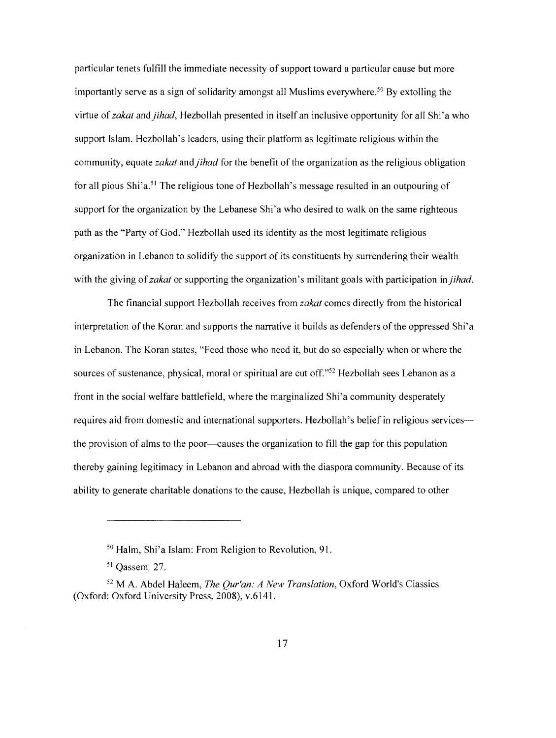particular tenets fulfill the immediate necessity of support toward a particular cause but more importantly serve as a sign of solidarity amongst all Muslims everywhere.[50] By extolling the virtue of *zakat* and *jihad*, Hezbollah presented in itself an inclusive opportunity for all Shi'a who support Islam. Hezbollah's leaders, using their platform as legitimate religious within the community, equate *zakat* and *jihad* for the benefit of the organization as the religious obligation for all pious Shi'a.[51] The religious tone of Hezbollah's message resulted in an outpouring of support for the organization by the Lebanese Shi'a who desired to walk on the same righteous path as the "Party of God." Hezbollah used its identity as the most legitimate religious organization in Lebanon to solidify the support of its constituents by surrendering their wealth with the giving of *zakat* or supporting the organization's militant goals with participation in *jihad*.

The financial support Hezbollah receives from *zakat* comes directly from the historical interpretation of the Koran and supports the narrative it builds as defenders of the oppressed Shi'a in Lebanon. The Koran states, "Feed those who need it, but do so especially when or where the sources of sustenance, physical, moral or spiritual are cut off."[52] Hezbollah sees Lebanon as a front in the social welfare battlefield, where the marginalized Shi'a community desperately requires aid from domestic and international supporters. Hezbollah's belief in religious services—the provision of alms to the poor—causes the organization to fill the gap for this population thereby gaining legitimacy in Lebanon and abroad with the diaspora community. Because of its ability to generate charitable donations to the cause, Hezbollah is unique, compared to other

---

[50] Halm, Shi'a Islam: From Religion to Revolution, 91.

[51] Qassem, 27.

[52] M A. Abdel Haleem, *The Qur'an: A New Translation*, Oxford World's Classics (Oxford: Oxford University Press, 2008), v.6141.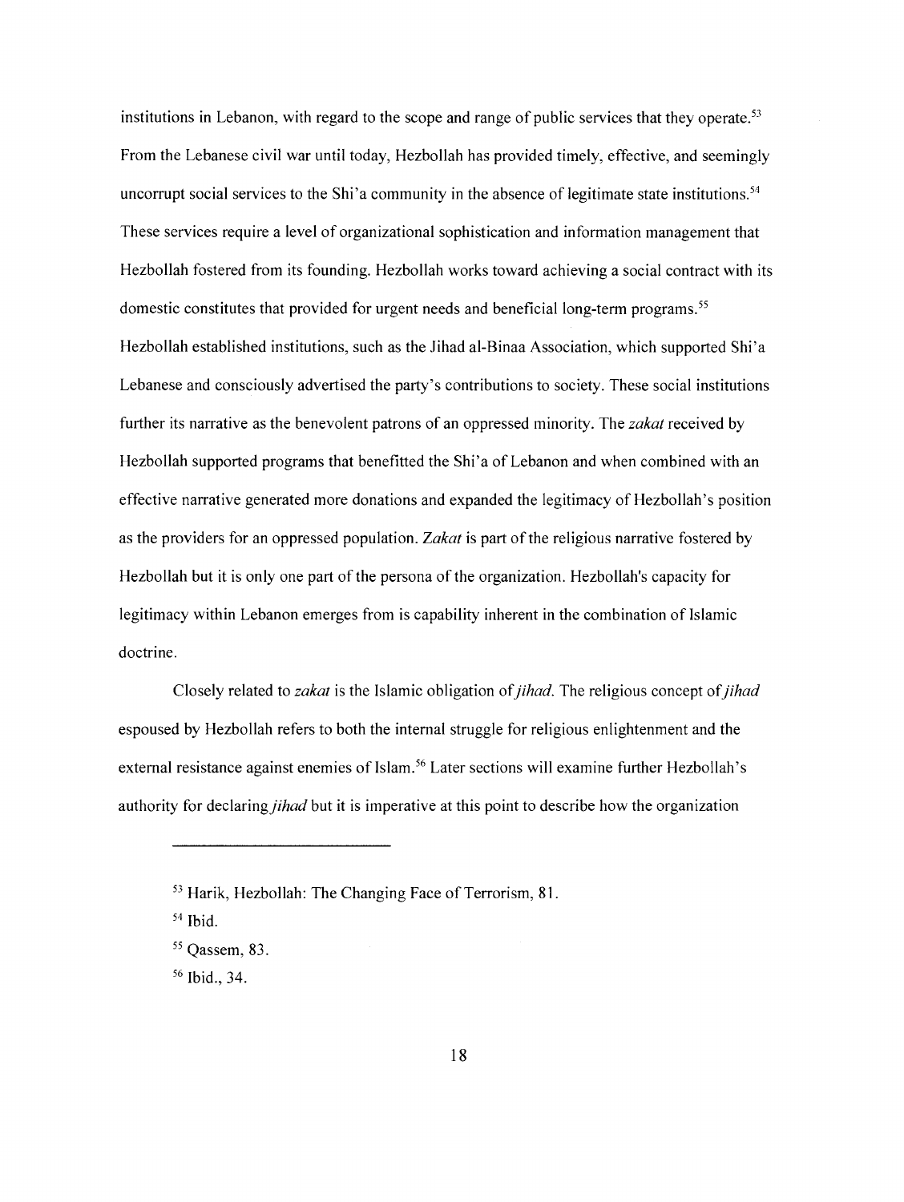institutions in Lebanon, with regard to the scope and range of public services that they operate.[53] From the Lebanese civil war until today, Hezbollah has provided timely, effective, and seemingly uncorrupt social services to the Shi'a community in the absence of legitimate state institutions.[54] These services require a level of organizational sophistication and information management that Hezbollah fostered from its founding. Hezbollah works toward achieving a social contract with its domestic constitutes that provided for urgent needs and beneficial long-term programs.[55] Hezbollah established institutions, such as the Jihad al-Binaa Association, which supported Shi'a Lebanese and consciously advertised the party's contributions to society. These social institutions further its narrative as the benevolent patrons of an oppressed minority. The *zakat* received by Hezbollah supported programs that benefitted the Shi'a of Lebanon and when combined with an effective narrative generated more donations and expanded the legitimacy of Hezbollah's position as the providers for an oppressed population. *Zakat* is part of the religious narrative fostered by Hezbollah but it is only one part of the persona of the organization. Hezbollah's capacity for legitimacy within Lebanon emerges from is capability inherent in the combination of Islamic doctrine.

Closely related to *zakat* is the Islamic obligation of *jihad*. The religious concept of *jihad* espoused by Hezbollah refers to both the internal struggle for religious enlightenment and the external resistance against enemies of Islam.[56] Later sections will examine further Hezbollah's authority for declaring *jihad* but it is imperative at this point to describe how the organization

---

[53] Harik, Hezbollah: The Changing Face of Terrorism, 81.

[54] Ibid.

[55] Qassem, 83.

[56] Ibid., 34.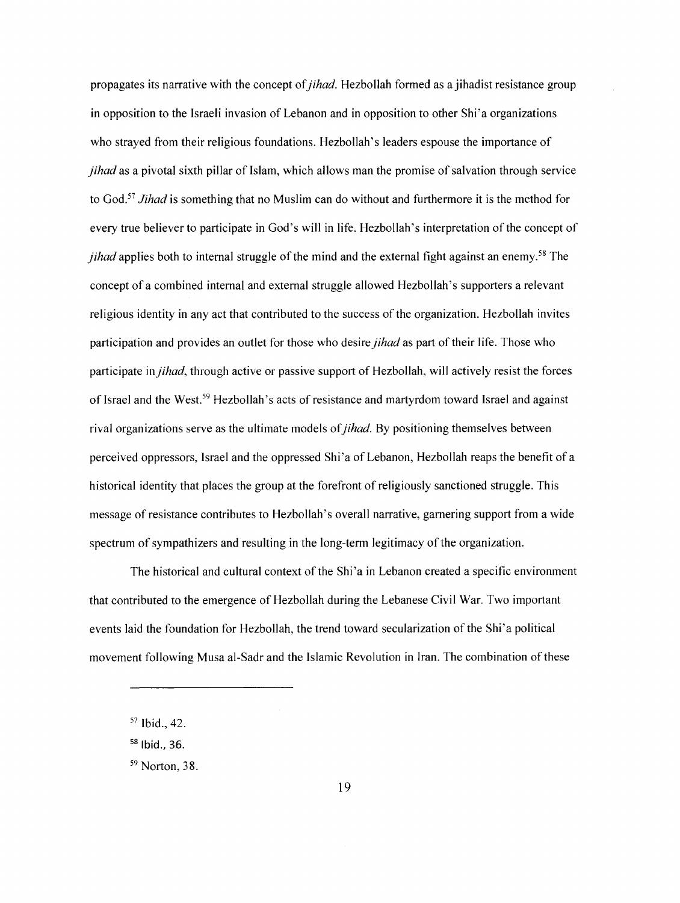propagates its narrative with the concept of *jihad*. Hezbollah formed as a jihadist resistance group in opposition to the Israeli invasion of Lebanon and in opposition to other Shi'a organizations who strayed from their religious foundations. Hezbollah's leaders espouse the importance of *jihad* as a pivotal sixth pillar of Islam, which allows man the promise of salvation through service to God.[57] *Jihad* is something that no Muslim can do without and furthermore it is the method for every true believer to participate in God's will in life. Hezbollah's interpretation of the concept of *jihad* applies both to internal struggle of the mind and the external fight against an enemy.[58] The concept of a combined internal and external struggle allowed Hezbollah's supporters a relevant religious identity in any act that contributed to the success of the organization. Hezbollah invites participation and provides an outlet for those who desire *jihad* as part of their life. Those who participate in *jihad*, through active or passive support of Hezbollah, will actively resist the forces of Israel and the West.[59] Hezbollah's acts of resistance and martyrdom toward Israel and against rival organizations serve as the ultimate models of *jihad*. By positioning themselves between perceived oppressors, Israel and the oppressed Shi'a of Lebanon, Hezbollah reaps the benefit of a historical identity that places the group at the forefront of religiously sanctioned struggle. This message of resistance contributes to Hezbollah's overall narrative, garnering support from a wide spectrum of sympathizers and resulting in the long-term legitimacy of the organization.

The historical and cultural context of the Shi'a in Lebanon created a specific environment that contributed to the emergence of Hezbollah during the Lebanese Civil War. Two important events laid the foundation for Hezbollah, the trend toward secularization of the Shi'a political movement following Musa al-Sadr and the Islamic Revolution in Iran. The combination of these

---

[57] Ibid., 42.

[58] Ibid., 36.

[59] Norton, 38.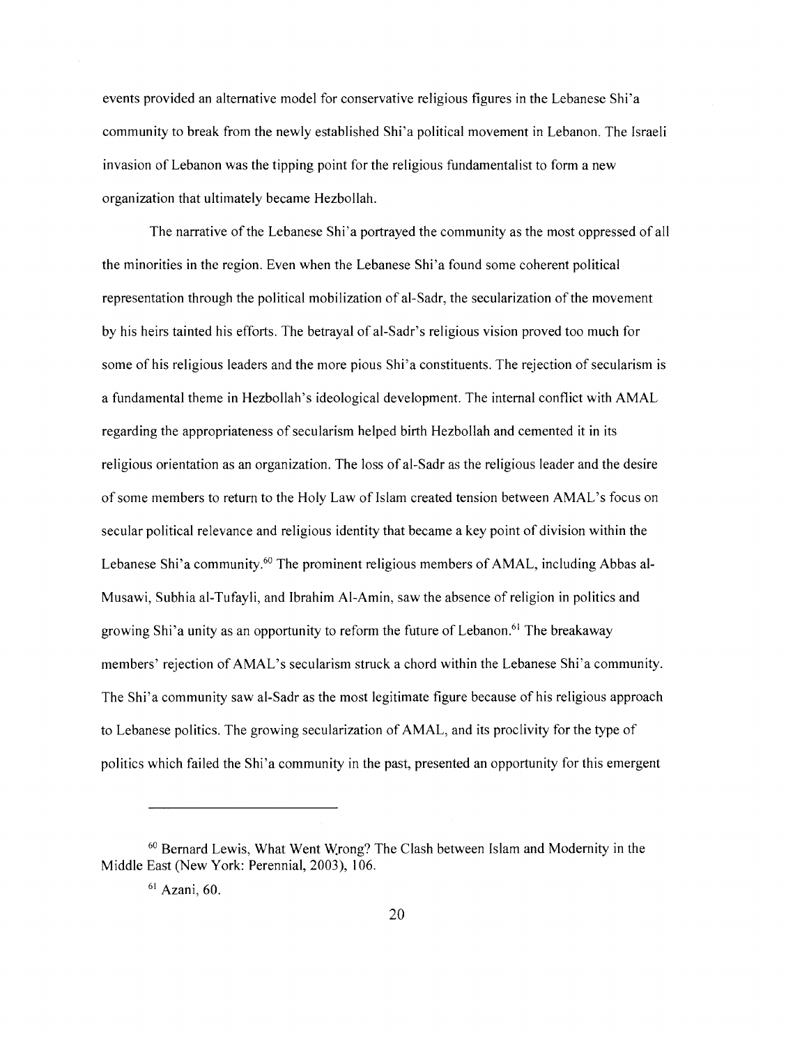events provided an alternative model for conservative religious figures in the Lebanese Shi'a community to break from the newly established Shi'a political movement in Lebanon. The Israeli invasion of Lebanon was the tipping point for the religious fundamentalist to form a new organization that ultimately became Hezbollah.

The narrative of the Lebanese Shi'a portrayed the community as the most oppressed of all the minorities in the region. Even when the Lebanese Shi'a found some coherent political representation through the political mobilization of al-Sadr, the secularization of the movement by his heirs tainted his efforts. The betrayal of al-Sadr's religious vision proved too much for some of his religious leaders and the more pious Shi'a constituents. The rejection of secularism is a fundamental theme in Hezbollah's ideological development. The internal conflict with AMAL regarding the appropriateness of secularism helped birth Hezbollah and cemented it in its religious orientation as an organization. The loss of al-Sadr as the religious leader and the desire of some members to return to the Holy Law of Islam created tension between AMAL's focus on secular political relevance and religious identity that became a key point of division within the Lebanese Shi'a community.[60] The prominent religious members of AMAL, including Abbas al-Musawi, Subhia al-Tufayli, and Ibrahim Al-Amin, saw the absence of religion in politics and growing Shi'a unity as an opportunity to reform the future of Lebanon.[61] The breakaway members' rejection of AMAL's secularism struck a chord within the Lebanese Shi'a community. The Shi'a community saw al-Sadr as the most legitimate figure because of his religious approach to Lebanese politics. The growing secularization of AMAL, and its proclivity for the type of politics which failed the Shi'a community in the past, presented an opportunity for this emergent

---

[60] Bernard Lewis, What Went Wrong? The Clash between Islam and Modernity in the Middle East (New York: Perennial, 2003), 106.

[61] Azani, 60.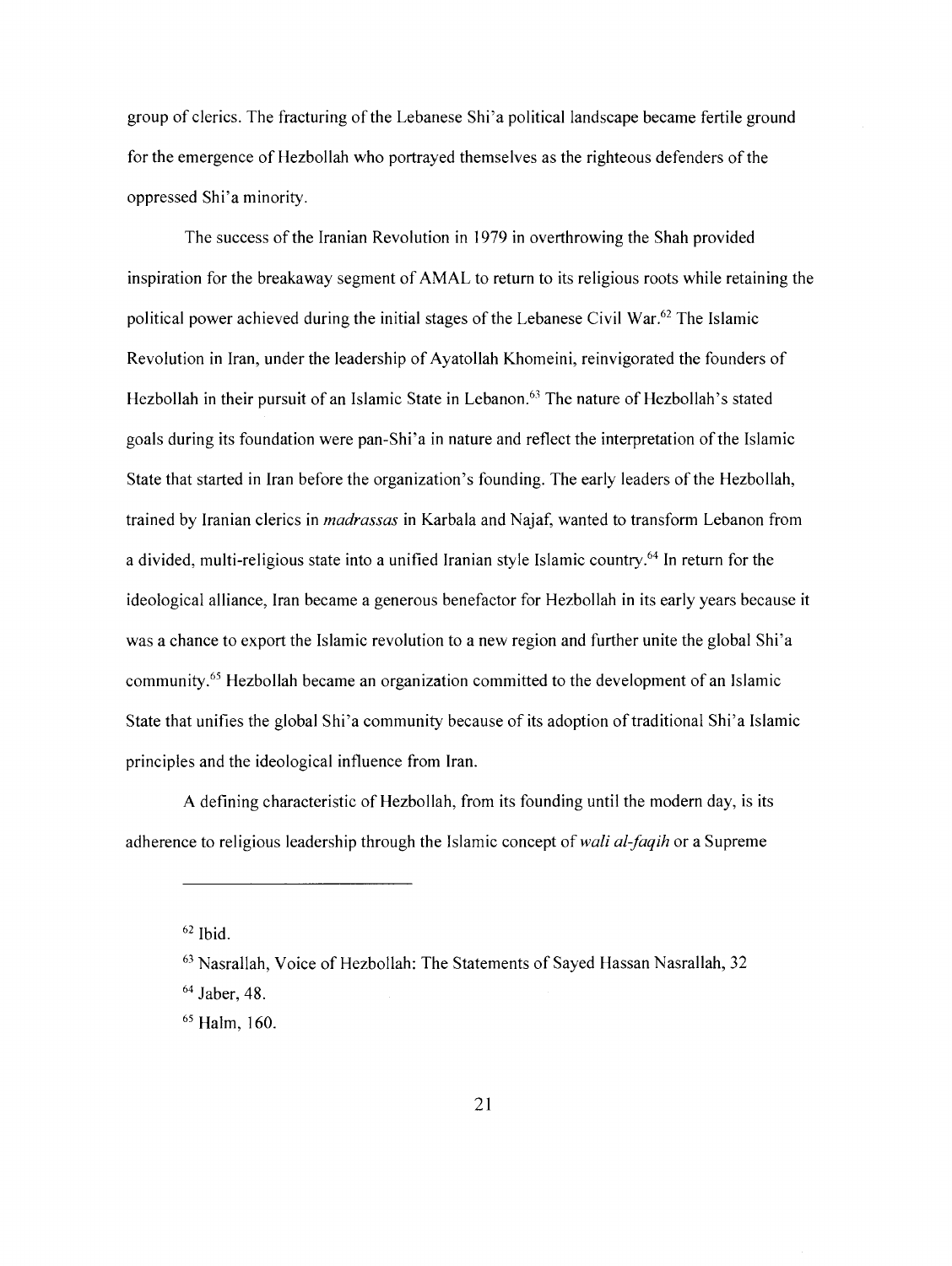group of clerics. The fracturing of the Lebanese Shi'a political landscape became fertile ground for the emergence of Hezbollah who portrayed themselves as the righteous defenders of the oppressed Shi'a minority.

The success of the Iranian Revolution in 1979 in overthrowing the Shah provided inspiration for the breakaway segment of AMAL to return to its religious roots while retaining the political power achieved during the initial stages of the Lebanese Civil War.[62] The Islamic Revolution in Iran, under the leadership of Ayatollah Khomeini, reinvigorated the founders of Hezbollah in their pursuit of an Islamic State in Lebanon.[63] The nature of Hezbollah's stated goals during its foundation were pan-Shi'a in nature and reflect the interpretation of the Islamic State that started in Iran before the organization's founding. The early leaders of the Hezbollah, trained by Iranian clerics in *madrassas* in Karbala and Najaf, wanted to transform Lebanon from a divided, multi-religious state into a unified Iranian style Islamic country.[64] In return for the ideological alliance, Iran became a generous benefactor for Hezbollah in its early years because it was a chance to export the Islamic revolution to a new region and further unite the global Shi'a community.[65] Hezbollah became an organization committed to the development of an Islamic State that unifies the global Shi'a community because of its adoption of traditional Shi'a Islamic principles and the ideological influence from Iran.

A defining characteristic of Hezbollah, from its founding until the modern day, is its adherence to religious leadership through the Islamic concept of *wali al-faqih* or a Supreme

---

[62] Ibid.

[63] Nasrallah, Voice of Hezbollah: The Statements of Sayed Hassan Nasrallah, 32

[64] Jaber, 48.

[65] Halm, 160.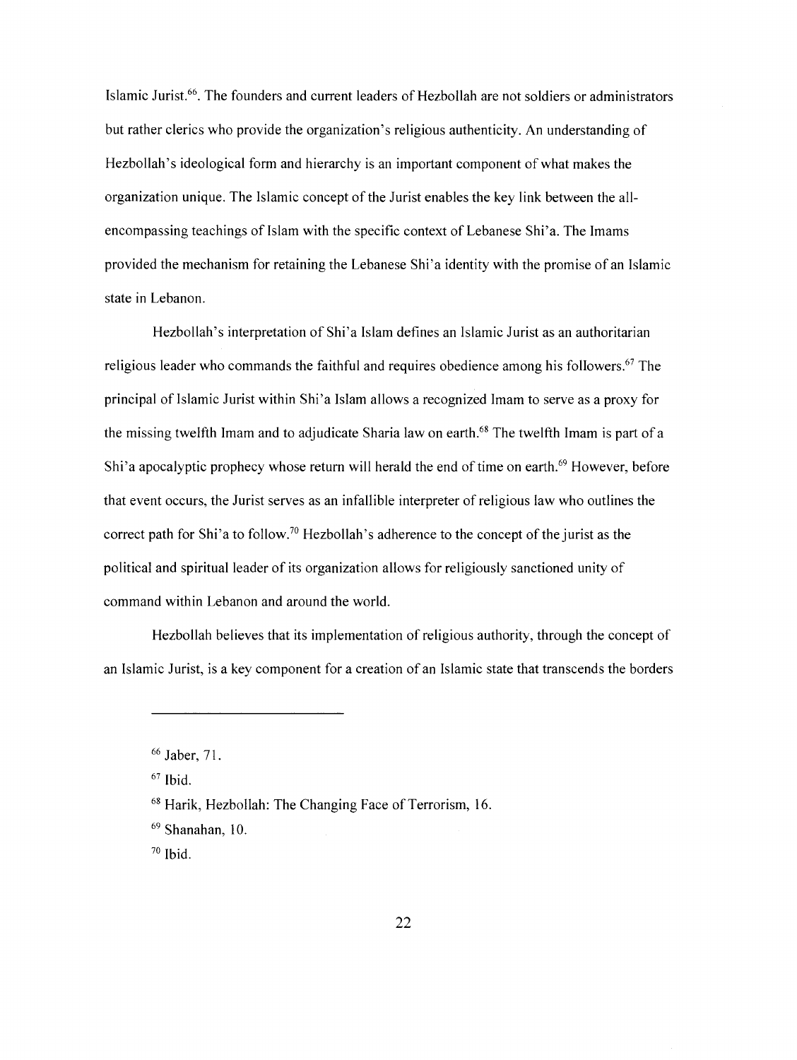Islamic Jurist.[66]. The founders and current leaders of Hezbollah are not soldiers or administrators but rather clerics who provide the organization's religious authenticity. An understanding of Hezbollah's ideological form and hierarchy is an important component of what makes the organization unique. The Islamic concept of the Jurist enables the key link between the all-encompassing teachings of Islam with the specific context of Lebanese Shi'a. The Imams provided the mechanism for retaining the Lebanese Shi'a identity with the promise of an Islamic state in Lebanon.

Hezbollah's interpretation of Shi'a Islam defines an Islamic Jurist as an authoritarian religious leader who commands the faithful and requires obedience among his followers.[67] The principal of Islamic Jurist within Shi'a Islam allows a recognized Imam to serve as a proxy for the missing twelfth Imam and to adjudicate Sharia law on earth.[68] The twelfth Imam is part of a Shi'a apocalyptic prophecy whose return will herald the end of time on earth.[69] However, before that event occurs, the Jurist serves as an infallible interpreter of religious law who outlines the correct path for Shi'a to follow.[70] Hezbollah's adherence to the concept of the jurist as the political and spiritual leader of its organization allows for religiously sanctioned unity of command within Lebanon and around the world.

Hezbollah believes that its implementation of religious authority, through the concept of an Islamic Jurist, is a key component for a creation of an Islamic state that transcends the borders

---

[66] Jaber, 71.

[67] Ibid.

[68] Harik, Hezbollah: The Changing Face of Terrorism, 16.

[69] Shanahan, 10.

[70] Ibid.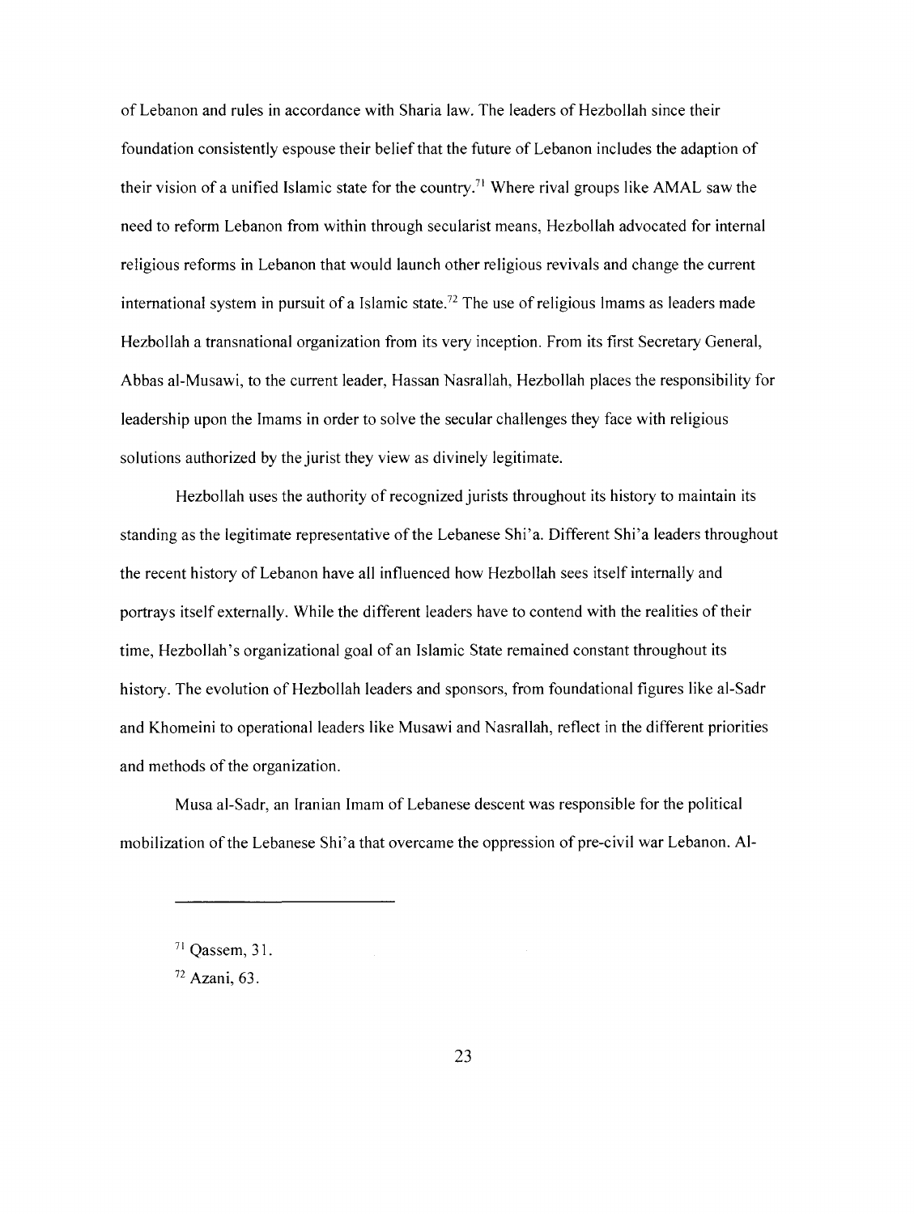of Lebanon and rules in accordance with Sharia law. The leaders of Hezbollah since their foundation consistently espouse their belief that the future of Lebanon includes the adaption of their vision of a unified Islamic state for the country.[71] Where rival groups like AMAL saw the need to reform Lebanon from within through secularist means, Hezbollah advocated for internal religious reforms in Lebanon that would launch other religious revivals and change the current international system in pursuit of a Islamic state.[72] The use of religious Imams as leaders made Hezbollah a transnational organization from its very inception. From its first Secretary General, Abbas al-Musawi, to the current leader, Hassan Nasrallah, Hezbollah places the responsibility for leadership upon the Imams in order to solve the secular challenges they face with religious solutions authorized by the jurist they view as divinely legitimate.

Hezbollah uses the authority of recognized jurists throughout its history to maintain its standing as the legitimate representative of the Lebanese Shi'a. Different Shi'a leaders throughout the recent history of Lebanon have all influenced how Hezbollah sees itself internally and portrays itself externally. While the different leaders have to contend with the realities of their time, Hezbollah's organizational goal of an Islamic State remained constant throughout its history. The evolution of Hezbollah leaders and sponsors, from foundational figures like al-Sadr and Khomeini to operational leaders like Musawi and Nasrallah, reflect in the different priorities and methods of the organization.

Musa al-Sadr, an Iranian Imam of Lebanese descent was responsible for the political mobilization of the Lebanese Shi'a that overcame the oppression of pre-civil war Lebanon. Al-

---

[71] Qassem, 31.

[72] Azani, 63.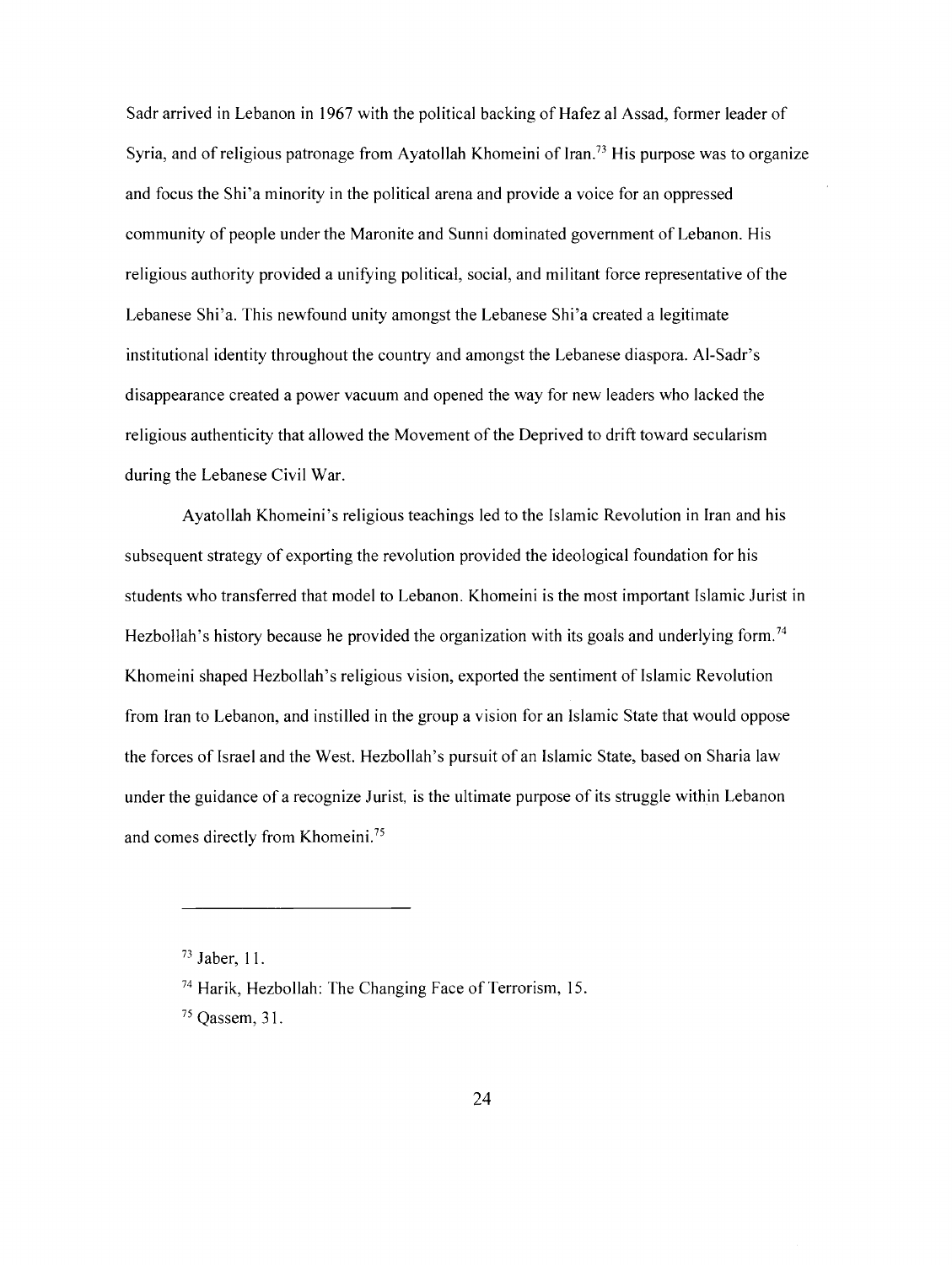Sadr arrived in Lebanon in 1967 with the political backing of Hafez al Assad, former leader of Syria, and of religious patronage from Ayatollah Khomeini of Iran.[73] His purpose was to organize and focus the Shi'a minority in the political arena and provide a voice for an oppressed community of people under the Maronite and Sunni dominated government of Lebanon. His religious authority provided a unifying political, social, and militant force representative of the Lebanese Shi'a. This newfound unity amongst the Lebanese Shi'a created a legitimate institutional identity throughout the country and amongst the Lebanese diaspora. Al-Sadr's disappearance created a power vacuum and opened the way for new leaders who lacked the religious authenticity that allowed the Movement of the Deprived to drift toward secularism during the Lebanese Civil War.

Ayatollah Khomeini's religious teachings led to the Islamic Revolution in Iran and his subsequent strategy of exporting the revolution provided the ideological foundation for his students who transferred that model to Lebanon. Khomeini is the most important Islamic Jurist in Hezbollah's history because he provided the organization with its goals and underlying form.[74] Khomeini shaped Hezbollah's religious vision, exported the sentiment of Islamic Revolution from Iran to Lebanon, and instilled in the group a vision for an Islamic State that would oppose the forces of Israel and the West. Hezbollah's pursuit of an Islamic State, based on Sharia law under the guidance of a recognize Jurist, is the ultimate purpose of its struggle within Lebanon and comes directly from Khomeini.[75]

---

[73] Jaber, 11.

[74] Harik, Hezbollah: The Changing Face of Terrorism, 15.

[75] Qassem, 31.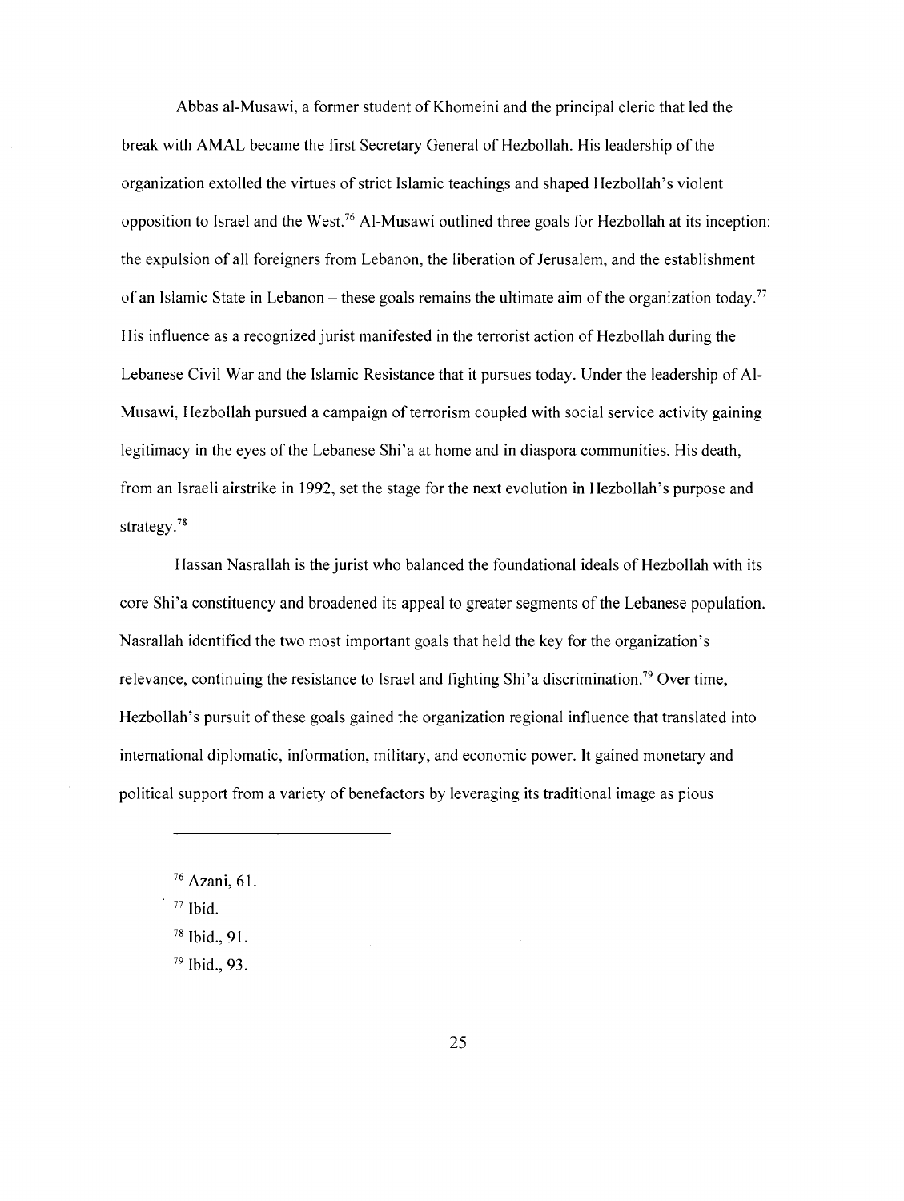Abbas al-Musawi, a former student of Khomeini and the principal cleric that led the break with AMAL became the first Secretary General of Hezbollah. His leadership of the organization extolled the virtues of strict Islamic teachings and shaped Hezbollah's violent opposition to Israel and the West.[76] Al-Musawi outlined three goals for Hezbollah at its inception: the expulsion of all foreigners from Lebanon, the liberation of Jerusalem, and the establishment of an Islamic State in Lebanon – these goals remains the ultimate aim of the organization today.[77] His influence as a recognized jurist manifested in the terrorist action of Hezbollah during the Lebanese Civil War and the Islamic Resistance that it pursues today. Under the leadership of Al-Musawi, Hezbollah pursued a campaign of terrorism coupled with social service activity gaining legitimacy in the eyes of the Lebanese Shi'a at home and in diaspora communities. His death, from an Israeli airstrike in 1992, set the stage for the next evolution in Hezbollah's purpose and strategy.[78]

Hassan Nasrallah is the jurist who balanced the foundational ideals of Hezbollah with its core Shi'a constituency and broadened its appeal to greater segments of the Lebanese population. Nasrallah identified the two most important goals that held the key for the organization's relevance, continuing the resistance to Israel and fighting Shi'a discrimination.[79] Over time, Hezbollah's pursuit of these goals gained the organization regional influence that translated into international diplomatic, information, military, and economic power. It gained monetary and political support from a variety of benefactors by leveraging its traditional image as pious

---

[76] Azani, 61.

[77] Ibid.

[78] Ibid., 91.

[79] Ibid., 93.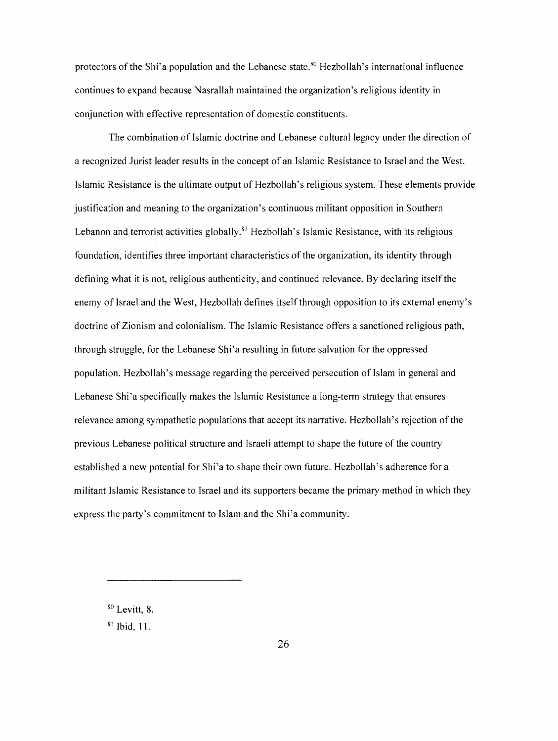protectors of the Shi'a population and the Lebanese state.[80] Hezbollah's international influence continues to expand because Nasrallah maintained the organization's religious identity in conjunction with effective representation of domestic constituents.

The combination of Islamic doctrine and Lebanese cultural legacy under the direction of a recognized Jurist leader results in the concept of an Islamic Resistance to Israel and the West. Islamic Resistance is the ultimate output of Hezbollah's religious system. These elements provide justification and meaning to the organization's continuous militant opposition in Southern Lebanon and terrorist activities globally.[81] Hezbollah's Islamic Resistance, with its religious foundation, identifies three important characteristics of the organization, its identity through defining what it is not, religious authenticity, and continued relevance. By declaring itself the enemy of Israel and the West, Hezbollah defines itself through opposition to its external enemy's doctrine of Zionism and colonialism. The Islamic Resistance offers a sanctioned religious path, through struggle, for the Lebanese Shi'a resulting in future salvation for the oppressed population. Hezbollah's message regarding the perceived persecution of Islam in general and Lebanese Shi'a specifically makes the Islamic Resistance a long-term strategy that ensures relevance among sympathetic populations that accept its narrative. Hezbollah's rejection of the previous Lebanese political structure and Israeli attempt to shape the future of the country established a new potential for Shi'a to shape their own future. Hezbollah's adherence for a militant Islamic Resistance to Israel and its supporters became the primary method in which they express the party's commitment to Islam and the Shi'a community.

---

[80] Levitt, 8.

[81] Ibid, 11.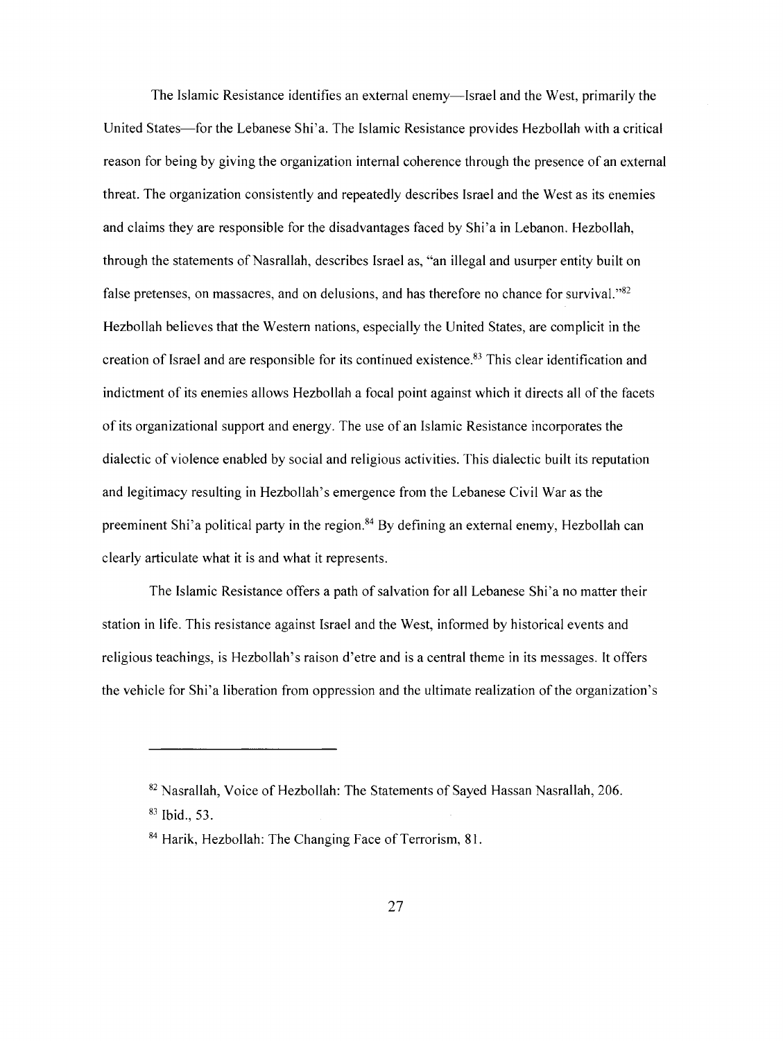The Islamic Resistance identifies an external enemy—Israel and the West, primarily the United States—for the Lebanese Shi'a. The Islamic Resistance provides Hezbollah with a critical reason for being by giving the organization internal coherence through the presence of an external threat. The organization consistently and repeatedly describes Israel and the West as its enemies and claims they are responsible for the disadvantages faced by Shi'a in Lebanon. Hezbollah, through the statements of Nasrallah, describes Israel as, "an illegal and usurper entity built on false pretenses, on massacres, and on delusions, and has therefore no chance for survival."[82] Hezbollah believes that the Western nations, especially the United States, are complicit in the creation of Israel and are responsible for its continued existence.[83] This clear identification and indictment of its enemies allows Hezbollah a focal point against which it directs all of the facets of its organizational support and energy. The use of an Islamic Resistance incorporates the dialectic of violence enabled by social and religious activities. This dialectic built its reputation and legitimacy resulting in Hezbollah's emergence from the Lebanese Civil War as the preeminent Shi'a political party in the region.[84] By defining an external enemy, Hezbollah can clearly articulate what it is and what it represents.

The Islamic Resistance offers a path of salvation for all Lebanese Shi'a no matter their station in life. This resistance against Israel and the West, informed by historical events and religious teachings, is Hezbollah's raison d'etre and is a central theme in its messages. It offers the vehicle for Shi'a liberation from oppression and the ultimate realization of the organization's

---

[82] Nasrallah, Voice of Hezbollah: The Statements of Sayed Hassan Nasrallah, 206.

[83] Ibid., 53.

[84] Harik, Hezbollah: The Changing Face of Terrorism, 81.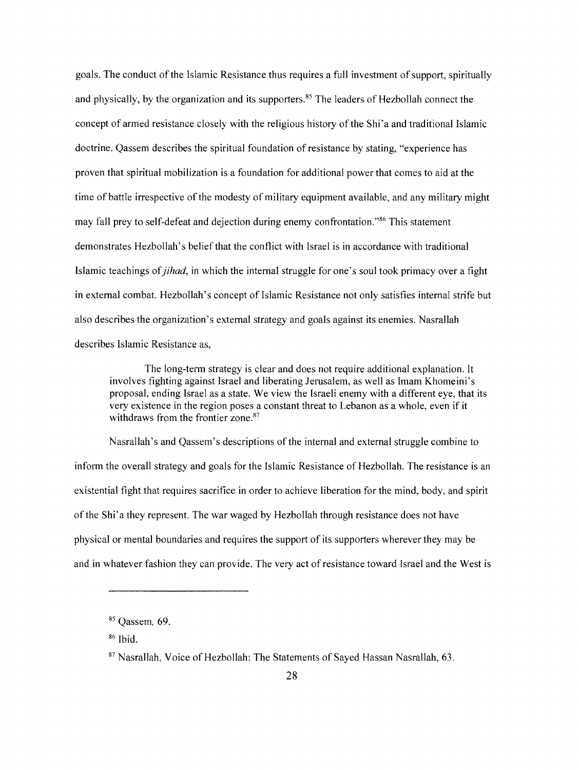goals. The conduct of the Islamic Resistance thus requires a full investment of support, spiritually and physically, by the organization and its supporters.[85] The leaders of Hezbollah connect the concept of armed resistance closely with the religious history of the Shi'a and traditional Islamic doctrine. Qassem describes the spiritual foundation of resistance by stating, "experience has proven that spiritual mobilization is a foundation for additional power that comes to aid at the time of battle irrespective of the modesty of military equipment available, and any military might may fall prey to self-defeat and dejection during enemy confrontation."[86] This statement demonstrates Hezbollah's belief that the conflict with Israel is in accordance with traditional Islamic teachings of *jihad*, in which the internal struggle for one's soul took primacy over a fight in external combat. Hezbollah's concept of Islamic Resistance not only satisfies internal strife but also describes the organization's external strategy and goals against its enemies. Nasrallah describes Islamic Resistance as,

> The long-term strategy is clear and does not require additional explanation. It involves fighting against Israel and liberating Jerusalem, as well as Imam Khomeini's proposal, ending Israel as a state. We view the Israeli enemy with a different eye, that its very existence in the region poses a constant threat to Lebanon as a whole, even if it withdraws from the frontier zone.[87]

Nasrallah's and Qassem's descriptions of the internal and external struggle combine to inform the overall strategy and goals for the Islamic Resistance of Hezbollah. The resistance is an existential fight that requires sacrifice in order to achieve liberation for the mind, body, and spirit of the Shi'a they represent. The war waged by Hezbollah through resistance does not have physical or mental boundaries and requires the support of its supporters wherever they may be and in whatever fashion they can provide. The very act of resistance toward Israel and the West is

---

[85] Qassem, 69.

[86] Ibid.

[87] Nasrallah, Voice of Hezbollah: The Statements of Sayed Hassan Nasrallah, 63.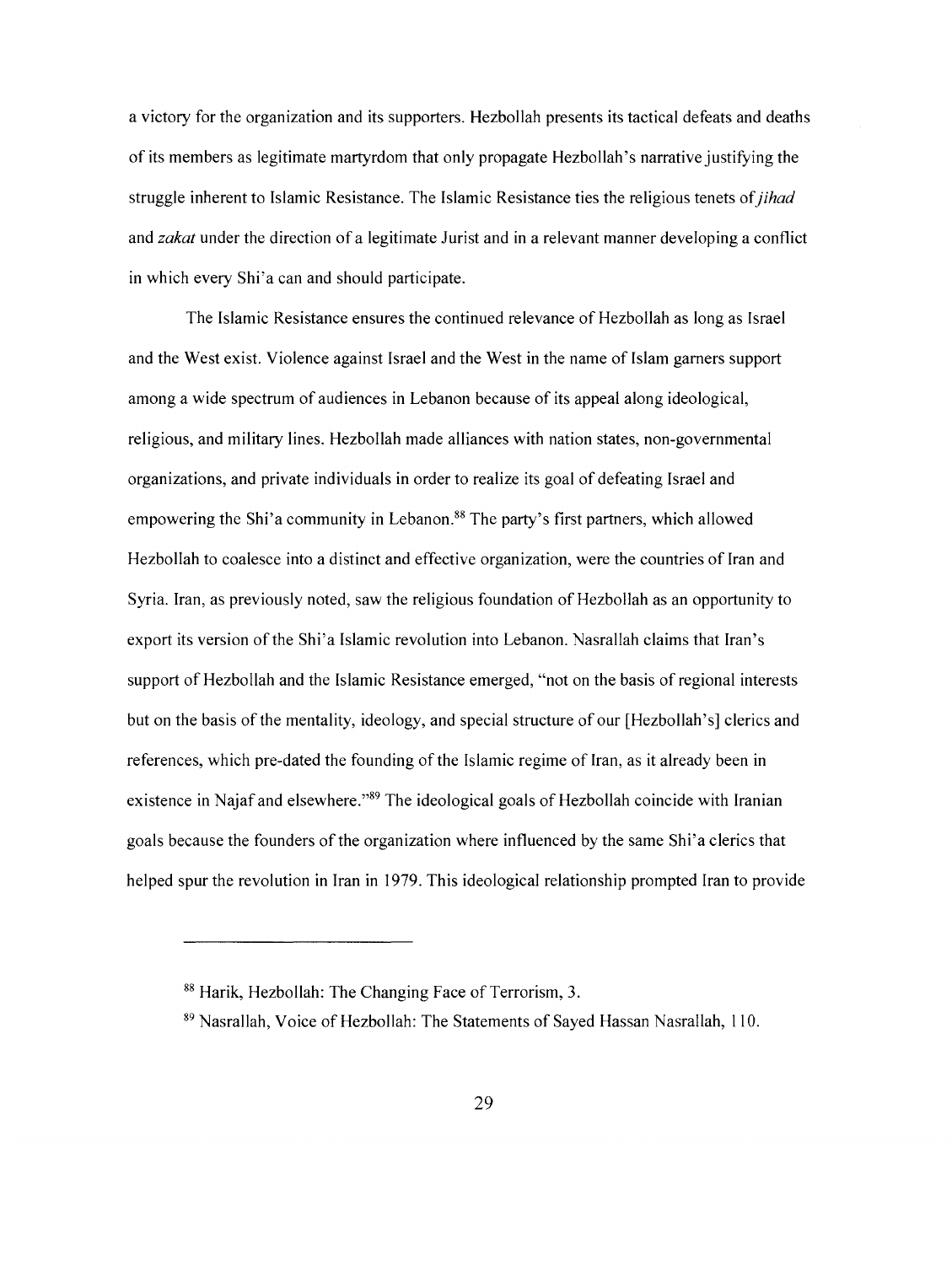a victory for the organization and its supporters. Hezbollah presents its tactical defeats and deaths of its members as legitimate martyrdom that only propagate Hezbollah's narrative justifying the struggle inherent to Islamic Resistance. The Islamic Resistance ties the religious tenets of *jihad* and *zakat* under the direction of a legitimate Jurist and in a relevant manner developing a conflict in which every Shi'a can and should participate.

The Islamic Resistance ensures the continued relevance of Hezbollah as long as Israel and the West exist. Violence against Israel and the West in the name of Islam garners support among a wide spectrum of audiences in Lebanon because of its appeal along ideological, religious, and military lines. Hezbollah made alliances with nation states, non-governmental organizations, and private individuals in order to realize its goal of defeating Israel and empowering the Shi'a community in Lebanon.[88] The party's first partners, which allowed Hezbollah to coalesce into a distinct and effective organization, were the countries of Iran and Syria. Iran, as previously noted, saw the religious foundation of Hezbollah as an opportunity to export its version of the Shi'a Islamic revolution into Lebanon. Nasrallah claims that Iran's support of Hezbollah and the Islamic Resistance emerged, "not on the basis of regional interests but on the basis of the mentality, ideology, and special structure of our [Hezbollah's] clerics and references, which pre-dated the founding of the Islamic regime of Iran, as it already been in existence in Najaf and elsewhere."[89] The ideological goals of Hezbollah coincide with Iranian goals because the founders of the organization where influenced by the same Shi'a clerics that helped spur the revolution in Iran in 1979. This ideological relationship prompted Iran to provide

---

[88] Harik, Hezbollah: The Changing Face of Terrorism, 3.

[89] Nasrallah, Voice of Hezbollah: The Statements of Sayed Hassan Nasrallah, 110.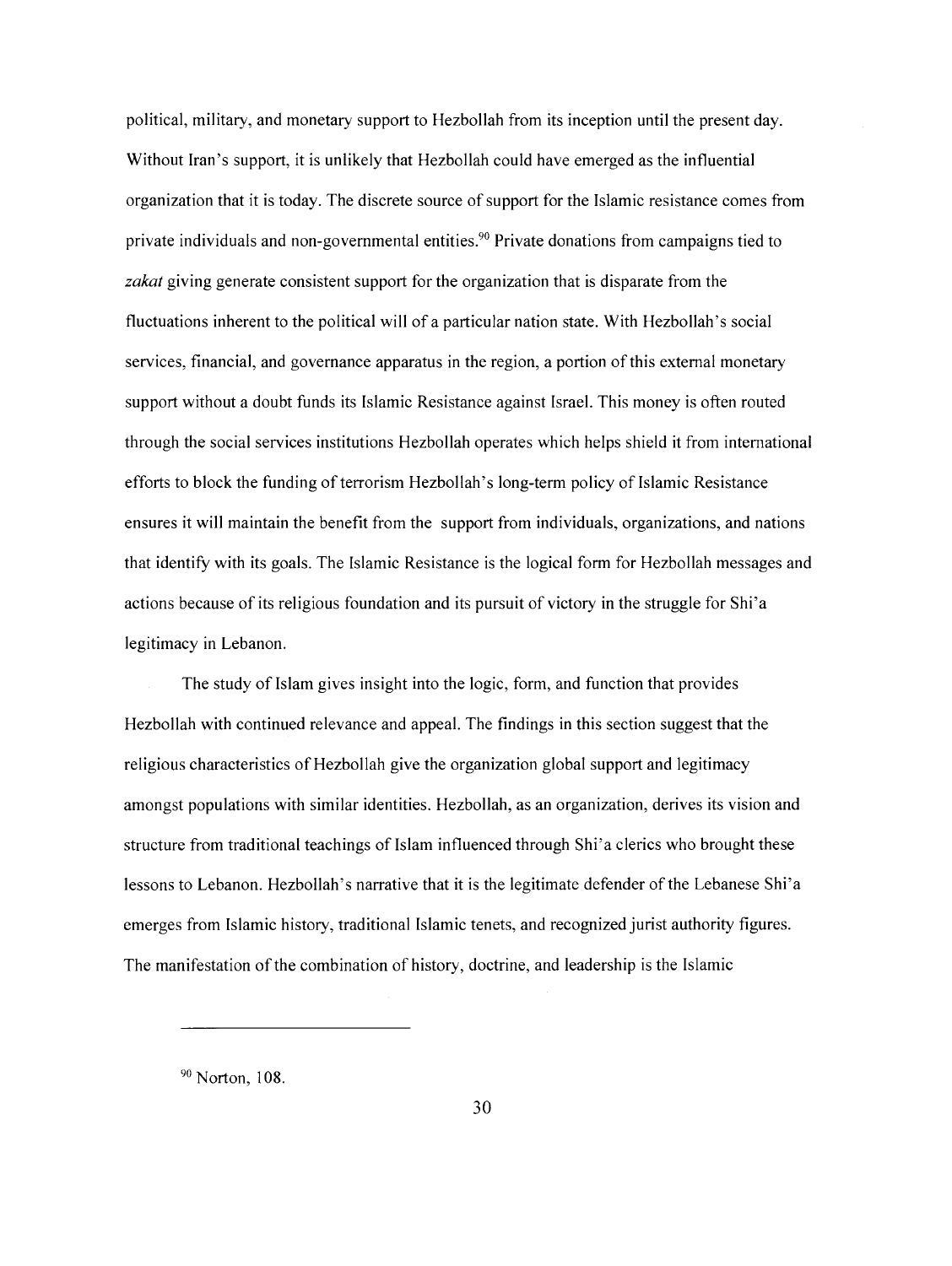political, military, and monetary support to Hezbollah from its inception until the present day. Without Iran's support, it is unlikely that Hezbollah could have emerged as the influential organization that it is today. The discrete source of support for the Islamic resistance comes from private individuals and non-governmental entities.[90] Private donations from campaigns tied to *zakat* giving generate consistent support for the organization that is disparate from the fluctuations inherent to the political will of a particular nation state. With Hezbollah's social services, financial, and governance apparatus in the region, a portion of this external monetary support without a doubt funds its Islamic Resistance against Israel. This money is often routed through the social services institutions Hezbollah operates which helps shield it from international efforts to block the funding of terrorism Hezbollah's long-term policy of Islamic Resistance ensures it will maintain the benefit from the support from individuals, organizations, and nations that identify with its goals. The Islamic Resistance is the logical form for Hezbollah messages and actions because of its religious foundation and its pursuit of victory in the struggle for Shi'a legitimacy in Lebanon.

The study of Islam gives insight into the logic, form, and function that provides Hezbollah with continued relevance and appeal. The findings in this section suggest that the religious characteristics of Hezbollah give the organization global support and legitimacy amongst populations with similar identities. Hezbollah, as an organization, derives its vision and structure from traditional teachings of Islam influenced through Shi'a clerics who brought these lessons to Lebanon. Hezbollah's narrative that it is the legitimate defender of the Lebanese Shi'a emerges from Islamic history, traditional Islamic tenets, and recognized jurist authority figures. The manifestation of the combination of history, doctrine, and leadership is the Islamic

---

[90] Norton, 108.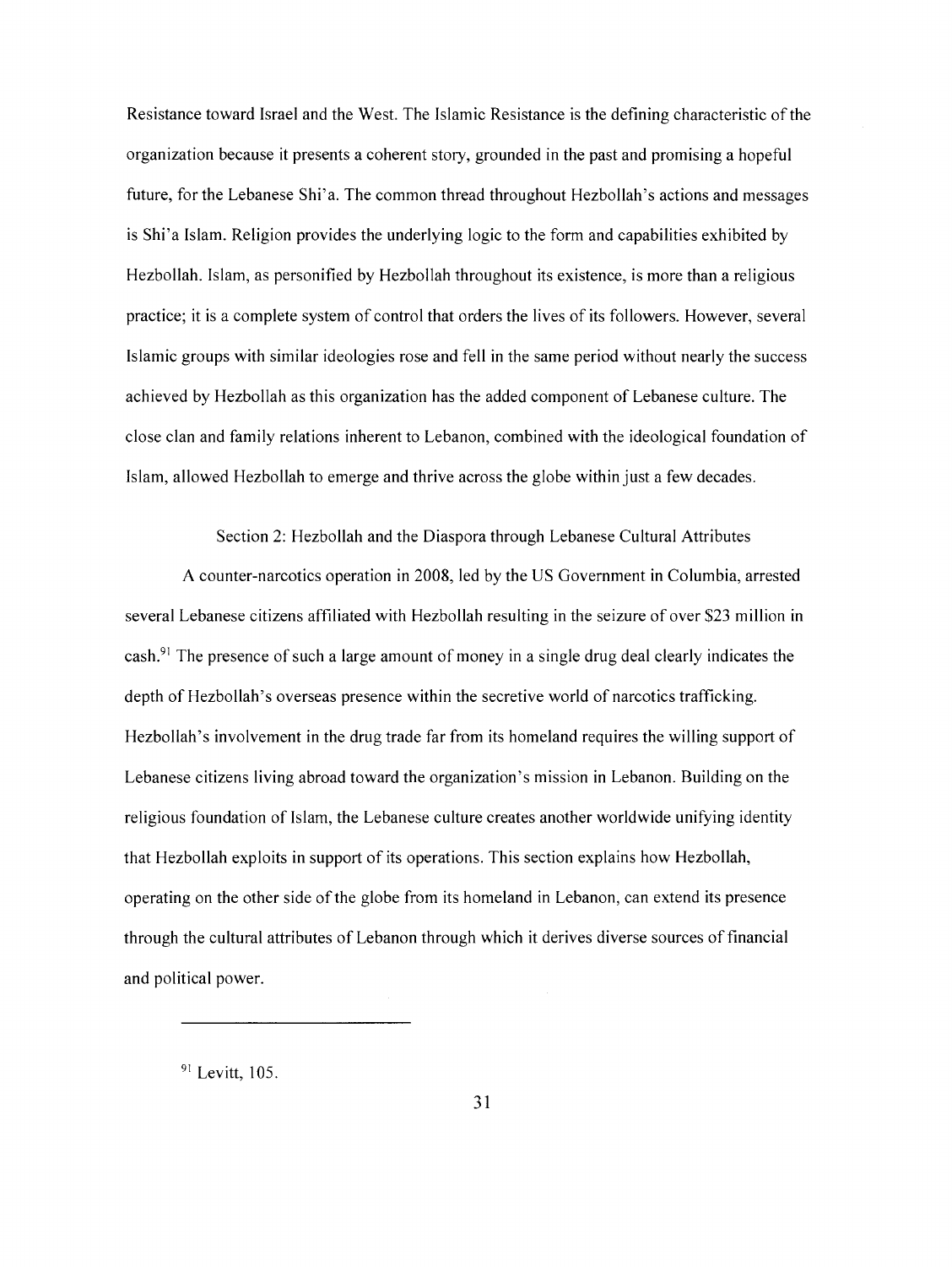Resistance toward Israel and the West. The Islamic Resistance is the defining characteristic of the organization because it presents a coherent story, grounded in the past and promising a hopeful future, for the Lebanese Shi'a. The common thread throughout Hezbollah's actions and messages is Shi'a Islam. Religion provides the underlying logic to the form and capabilities exhibited by Hezbollah. Islam, as personified by Hezbollah throughout its existence, is more than a religious practice; it is a complete system of control that orders the lives of its followers. However, several Islamic groups with similar ideologies rose and fell in the same period without nearly the success achieved by Hezbollah as this organization has the added component of Lebanese culture. The close clan and family relations inherent to Lebanon, combined with the ideological foundation of Islam, allowed Hezbollah to emerge and thrive across the globe within just a few decades.

## Section 2: Hezbollah and the Diaspora through Lebanese Cultural Attributes

A counter-narcotics operation in 2008, led by the US Government in Columbia, arrested several Lebanese citizens affiliated with Hezbollah resulting in the seizure of over $23 million in cash.[91] The presence of such a large amount of money in a single drug deal clearly indicates the depth of Hezbollah's overseas presence within the secretive world of narcotics trafficking. Hezbollah's involvement in the drug trade far from its homeland requires the willing support of Lebanese citizens living abroad toward the organization's mission in Lebanon. Building on the religious foundation of Islam, the Lebanese culture creates another worldwide unifying identity that Hezbollah exploits in support of its operations. This section explains how Hezbollah, operating on the other side of the globe from its homeland in Lebanon, can extend its presence through the cultural attributes of Lebanon through which it derives diverse sources of financial and political power.

---

[91] Levitt, 105.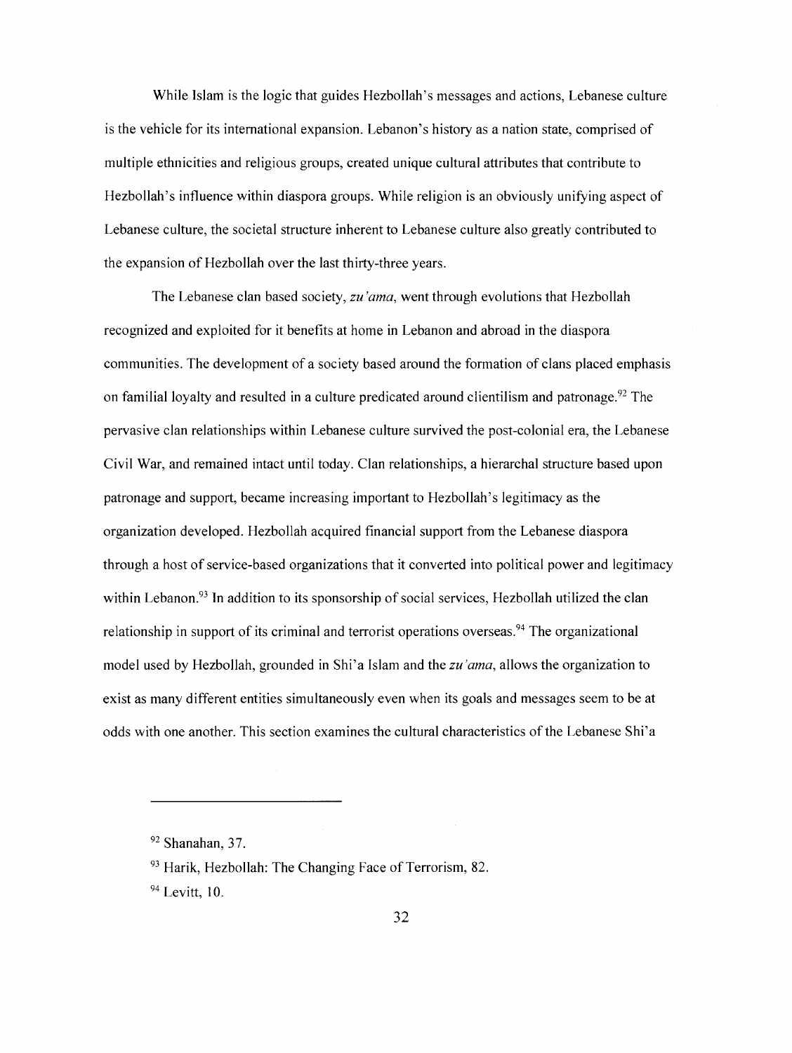While Islam is the logic that guides Hezbollah's messages and actions, Lebanese culture is the vehicle for its international expansion. Lebanon's history as a nation state, comprised of multiple ethnicities and religious groups, created unique cultural attributes that contribute to Hezbollah's influence within diaspora groups. While religion is an obviously unifying aspect of Lebanese culture, the societal structure inherent to Lebanese culture also greatly contributed to the expansion of Hezbollah over the last thirty-three years.

The Lebanese clan based society, *zu'ama*, went through evolutions that Hezbollah recognized and exploited for it benefits at home in Lebanon and abroad in the diaspora communities. The development of a society based around the formation of clans placed emphasis on familial loyalty and resulted in a culture predicated around clientilism and patronage.[92] The pervasive clan relationships within Lebanese culture survived the post-colonial era, the Lebanese Civil War, and remained intact until today. Clan relationships, a hierarchal structure based upon patronage and support, became increasing important to Hezbollah's legitimacy as the organization developed. Hezbollah acquired financial support from the Lebanese diaspora through a host of service-based organizations that it converted into political power and legitimacy within Lebanon.[93] In addition to its sponsorship of social services, Hezbollah utilized the clan relationship in support of its criminal and terrorist operations overseas.[94] The organizational model used by Hezbollah, grounded in Shi'a Islam and the *zu'ama*, allows the organization to exist as many different entities simultaneously even when its goals and messages seem to be at odds with one another. This section examines the cultural characteristics of the Lebanese Shi'a

---

[92] Shanahan, 37.

[93] Harik, Hezbollah: The Changing Face of Terrorism, 82.

[94] Levitt, 10.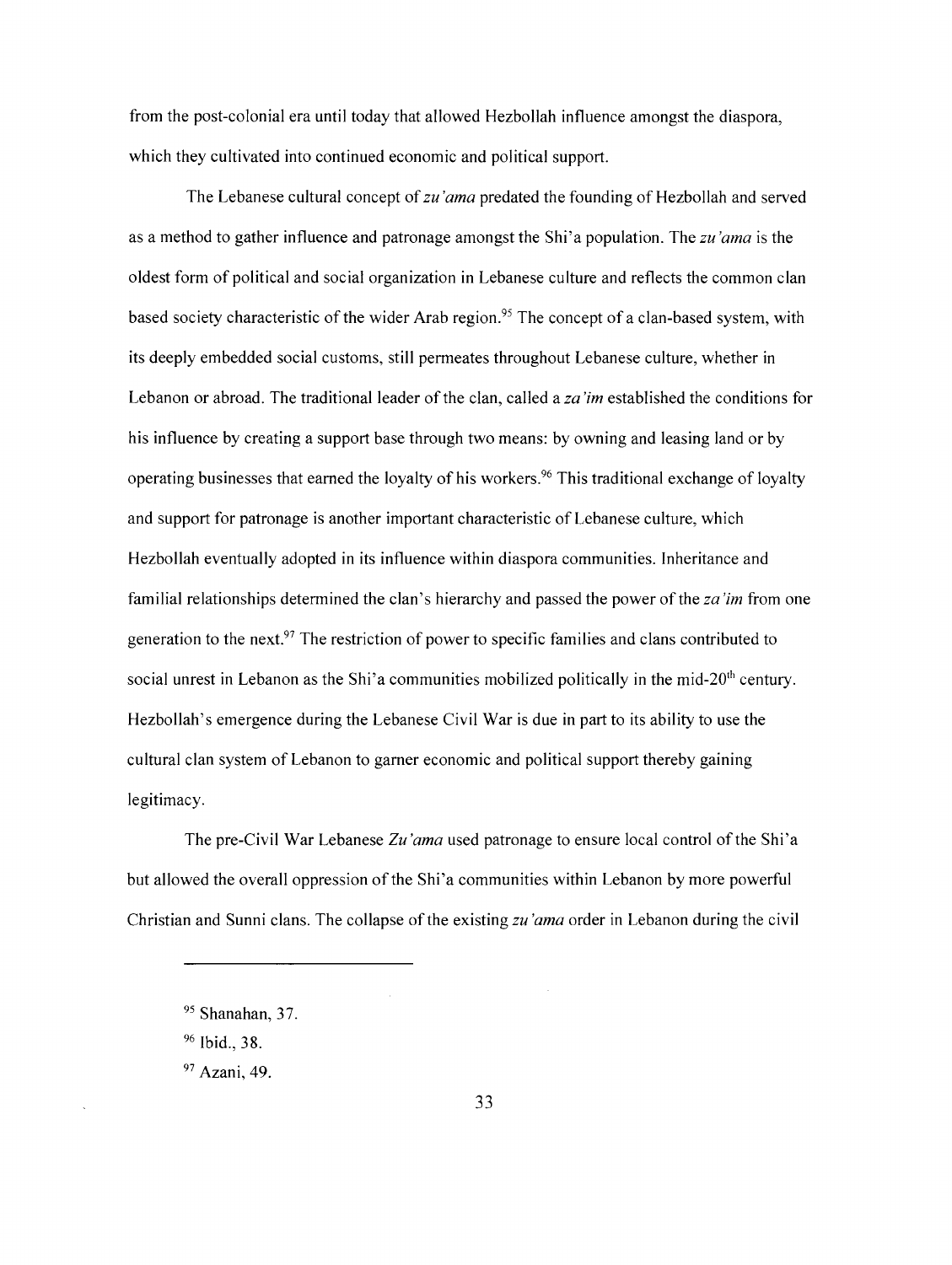from the post-colonial era until today that allowed Hezbollah influence amongst the diaspora, which they cultivated into continued economic and political support.

The Lebanese cultural concept of *zu'ama* predated the founding of Hezbollah and served as a method to gather influence and patronage amongst the Shi'a population. The *zu'ama* is the oldest form of political and social organization in Lebanese culture and reflects the common clan based society characteristic of the wider Arab region.[95] The concept of a clan-based system, with its deeply embedded social customs, still permeates throughout Lebanese culture, whether in Lebanon or abroad. The traditional leader of the clan, called a *za'im* established the conditions for his influence by creating a support base through two means: by owning and leasing land or by operating businesses that earned the loyalty of his workers.[96] This traditional exchange of loyalty and support for patronage is another important characteristic of Lebanese culture, which Hezbollah eventually adopted in its influence within diaspora communities. Inheritance and familial relationships determined the clan's hierarchy and passed the power of the *za'im* from one generation to the next.[97] The restriction of power to specific families and clans contributed to social unrest in Lebanon as the Shi'a communities mobilized politically in the mid-20th century. Hezbollah's emergence during the Lebanese Civil War is due in part to its ability to use the cultural clan system of Lebanon to garner economic and political support thereby gaining legitimacy.

The pre-Civil War Lebanese *Zu'ama* used patronage to ensure local control of the Shi'a but allowed the overall oppression of the Shi'a communities within Lebanon by more powerful Christian and Sunni clans. The collapse of the existing *zu'ama* order in Lebanon during the civil

---

[95] Shanahan, 37.

[96] Ibid., 38.

[97] Azani, 49.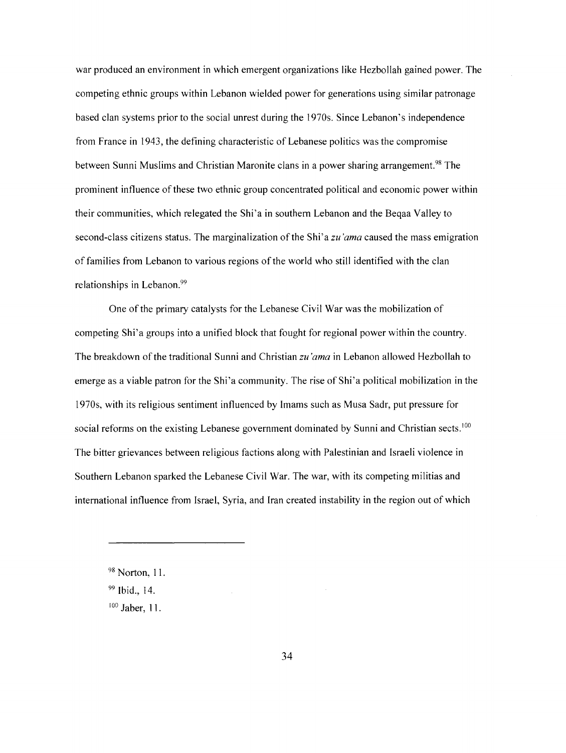war produced an environment in which emergent organizations like Hezbollah gained power. The competing ethnic groups within Lebanon wielded power for generations using similar patronage based clan systems prior to the social unrest during the 1970s. Since Lebanon's independence from France in 1943, the defining characteristic of Lebanese politics was the compromise between Sunni Muslims and Christian Maronite clans in a power sharing arrangement.[98] The prominent influence of these two ethnic group concentrated political and economic power within their communities, which relegated the Shi'a in southern Lebanon and the Beqaa Valley to second-class citizens status. The marginalization of the Shi'a *zu'ama* caused the mass emigration of families from Lebanon to various regions of the world who still identified with the clan relationships in Lebanon.[99]

One of the primary catalysts for the Lebanese Civil War was the mobilization of competing Shi'a groups into a unified block that fought for regional power within the country. The breakdown of the traditional Sunni and Christian *zu'ama* in Lebanon allowed Hezbollah to emerge as a viable patron for the Shi'a community. The rise of Shi'a political mobilization in the 1970s, with its religious sentiment influenced by Imams such as Musa Sadr, put pressure for social reforms on the existing Lebanese government dominated by Sunni and Christian sects.[100] The bitter grievances between religious factions along with Palestinian and Israeli violence in Southern Lebanon sparked the Lebanese Civil War. The war, with its competing militias and international influence from Israel, Syria, and Iran created instability in the region out of which

---

[98] Norton, 11.

[99] Ibid., 14.

[100] Jaber, 11.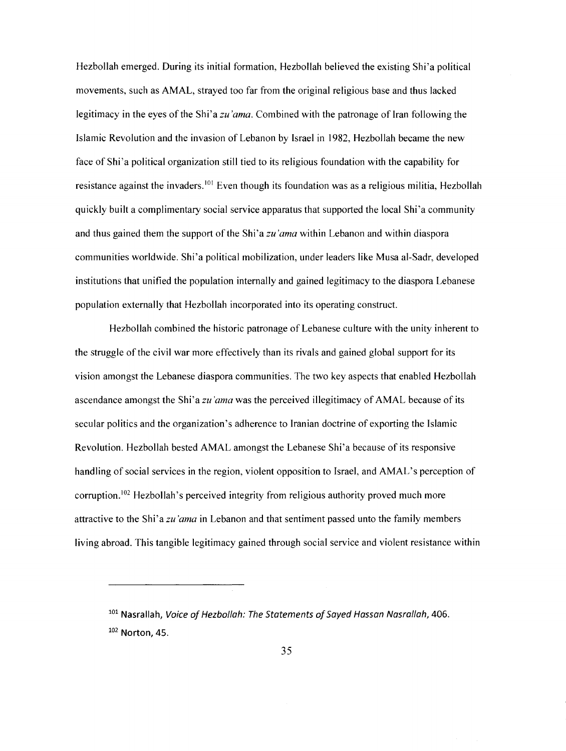Hezbollah emerged. During its initial formation, Hezbollah believed the existing Shi'a political movements, such as AMAL, strayed too far from the original religious base and thus lacked legitimacy in the eyes of the Shi'a *zu'ama*. Combined with the patronage of Iran following the Islamic Revolution and the invasion of Lebanon by Israel in 1982, Hezbollah became the new face of Shi'a political organization still tied to its religious foundation with the capability for resistance against the invaders.[101] Even though its foundation was as a religious militia, Hezbollah quickly built a complimentary social service apparatus that supported the local Shi'a community and thus gained them the support of the Shi'a *zu'ama* within Lebanon and within diaspora communities worldwide. Shi'a political mobilization, under leaders like Musa al-Sadr, developed institutions that unified the population internally and gained legitimacy to the diaspora Lebanese population externally that Hezbollah incorporated into its operating construct.

Hezbollah combined the historic patronage of Lebanese culture with the unity inherent to the struggle of the civil war more effectively than its rivals and gained global support for its vision amongst the Lebanese diaspora communities. The two key aspects that enabled Hezbollah ascendance amongst the Shi'a *zu'ama* was the perceived illegitimacy of AMAL because of its secular politics and the organization's adherence to Iranian doctrine of exporting the Islamic Revolution. Hezbollah bested AMAL amongst the Lebanese Shi'a because of its responsive handling of social services in the region, violent opposition to Israel, and AMAL's perception of corruption.[102] Hezbollah's perceived integrity from religious authority proved much more attractive to the Shi'a *zu'ama* in Lebanon and that sentiment passed unto the family members living abroad. This tangible legitimacy gained through social service and violent resistance within

---

[101] Nasrallah, *Voice of Hezbollah: The Statements of Sayed Hassan Nasrallah*, 406.

[102] Norton, 45.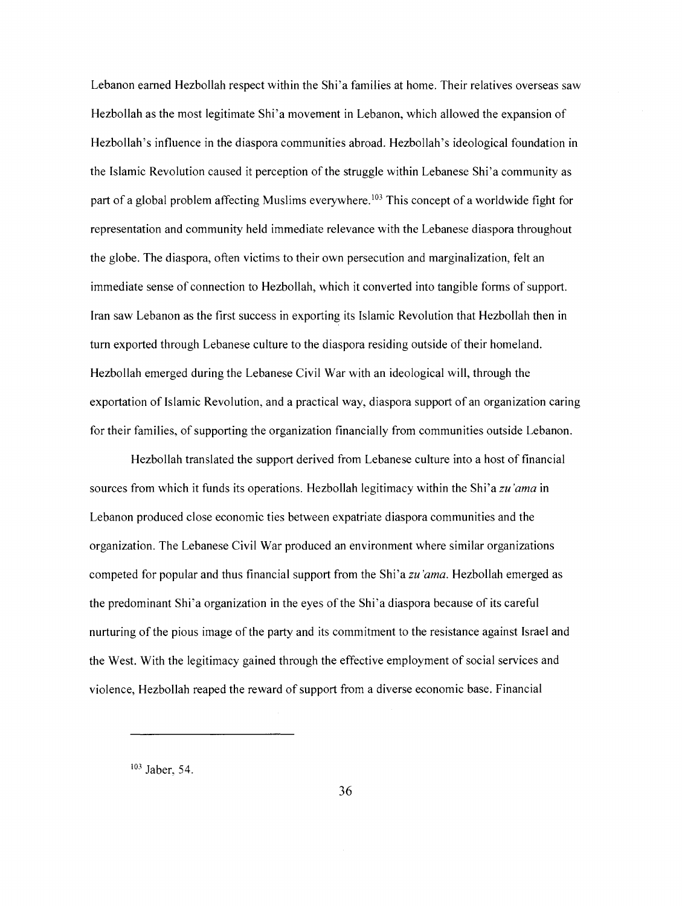Lebanon earned Hezbollah respect within the Shi'a families at home. Their relatives overseas saw Hezbollah as the most legitimate Shi'a movement in Lebanon, which allowed the expansion of Hezbollah's influence in the diaspora communities abroad. Hezbollah's ideological foundation in the Islamic Revolution caused it perception of the struggle within Lebanese Shi'a community as part of a global problem affecting Muslims everywhere.[103] This concept of a worldwide fight for representation and community held immediate relevance with the Lebanese diaspora throughout the globe. The diaspora, often victims to their own persecution and marginalization, felt an immediate sense of connection to Hezbollah, which it converted into tangible forms of support. Iran saw Lebanon as the first success in exporting its Islamic Revolution that Hezbollah then in turn exported through Lebanese culture to the diaspora residing outside of their homeland. Hezbollah emerged during the Lebanese Civil War with an ideological will, through the exportation of Islamic Revolution, and a practical way, diaspora support of an organization caring for their families, of supporting the organization financially from communities outside Lebanon.

Hezbollah translated the support derived from Lebanese culture into a host of financial sources from which it funds its operations. Hezbollah legitimacy within the Shi'a *zu'ama* in Lebanon produced close economic ties between expatriate diaspora communities and the organization. The Lebanese Civil War produced an environment where similar organizations competed for popular and thus financial support from the Shi'a *zu'ama*. Hezbollah emerged as the predominant Shi'a organization in the eyes of the Shi'a diaspora because of its careful nurturing of the pious image of the party and its commitment to the resistance against Israel and the West. With the legitimacy gained through the effective employment of social services and violence, Hezbollah reaped the reward of support from a diverse economic base. Financial

---

[103] Jaber, 54.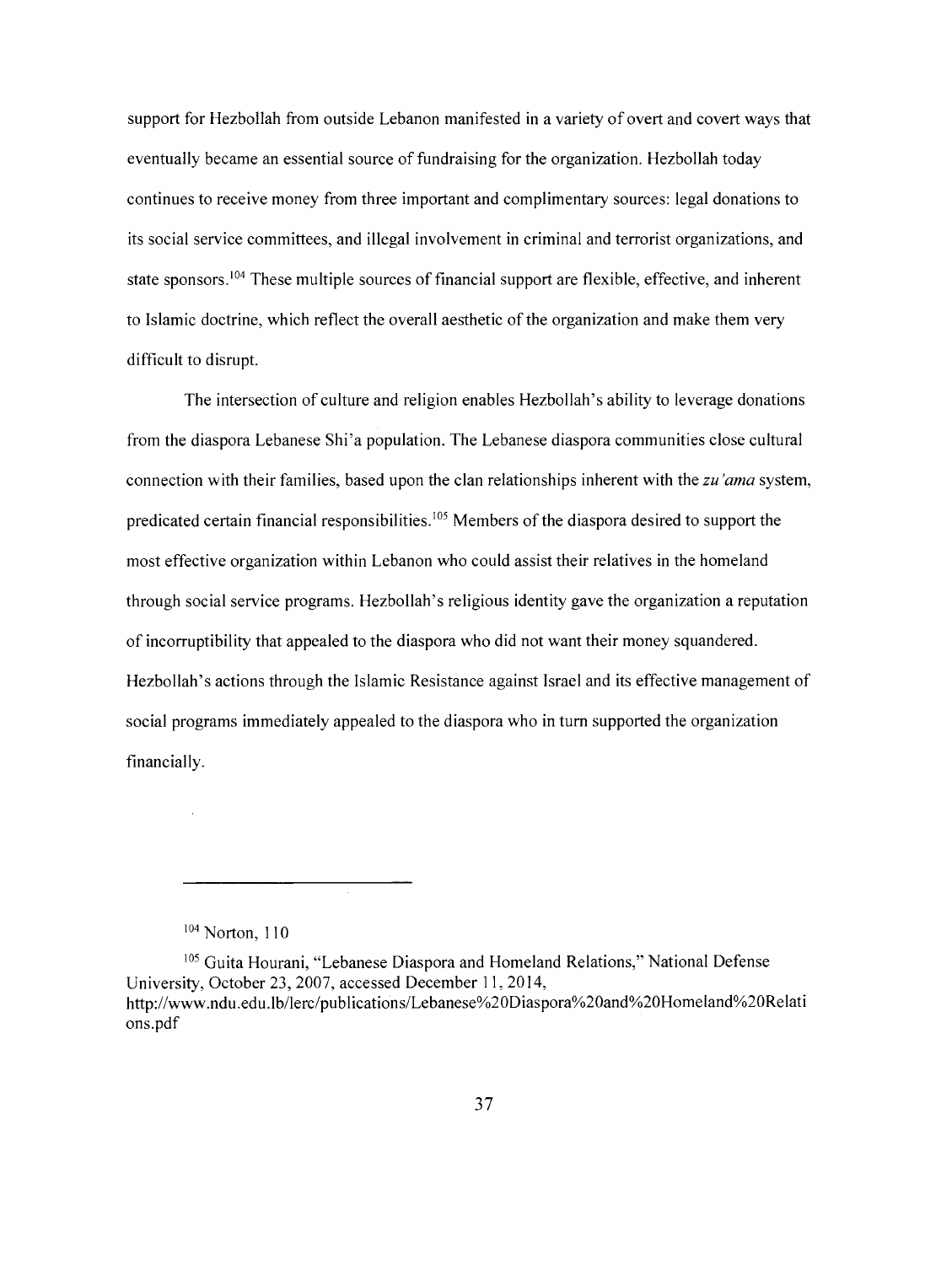support for Hezbollah from outside Lebanon manifested in a variety of overt and covert ways that eventually became an essential source of fundraising for the organization. Hezbollah today continues to receive money from three important and complimentary sources: legal donations to its social service committees, and illegal involvement in criminal and terrorist organizations, and state sponsors.[104] These multiple sources of financial support are flexible, effective, and inherent to Islamic doctrine, which reflect the overall aesthetic of the organization and make them very difficult to disrupt.

The intersection of culture and religion enables Hezbollah's ability to leverage donations from the diaspora Lebanese Shi'a population. The Lebanese diaspora communities close cultural connection with their families, based upon the clan relationships inherent with the *zu'ama* system, predicated certain financial responsibilities.[105] Members of the diaspora desired to support the most effective organization within Lebanon who could assist their relatives in the homeland through social service programs. Hezbollah's religious identity gave the organization a reputation of incorruptibility that appealed to the diaspora who did not want their money squandered. Hezbollah's actions through the Islamic Resistance against Israel and its effective management of social programs immediately appealed to the diaspora who in turn supported the organization financially.

---

[104] Norton, 110

[105] Guita Hourani, "Lebanese Diaspora and Homeland Relations," National Defense University, October 23, 2007, accessed December 11, 2014, http://www.ndu.edu.lb/lerc/publications/Lebanese%20Diaspora%20and%20Homeland%20Relations.pdf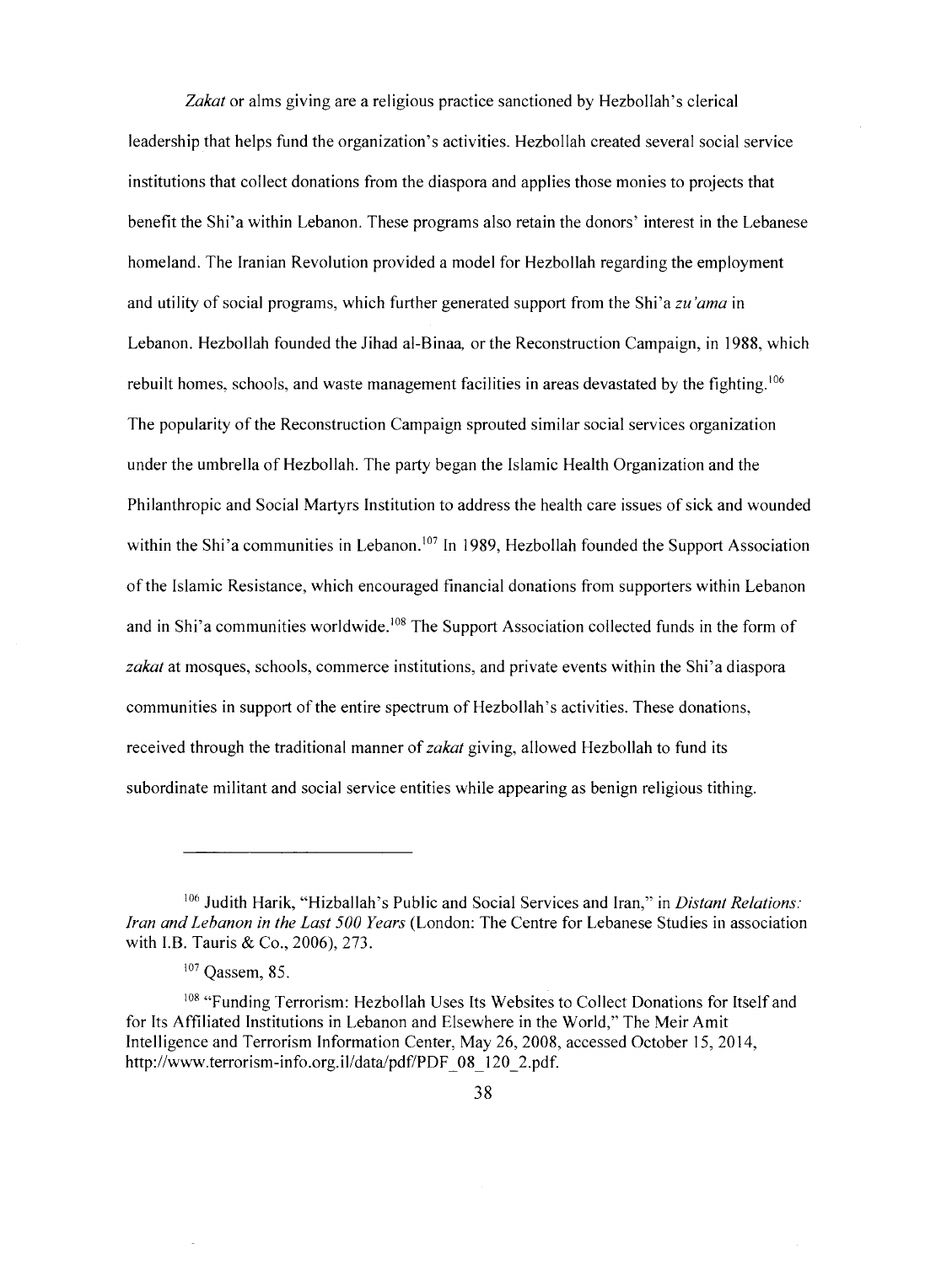*Zakat* or alms giving are a religious practice sanctioned by Hezbollah's clerical leadership that helps fund the organization's activities. Hezbollah created several social service institutions that collect donations from the diaspora and applies those monies to projects that benefit the Shi'a within Lebanon. These programs also retain the donors' interest in the Lebanese homeland. The Iranian Revolution provided a model for Hezbollah regarding the employment and utility of social programs, which further generated support from the Shi'a *zu'ama* in Lebanon. Hezbollah founded the Jihad al-Binaa, or the Reconstruction Campaign, in 1988, which rebuilt homes, schools, and waste management facilities in areas devastated by the fighting.[106] The popularity of the Reconstruction Campaign sprouted similar social services organization under the umbrella of Hezbollah. The party began the Islamic Health Organization and the Philanthropic and Social Martyrs Institution to address the health care issues of sick and wounded within the Shi'a communities in Lebanon.[107] In 1989, Hezbollah founded the Support Association of the Islamic Resistance, which encouraged financial donations from supporters within Lebanon and in Shi'a communities worldwide.[108] The Support Association collected funds in the form of *zakat* at mosques, schools, commerce institutions, and private events within the Shi'a diaspora communities in support of the entire spectrum of Hezbollah's activities. These donations, received through the traditional manner of *zakat* giving, allowed Hezbollah to fund its subordinate militant and social service entities while appearing as benign religious tithing.

---

[106] Judith Harik, "Hizballah's Public and Social Services and Iran," in *Distant Relations: Iran and Lebanon in the Last 500 Years* (London: The Centre for Lebanese Studies in association with I.B. Tauris & Co., 2006), 273.

[107] Qassem, 85.

[108] "Funding Terrorism: Hezbollah Uses Its Websites to Collect Donations for Itself and for Its Affiliated Institutions in Lebanon and Elsewhere in the World," The Meir Amit Intelligence and Terrorism Information Center, May 26, 2008, accessed October 15, 2014, http://www.terrorism-info.org.il/data/pdf/PDF_08_120_2.pdf.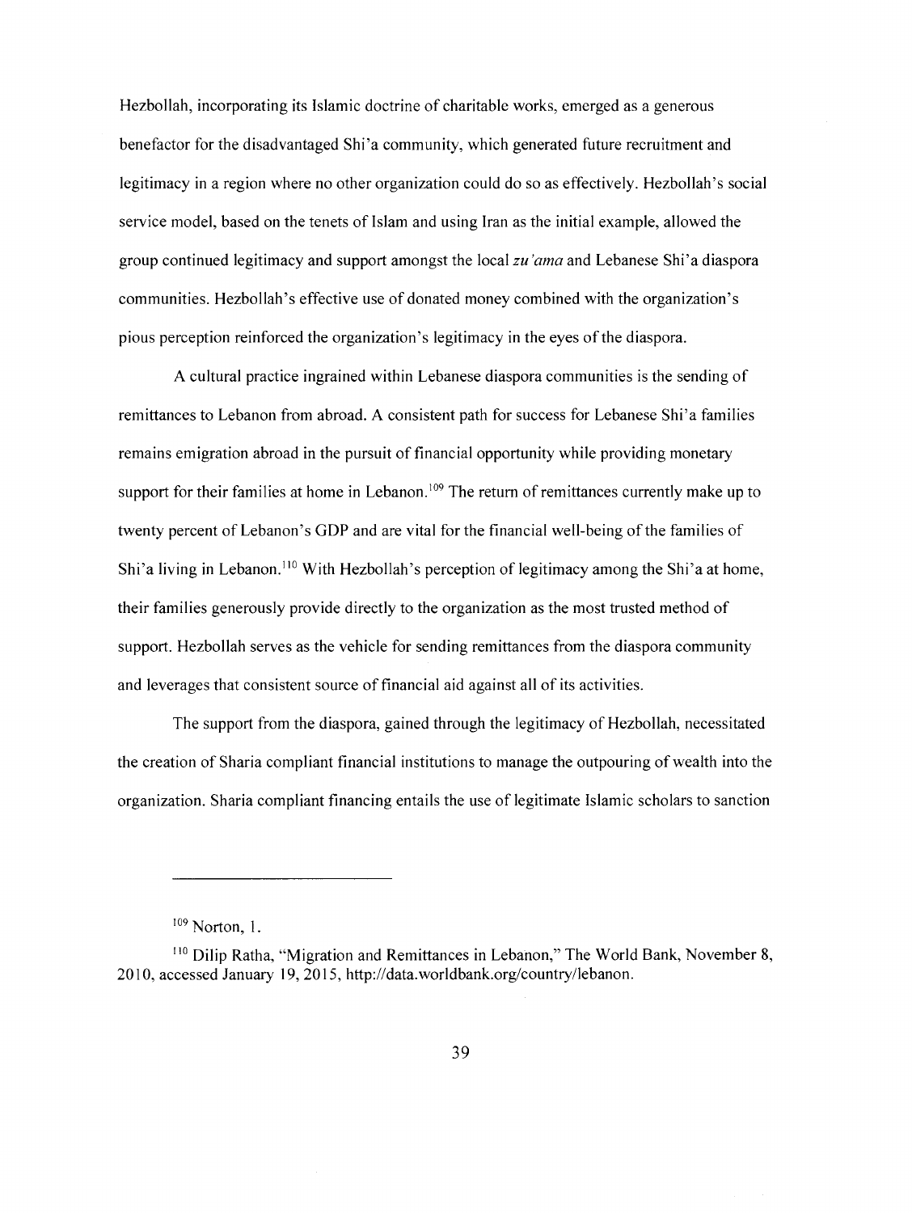Hezbollah, incorporating its Islamic doctrine of charitable works, emerged as a generous benefactor for the disadvantaged Shi'a community, which generated future recruitment and legitimacy in a region where no other organization could do so as effectively. Hezbollah's social service model, based on the tenets of Islam and using Iran as the initial example, allowed the group continued legitimacy and support amongst the local *zu'ama* and Lebanese Shi'a diaspora communities. Hezbollah's effective use of donated money combined with the organization's pious perception reinforced the organization's legitimacy in the eyes of the diaspora.

A cultural practice ingrained within Lebanese diaspora communities is the sending of remittances to Lebanon from abroad. A consistent path for success for Lebanese Shi'a families remains emigration abroad in the pursuit of financial opportunity while providing monetary support for their families at home in Lebanon.[109] The return of remittances currently make up to twenty percent of Lebanon's GDP and are vital for the financial well-being of the families of Shi'a living in Lebanon.[110] With Hezbollah's perception of legitimacy among the Shi'a at home, their families generously provide directly to the organization as the most trusted method of support. Hezbollah serves as the vehicle for sending remittances from the diaspora community and leverages that consistent source of financial aid against all of its activities.

The support from the diaspora, gained through the legitimacy of Hezbollah, necessitated the creation of Sharia compliant financial institutions to manage the outpouring of wealth into the organization. Sharia compliant financing entails the use of legitimate Islamic scholars to sanction

---

[109] Norton, 1.

[110] Dilip Ratha, "Migration and Remittances in Lebanon," The World Bank, November 8, 2010, accessed January 19, 2015, http://data.worldbank.org/country/lebanon.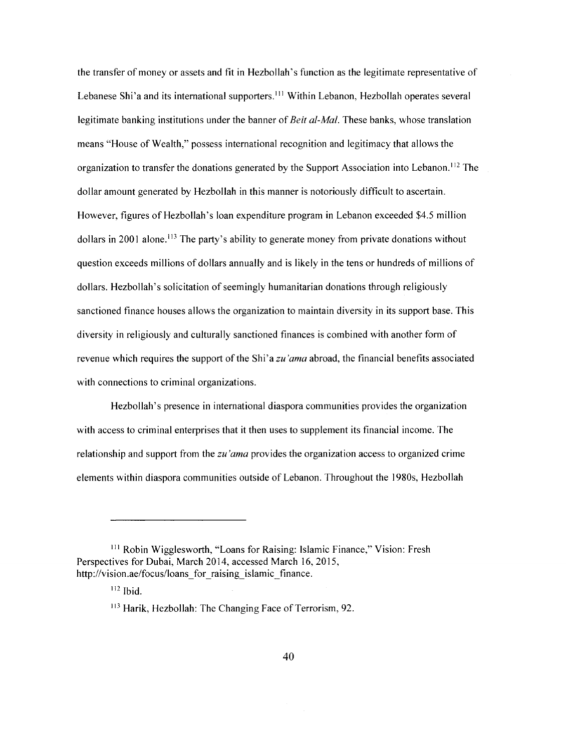the transfer of money or assets and fit in Hezbollah's function as the legitimate representative of Lebanese Shi'a and its international supporters.[111] Within Lebanon, Hezbollah operates several legitimate banking institutions under the banner of *Beit al-Mal*. These banks, whose translation means "House of Wealth," possess international recognition and legitimacy that allows the organization to transfer the donations generated by the Support Association into Lebanon.[112] The dollar amount generated by Hezbollah in this manner is notoriously difficult to ascertain. However, figures of Hezbollah's loan expenditure program in Lebanon exceeded $4.5 million dollars in 2001 alone.[113] The party's ability to generate money from private donations without question exceeds millions of dollars annually and is likely in the tens or hundreds of millions of dollars. Hezbollah's solicitation of seemingly humanitarian donations through religiously sanctioned finance houses allows the organization to maintain diversity in its support base. This diversity in religiously and culturally sanctioned finances is combined with another form of revenue which requires the support of the Shi'a *zu'ama* abroad, the financial benefits associated with connections to criminal organizations.

Hezbollah's presence in international diaspora communities provides the organization with access to criminal enterprises that it then uses to supplement its financial income. The relationship and support from the *zu'ama* provides the organization access to organized crime elements within diaspora communities outside of Lebanon. Throughout the 1980s, Hezbollah

---

[111] Robin Wigglesworth, "Loans for Raising: Islamic Finance," Vision: Fresh Perspectives for Dubai, March 2014, accessed March 16, 2015, http://vision.ae/focus/loans_for_raising_islamic_finance.

[112] Ibid.

[113] Harik, Hezbollah: The Changing Face of Terrorism, 92.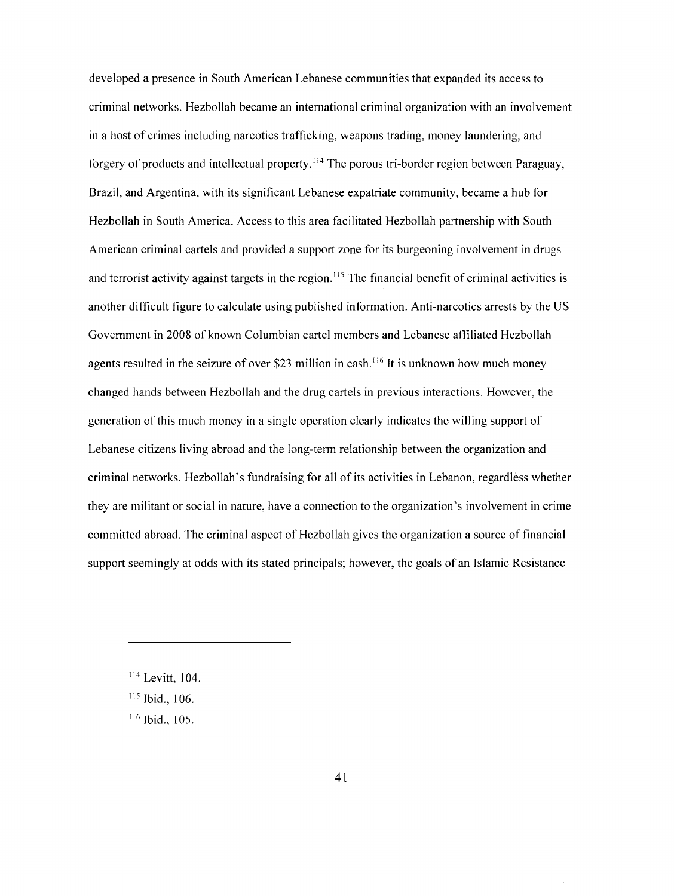developed a presence in South American Lebanese communities that expanded its access to criminal networks. Hezbollah became an international criminal organization with an involvement in a host of crimes including narcotics trafficking, weapons trading, money laundering, and forgery of products and intellectual property.[114] The porous tri-border region between Paraguay, Brazil, and Argentina, with its significant Lebanese expatriate community, became a hub for Hezbollah in South America. Access to this area facilitated Hezbollah partnership with South American criminal cartels and provided a support zone for its burgeoning involvement in drugs and terrorist activity against targets in the region.[115] The financial benefit of criminal activities is another difficult figure to calculate using published information. Anti-narcotics arrests by the US Government in 2008 of known Columbian cartel members and Lebanese affiliated Hezbollah agents resulted in the seizure of over $23 million in cash.[116] It is unknown how much money changed hands between Hezbollah and the drug cartels in previous interactions. However, the generation of this much money in a single operation clearly indicates the willing support of Lebanese citizens living abroad and the long-term relationship between the organization and criminal networks. Hezbollah's fundraising for all of its activities in Lebanon, regardless whether they are militant or social in nature, have a connection to the organization's involvement in crime committed abroad. The criminal aspect of Hezbollah gives the organization a source of financial support seemingly at odds with its stated principals; however, the goals of an Islamic Resistance

---

[114] Levitt, 104.

[115] Ibid., 106.

[116] Ibid., 105.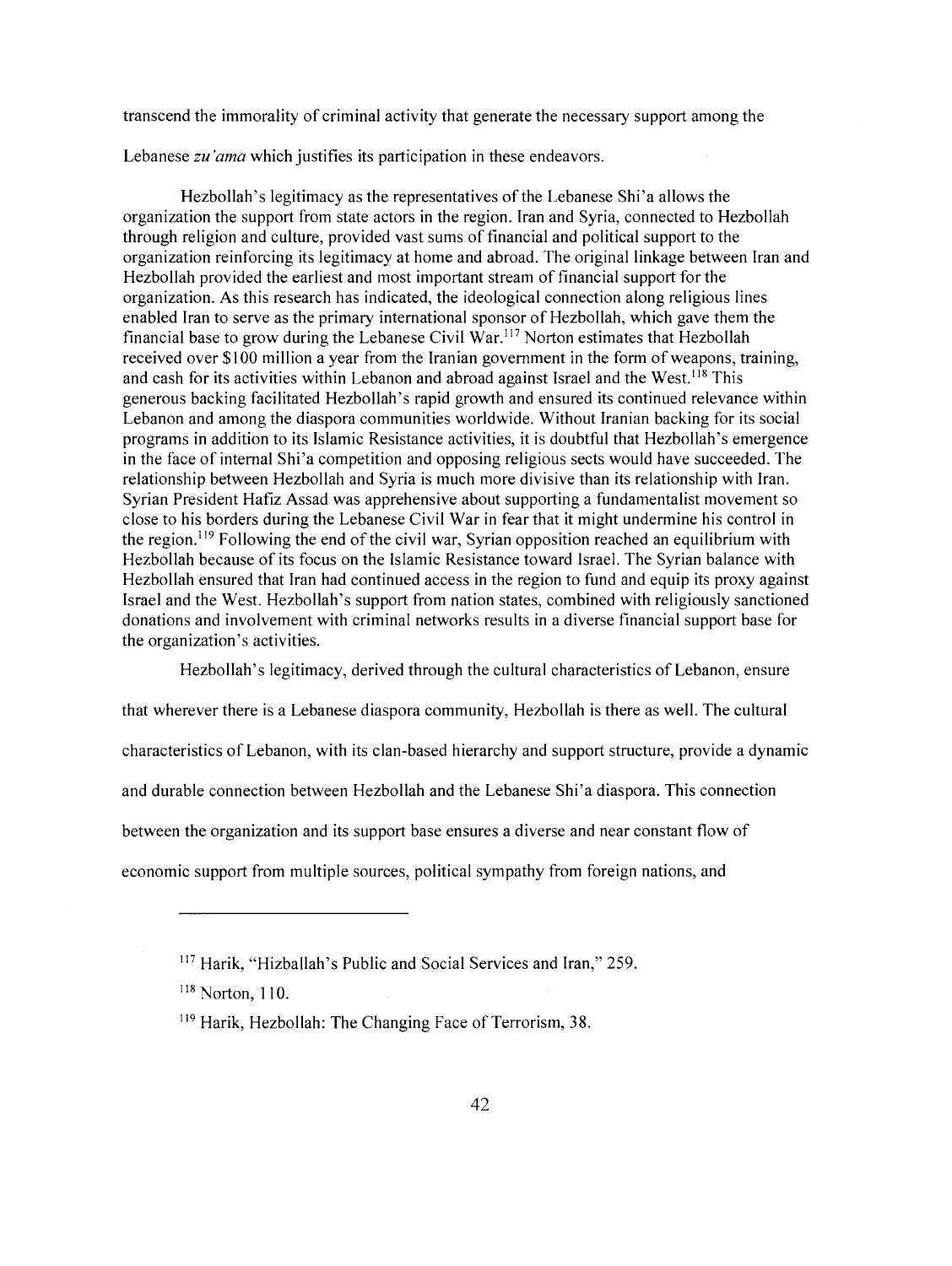transcend the immorality of criminal activity that generate the necessary support among the Lebanese *zu'ama* which justifies its participation in these endeavors.

Hezbollah's legitimacy as the representatives of the Lebanese Shi'a allows the organization the support from state actors in the region. Iran and Syria, connected to Hezbollah through religion and culture, provided vast sums of financial and political support to the organization reinforcing its legitimacy at home and abroad. The original linkage between Iran and Hezbollah provided the earliest and most important stream of financial support for the organization. As this research has indicated, the ideological connection along religious lines enabled Iran to serve as the primary international sponsor of Hezbollah, which gave them the financial base to grow during the Lebanese Civil War.[117] Norton estimates that Hezbollah received over $100 million a year from the Iranian government in the form of weapons, training, and cash for its activities within Lebanon and abroad against Israel and the West.[118] This generous backing facilitated Hezbollah's rapid growth and ensured its continued relevance within Lebanon and among the diaspora communities worldwide. Without Iranian backing for its social programs in addition to its Islamic Resistance activities, it is doubtful that Hezbollah's emergence in the face of internal Shi'a competition and opposing religious sects would have succeeded. The relationship between Hezbollah and Syria is much more divisive than its relationship with Iran. Syrian President Hafiz Assad was apprehensive about supporting a fundamentalist movement so close to his borders during the Lebanese Civil War in fear that it might undermine his control in the region.[119] Following the end of the civil war, Syrian opposition reached an equilibrium with Hezbollah because of its focus on the Islamic Resistance toward Israel. The Syrian balance with Hezbollah ensured that Iran had continued access in the region to fund and equip its proxy against Israel and the West. Hezbollah's support from nation states, combined with religiously sanctioned donations and involvement with criminal networks results in a diverse financial support base for the organization's activities.

Hezbollah's legitimacy, derived through the cultural characteristics of Lebanon, ensure that wherever there is a Lebanese diaspora community, Hezbollah is there as well. The cultural characteristics of Lebanon, with its clan-based hierarchy and support structure, provide a dynamic and durable connection between Hezbollah and the Lebanese Shi'a diaspora. This connection between the organization and its support base ensures a diverse and near constant flow of economic support from multiple sources, political sympathy from foreign nations, and

---

[117] Harik, "Hizballah's Public and Social Services and Iran," 259.

[118] Norton, 110.

[119] Harik, Hezbollah: The Changing Face of Terrorism, 38.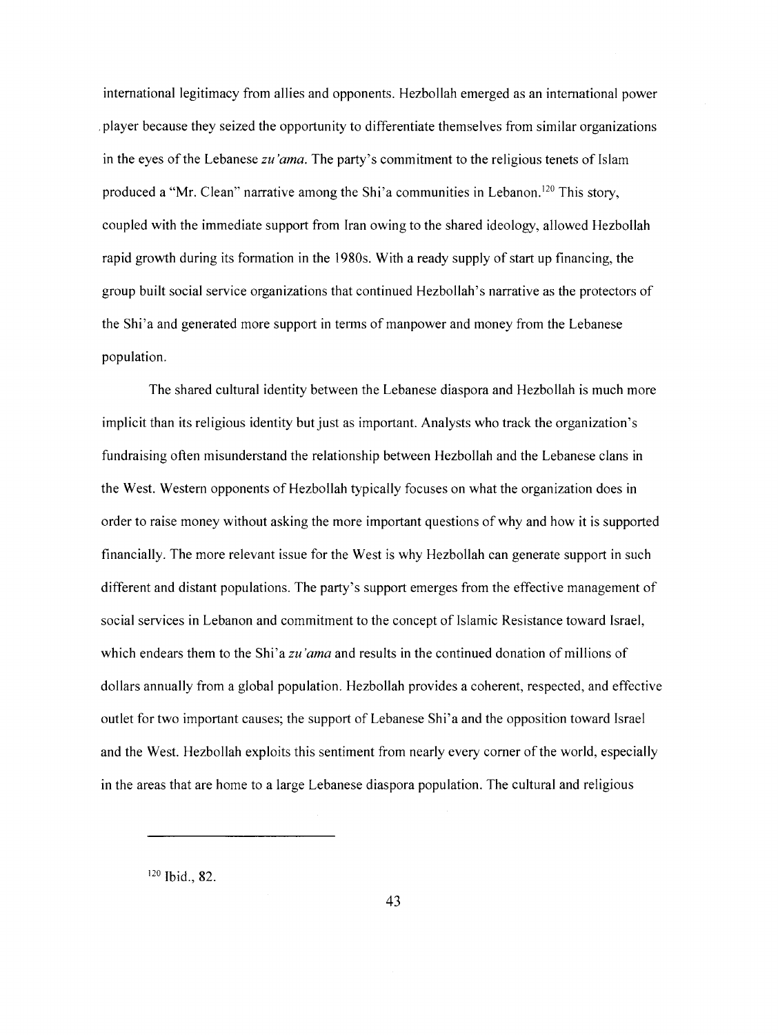international legitimacy from allies and opponents. Hezbollah emerged as an international power player because they seized the opportunity to differentiate themselves from similar organizations in the eyes of the Lebanese *zu'ama*. The party's commitment to the religious tenets of Islam produced a "Mr. Clean" narrative among the Shi'a communities in Lebanon.[120] This story, coupled with the immediate support from Iran owing to the shared ideology, allowed Hezbollah rapid growth during its formation in the 1980s. With a ready supply of start up financing, the group built social service organizations that continued Hezbollah's narrative as the protectors of the Shi'a and generated more support in terms of manpower and money from the Lebanese population.

The shared cultural identity between the Lebanese diaspora and Hezbollah is much more implicit than its religious identity but just as important. Analysts who track the organization's fundraising often misunderstand the relationship between Hezbollah and the Lebanese clans in the West. Western opponents of Hezbollah typically focuses on what the organization does in order to raise money without asking the more important questions of why and how it is supported financially. The more relevant issue for the West is why Hezbollah can generate support in such different and distant populations. The party's support emerges from the effective management of social services in Lebanon and commitment to the concept of Islamic Resistance toward Israel, which endears them to the Shi'a *zu'ama* and results in the continued donation of millions of dollars annually from a global population. Hezbollah provides a coherent, respected, and effective outlet for two important causes; the support of Lebanese Shi'a and the opposition toward Israel and the West. Hezbollah exploits this sentiment from nearly every corner of the world, especially in the areas that are home to a large Lebanese diaspora population. The cultural and religious

---

[120] Ibid., 82.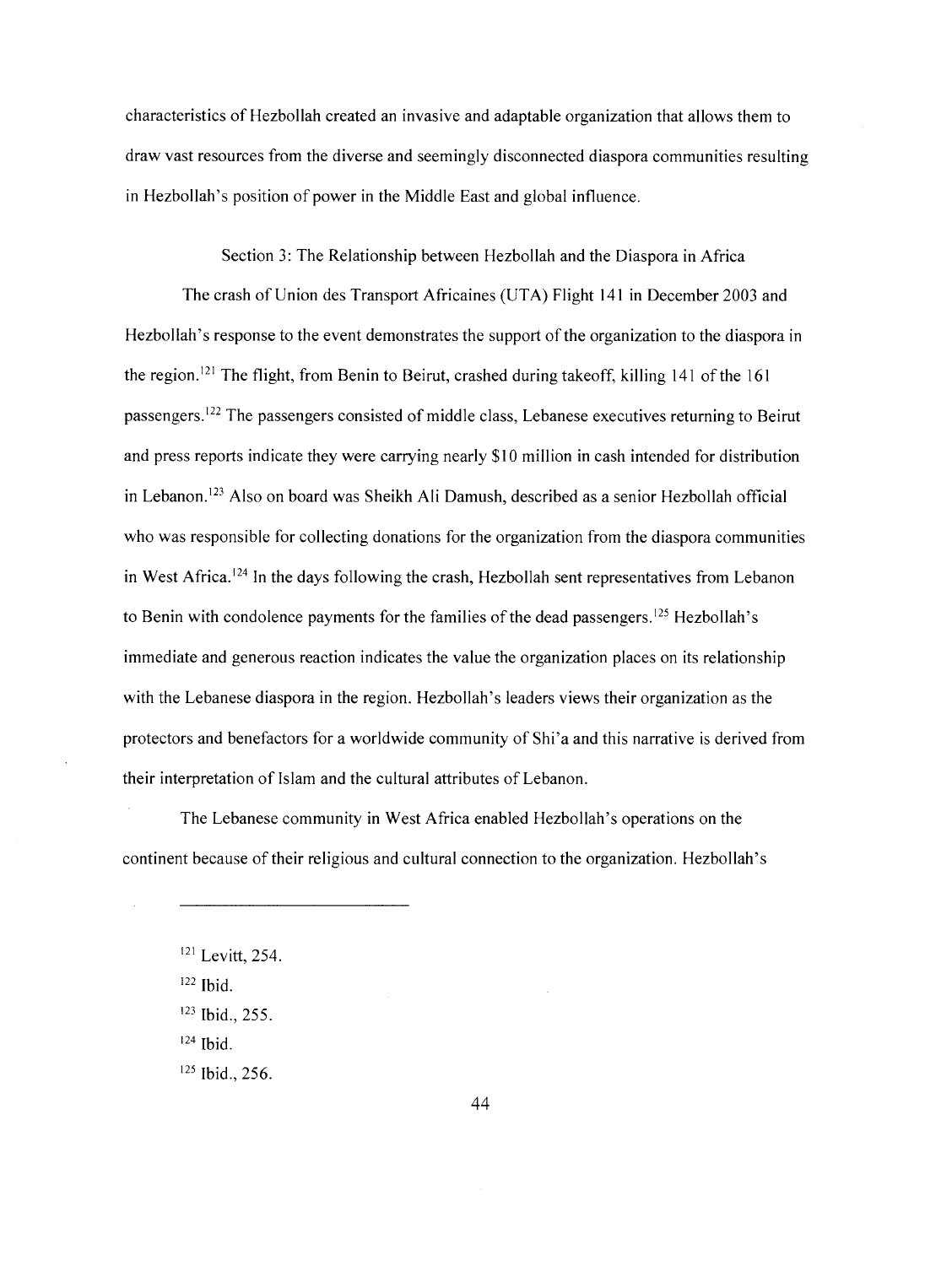characteristics of Hezbollah created an invasive and adaptable organization that allows them to draw vast resources from the diverse and seemingly disconnected diaspora communities resulting in Hezbollah's position of power in the Middle East and global influence.

## Section 3: The Relationship between Hezbollah and the Diaspora in Africa

The crash of Union des Transport Africaines (UTA) Flight 141 in December 2003 and Hezbollah's response to the event demonstrates the support of the organization to the diaspora in the region.[121] The flight, from Benin to Beirut, crashed during takeoff, killing 141 of the 161 passengers.[122] The passengers consisted of middle class, Lebanese executives returning to Beirut and press reports indicate they were carrying nearly $10 million in cash intended for distribution in Lebanon.[123] Also on board was Sheikh Ali Damush, described as a senior Hezbollah official who was responsible for collecting donations for the organization from the diaspora communities in West Africa.[124] In the days following the crash, Hezbollah sent representatives from Lebanon to Benin with condolence payments for the families of the dead passengers.[125] Hezbollah's immediate and generous reaction indicates the value the organization places on its relationship with the Lebanese diaspora in the region. Hezbollah's leaders views their organization as the protectors and benefactors for a worldwide community of Shi'a and this narrative is derived from their interpretation of Islam and the cultural attributes of Lebanon.

The Lebanese community in West Africa enabled Hezbollah's operations on the continent because of their religious and cultural connection to the organization. Hezbollah's

---

[121] Levitt, 254.

[122] Ibid.

[123] Ibid., 255.

[124] Ibid.

[125] Ibid., 256.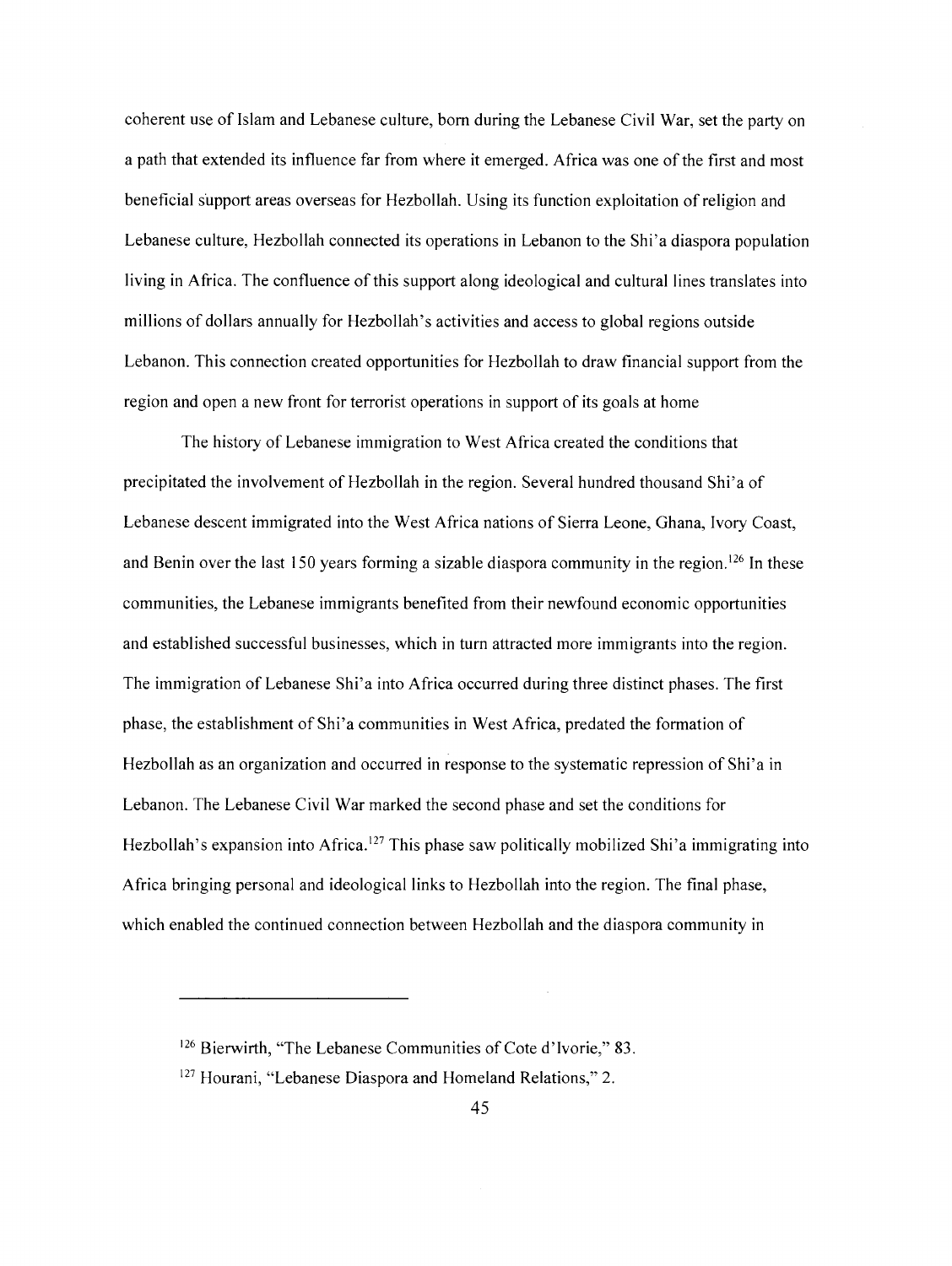coherent use of Islam and Lebanese culture, born during the Lebanese Civil War, set the party on a path that extended its influence far from where it emerged. Africa was one of the first and most beneficial support areas overseas for Hezbollah. Using its function exploitation of religion and Lebanese culture, Hezbollah connected its operations in Lebanon to the Shi'a diaspora population living in Africa. The confluence of this support along ideological and cultural lines translates into millions of dollars annually for Hezbollah's activities and access to global regions outside Lebanon. This connection created opportunities for Hezbollah to draw financial support from the region and open a new front for terrorist operations in support of its goals at home

The history of Lebanese immigration to West Africa created the conditions that precipitated the involvement of Hezbollah in the region. Several hundred thousand Shi'a of Lebanese descent immigrated into the West Africa nations of Sierra Leone, Ghana, Ivory Coast, and Benin over the last 150 years forming a sizable diaspora community in the region.[126] In these communities, the Lebanese immigrants benefited from their newfound economic opportunities and established successful businesses, which in turn attracted more immigrants into the region. The immigration of Lebanese Shi'a into Africa occurred during three distinct phases. The first phase, the establishment of Shi'a communities in West Africa, predated the formation of Hezbollah as an organization and occurred in response to the systematic repression of Shi'a in Lebanon. The Lebanese Civil War marked the second phase and set the conditions for Hezbollah's expansion into Africa.[127] This phase saw politically mobilized Shi'a immigrating into Africa bringing personal and ideological links to Hezbollah into the region. The final phase, which enabled the continued connection between Hezbollah and the diaspora community in

---

[126] Bierwirth, "The Lebanese Communities of Cote d'Ivorie," 83.

[127] Hourani, "Lebanese Diaspora and Homeland Relations," 2.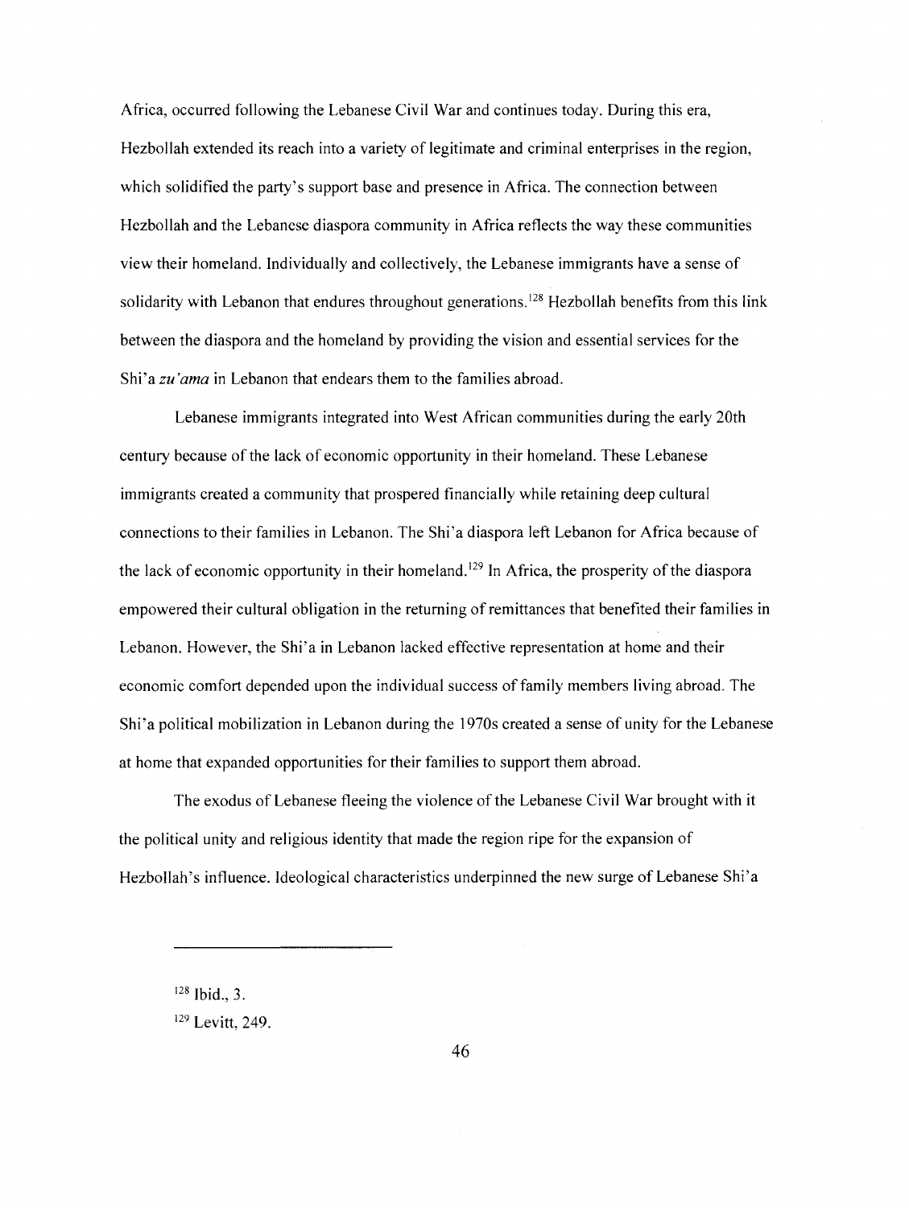Africa, occurred following the Lebanese Civil War and continues today. During this era, Hezbollah extended its reach into a variety of legitimate and criminal enterprises in the region, which solidified the party's support base and presence in Africa. The connection between Hezbollah and the Lebanese diaspora community in Africa reflects the way these communities view their homeland. Individually and collectively, the Lebanese immigrants have a sense of solidarity with Lebanon that endures throughout generations.[128] Hezbollah benefits from this link between the diaspora and the homeland by providing the vision and essential services for the Shi'a *zu'ama* in Lebanon that endears them to the families abroad.

Lebanese immigrants integrated into West African communities during the early 20th century because of the lack of economic opportunity in their homeland. These Lebanese immigrants created a community that prospered financially while retaining deep cultural connections to their families in Lebanon. The Shi'a diaspora left Lebanon for Africa because of the lack of economic opportunity in their homeland.[129] In Africa, the prosperity of the diaspora empowered their cultural obligation in the returning of remittances that benefited their families in Lebanon. However, the Shi'a in Lebanon lacked effective representation at home and their economic comfort depended upon the individual success of family members living abroad. The Shi'a political mobilization in Lebanon during the 1970s created a sense of unity for the Lebanese at home that expanded opportunities for their families to support them abroad.

The exodus of Lebanese fleeing the violence of the Lebanese Civil War brought with it the political unity and religious identity that made the region ripe for the expansion of Hezbollah's influence. Ideological characteristics underpinned the new surge of Lebanese Shi'a

---

[128] Ibid., 3.

[129] Levitt, 249.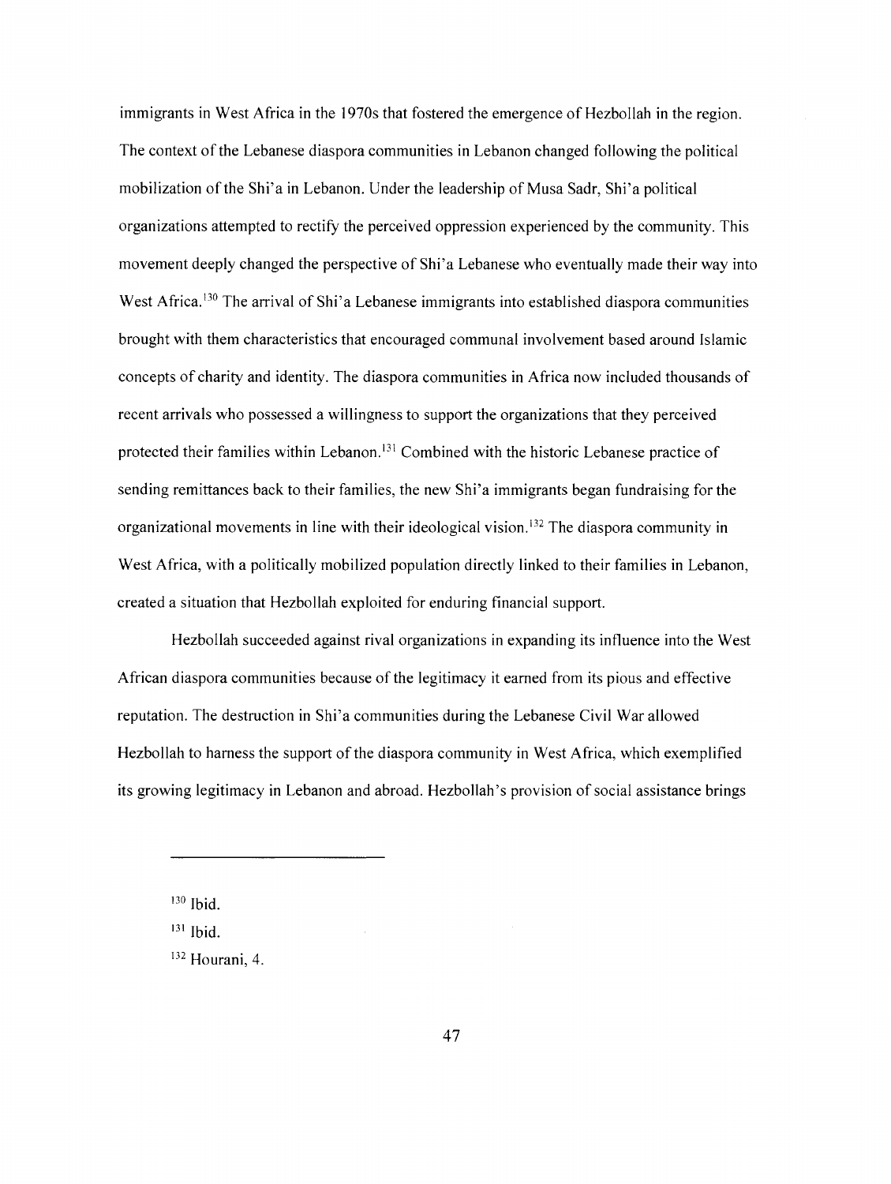immigrants in West Africa in the 1970s that fostered the emergence of Hezbollah in the region. The context of the Lebanese diaspora communities in Lebanon changed following the political mobilization of the Shi'a in Lebanon. Under the leadership of Musa Sadr, Shi'a political organizations attempted to rectify the perceived oppression experienced by the community. This movement deeply changed the perspective of Shi'a Lebanese who eventually made their way into West Africa.[130] The arrival of Shi'a Lebanese immigrants into established diaspora communities brought with them characteristics that encouraged communal involvement based around Islamic concepts of charity and identity. The diaspora communities in Africa now included thousands of recent arrivals who possessed a willingness to support the organizations that they perceived protected their families within Lebanon.[131] Combined with the historic Lebanese practice of sending remittances back to their families, the new Shi'a immigrants began fundraising for the organizational movements in line with their ideological vision.[132] The diaspora community in West Africa, with a politically mobilized population directly linked to their families in Lebanon, created a situation that Hezbollah exploited for enduring financial support.

Hezbollah succeeded against rival organizations in expanding its influence into the West African diaspora communities because of the legitimacy it earned from its pious and effective reputation. The destruction in Shi'a communities during the Lebanese Civil War allowed Hezbollah to harness the support of the diaspora community in West Africa, which exemplified its growing legitimacy in Lebanon and abroad. Hezbollah's provision of social assistance brings

---

[130] Ibid.

[131] Ibid.

[132] Hourani, 4.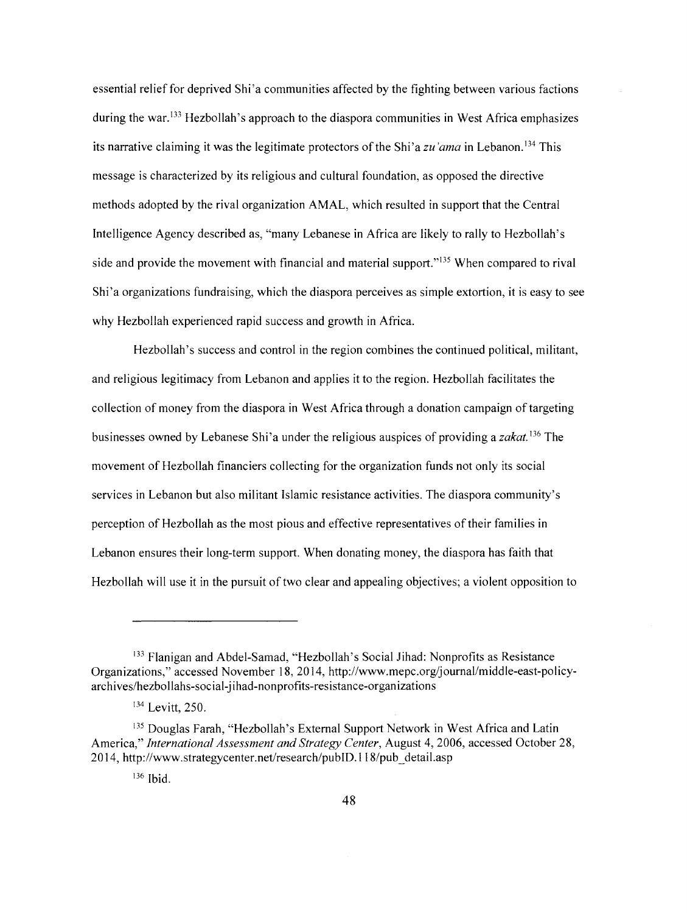essential relief for deprived Shi'a communities affected by the fighting between various factions during the war.[133] Hezbollah's approach to the diaspora communities in West Africa emphasizes its narrative claiming it was the legitimate protectors of the Shi'a *zu'ama* in Lebanon.[134] This message is characterized by its religious and cultural foundation, as opposed the directive methods adopted by the rival organization AMAL, which resulted in support that the Central Intelligence Agency described as, "many Lebanese in Africa are likely to rally to Hezbollah's side and provide the movement with financial and material support."[135] When compared to rival Shi'a organizations fundraising, which the diaspora perceives as simple extortion, it is easy to see why Hezbollah experienced rapid success and growth in Africa.

Hezbollah's success and control in the region combines the continued political, militant, and religious legitimacy from Lebanon and applies it to the region. Hezbollah facilitates the collection of money from the diaspora in West Africa through a donation campaign of targeting businesses owned by Lebanese Shi'a under the religious auspices of providing a *zakat.*[136] The movement of Hezbollah financiers collecting for the organization funds not only its social services in Lebanon but also militant Islamic resistance activities. The diaspora community's perception of Hezbollah as the most pious and effective representatives of their families in Lebanon ensures their long-term support. When donating money, the diaspora has faith that Hezbollah will use it in the pursuit of two clear and appealing objectives; a violent opposition to

---

[133] Flanigan and Abdel-Samad, "Hezbollah's Social Jihad: Nonprofits as Resistance Organizations," accessed November 18, 2014, http://www.mepc.org/journal/middle-east-policy-archives/hezbollahs-social-jihad-nonprofits-resistance-organizations

[134] Levitt, 250.

[135] Douglas Farah, "Hezbollah's External Support Network in West Africa and Latin America," *International Assessment and Strategy Center*, August 4, 2006, accessed October 28, 2014, http://www.strategycenter.net/research/pubID.118/pub_detail.asp

[136] Ibid.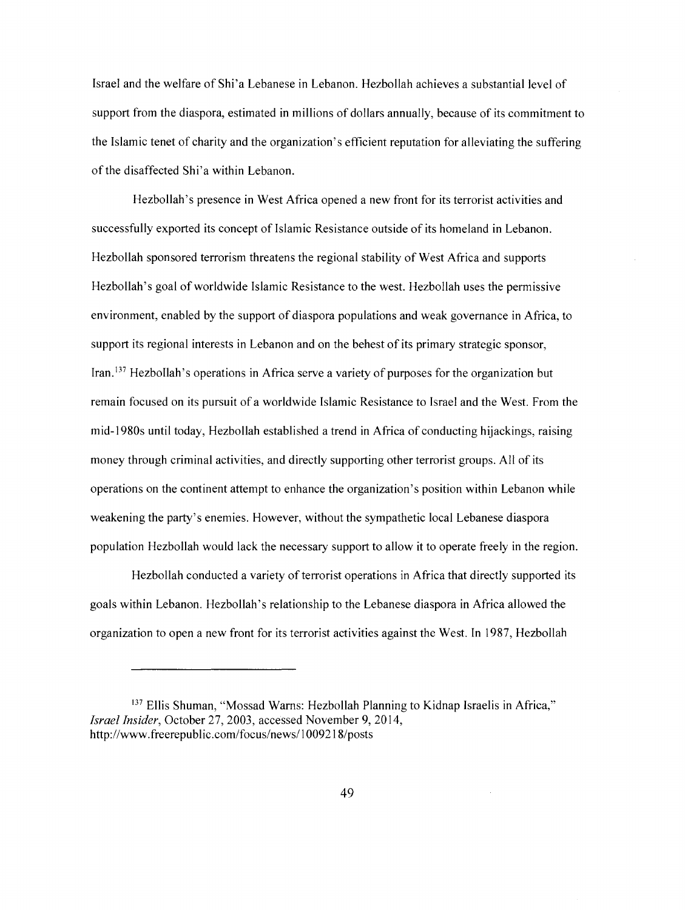Israel and the welfare of Shi'a Lebanese in Lebanon. Hezbollah achieves a substantial level of support from the diaspora, estimated in millions of dollars annually, because of its commitment to the Islamic tenet of charity and the organization's efficient reputation for alleviating the suffering of the disaffected Shi'a within Lebanon.

Hezbollah's presence in West Africa opened a new front for its terrorist activities and successfully exported its concept of Islamic Resistance outside of its homeland in Lebanon. Hezbollah sponsored terrorism threatens the regional stability of West Africa and supports Hezbollah's goal of worldwide Islamic Resistance to the west. Hezbollah uses the permissive environment, enabled by the support of diaspora populations and weak governance in Africa, to support its regional interests in Lebanon and on the behest of its primary strategic sponsor, Iran.[137] Hezbollah's operations in Africa serve a variety of purposes for the organization but remain focused on its pursuit of a worldwide Islamic Resistance to Israel and the West. From the mid-1980s until today, Hezbollah established a trend in Africa of conducting hijackings, raising money through criminal activities, and directly supporting other terrorist groups. All of its operations on the continent attempt to enhance the organization's position within Lebanon while weakening the party's enemies. However, without the sympathetic local Lebanese diaspora population Hezbollah would lack the necessary support to allow it to operate freely in the region.

Hezbollah conducted a variety of terrorist operations in Africa that directly supported its goals within Lebanon. Hezbollah's relationship to the Lebanese diaspora in Africa allowed the organization to open a new front for its terrorist activities against the West. In 1987, Hezbollah

---

[137] Ellis Shuman, "Mossad Warns: Hezbollah Planning to Kidnap Israelis in Africa," *Israel Insider*, October 27, 2003, accessed November 9, 2014, http://www.freerepublic.com/focus/news/1009218/posts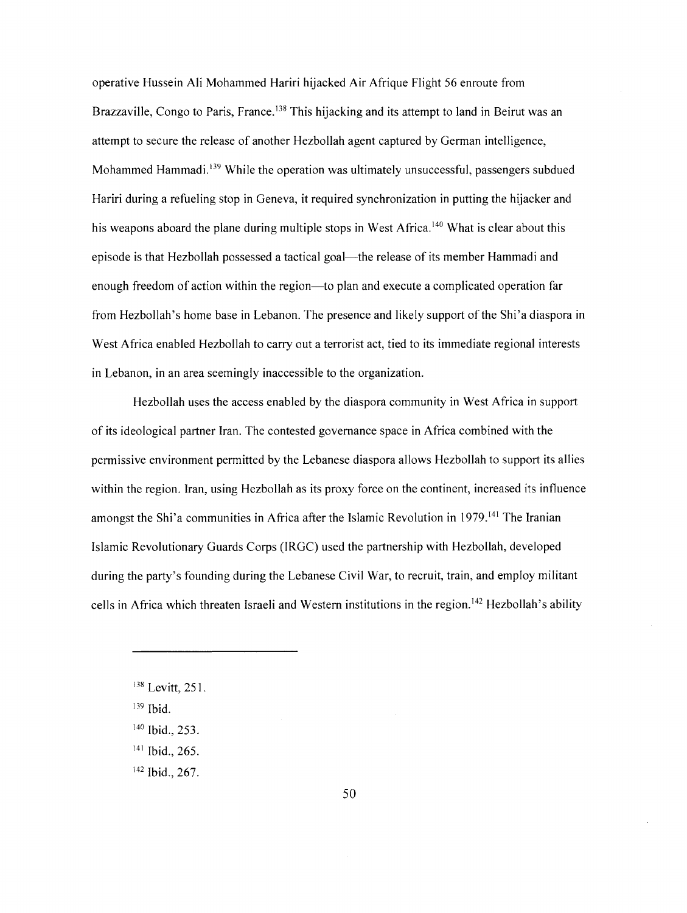operative Hussein Ali Mohammed Hariri hijacked Air Afrique Flight 56 enroute from Brazzaville, Congo to Paris, France.[138] This hijacking and its attempt to land in Beirut was an attempt to secure the release of another Hezbollah agent captured by German intelligence, Mohammed Hammadi.[139] While the operation was ultimately unsuccessful, passengers subdued Hariri during a refueling stop in Geneva, it required synchronization in putting the hijacker and his weapons aboard the plane during multiple stops in West Africa.[140] What is clear about this episode is that Hezbollah possessed a tactical goal—the release of its member Hammadi and enough freedom of action within the region—to plan and execute a complicated operation far from Hezbollah's home base in Lebanon. The presence and likely support of the Shi'a diaspora in West Africa enabled Hezbollah to carry out a terrorist act, tied to its immediate regional interests in Lebanon, in an area seemingly inaccessible to the organization.

Hezbollah uses the access enabled by the diaspora community in West Africa in support of its ideological partner Iran. The contested governance space in Africa combined with the permissive environment permitted by the Lebanese diaspora allows Hezbollah to support its allies within the region. Iran, using Hezbollah as its proxy force on the continent, increased its influence amongst the Shi'a communities in Africa after the Islamic Revolution in 1979.[141] The Iranian Islamic Revolutionary Guards Corps (IRGC) used the partnership with Hezbollah, developed during the party's founding during the Lebanese Civil War, to recruit, train, and employ militant cells in Africa which threaten Israeli and Western institutions in the region.[142] Hezbollah's ability

---

[138] Levitt, 251.

[139] Ibid.

[140] Ibid., 253.

[141] Ibid., 265.

[142] Ibid., 267.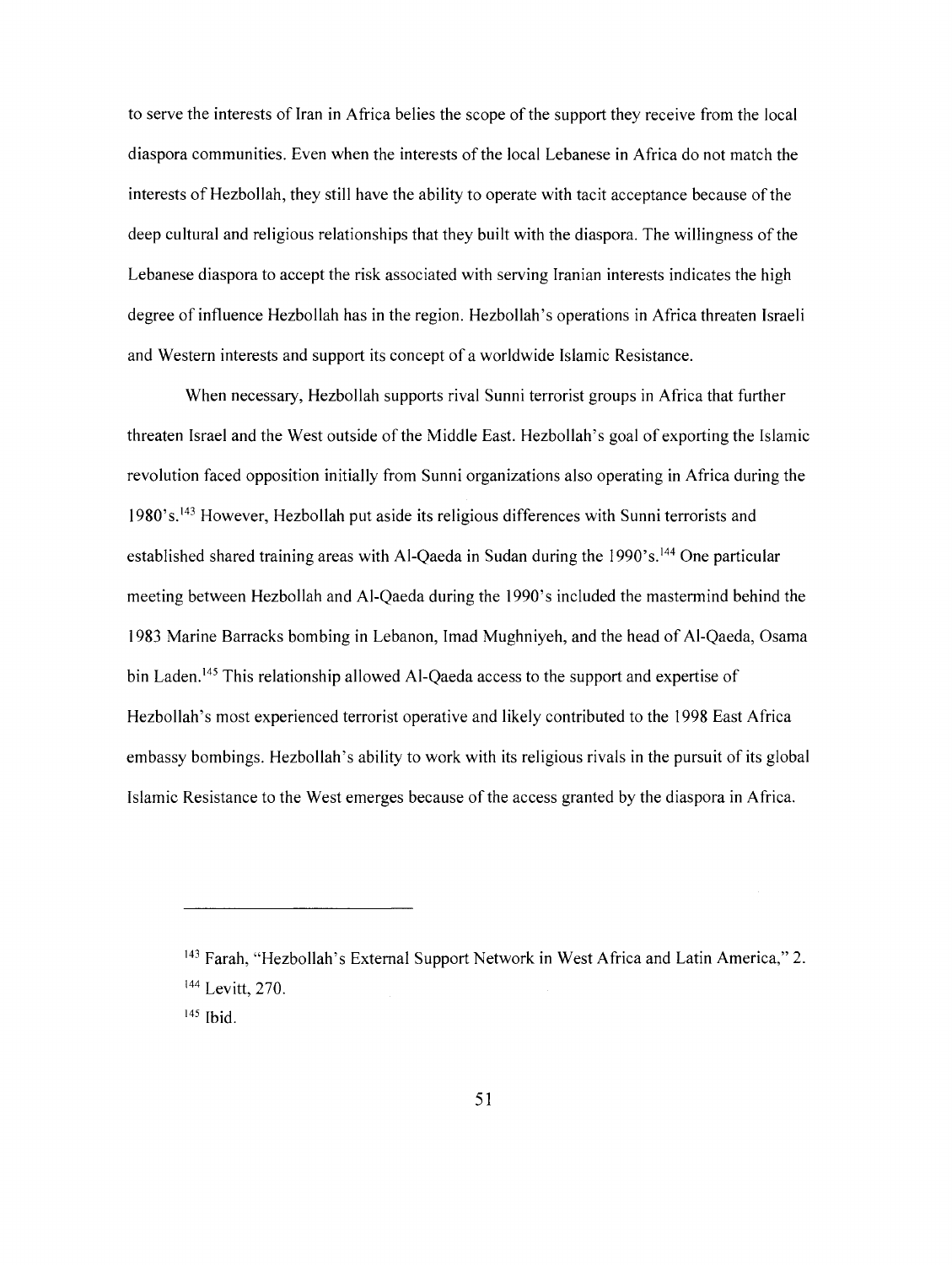to serve the interests of Iran in Africa belies the scope of the support they receive from the local diaspora communities. Even when the interests of the local Lebanese in Africa do not match the interests of Hezbollah, they still have the ability to operate with tacit acceptance because of the deep cultural and religious relationships that they built with the diaspora. The willingness of the Lebanese diaspora to accept the risk associated with serving Iranian interests indicates the high degree of influence Hezbollah has in the region. Hezbollah's operations in Africa threaten Israeli and Western interests and support its concept of a worldwide Islamic Resistance.

When necessary, Hezbollah supports rival Sunni terrorist groups in Africa that further threaten Israel and the West outside of the Middle East. Hezbollah's goal of exporting the Islamic revolution faced opposition initially from Sunni organizations also operating in Africa during the 1980's.[143] However, Hezbollah put aside its religious differences with Sunni terrorists and established shared training areas with Al-Qaeda in Sudan during the 1990's.[144] One particular meeting between Hezbollah and Al-Qaeda during the 1990's included the mastermind behind the 1983 Marine Barracks bombing in Lebanon, Imad Mughniyeh, and the head of Al-Qaeda, Osama bin Laden.[145] This relationship allowed Al-Qaeda access to the support and expertise of Hezbollah's most experienced terrorist operative and likely contributed to the 1998 East Africa embassy bombings. Hezbollah's ability to work with its religious rivals in the pursuit of its global Islamic Resistance to the West emerges because of the access granted by the diaspora in Africa.

---

[143] Farah, "Hezbollah's External Support Network in West Africa and Latin America," 2.

[144] Levitt, 270.

[145] Ibid.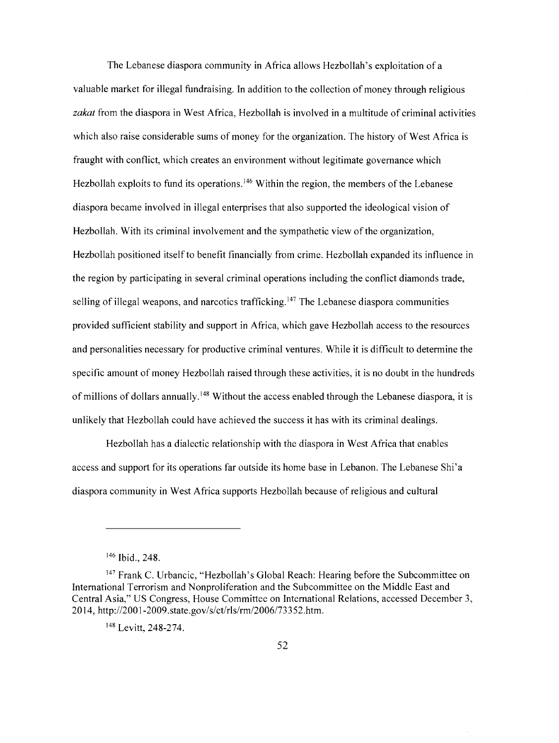The Lebanese diaspora community in Africa allows Hezbollah's exploitation of a valuable market for illegal fundraising. In addition to the collection of money through religious *zakat* from the diaspora in West Africa, Hezbollah is involved in a multitude of criminal activities which also raise considerable sums of money for the organization. The history of West Africa is fraught with conflict, which creates an environment without legitimate governance which Hezbollah exploits to fund its operations.[146] Within the region, the members of the Lebanese diaspora became involved in illegal enterprises that also supported the ideological vision of Hezbollah. With its criminal involvement and the sympathetic view of the organization, Hezbollah positioned itself to benefit financially from crime. Hezbollah expanded its influence in the region by participating in several criminal operations including the conflict diamonds trade, selling of illegal weapons, and narcotics trafficking.[147] The Lebanese diaspora communities provided sufficient stability and support in Africa, which gave Hezbollah access to the resources and personalities necessary for productive criminal ventures. While it is difficult to determine the specific amount of money Hezbollah raised through these activities, it is no doubt in the hundreds of millions of dollars annually.[148] Without the access enabled through the Lebanese diaspora, it is unlikely that Hezbollah could have achieved the success it has with its criminal dealings.

Hezbollah has a dialectic relationship with the diaspora in West Africa that enables access and support for its operations far outside its home base in Lebanon. The Lebanese Shi'a diaspora community in West Africa supports Hezbollah because of religious and cultural

---

[146] Ibid., 248.

[147] Frank C. Urbancic, "Hezbollah's Global Reach: Hearing before the Subcommittee on International Terrorism and Nonproliferation and the Subcommittee on the Middle East and Central Asia," US Congress, House Committee on International Relations, accessed December 3, 2014, http://2001-2009.state.gov/s/ct/rls/rm/2006/73352.htm.

[148] Levitt, 248-274.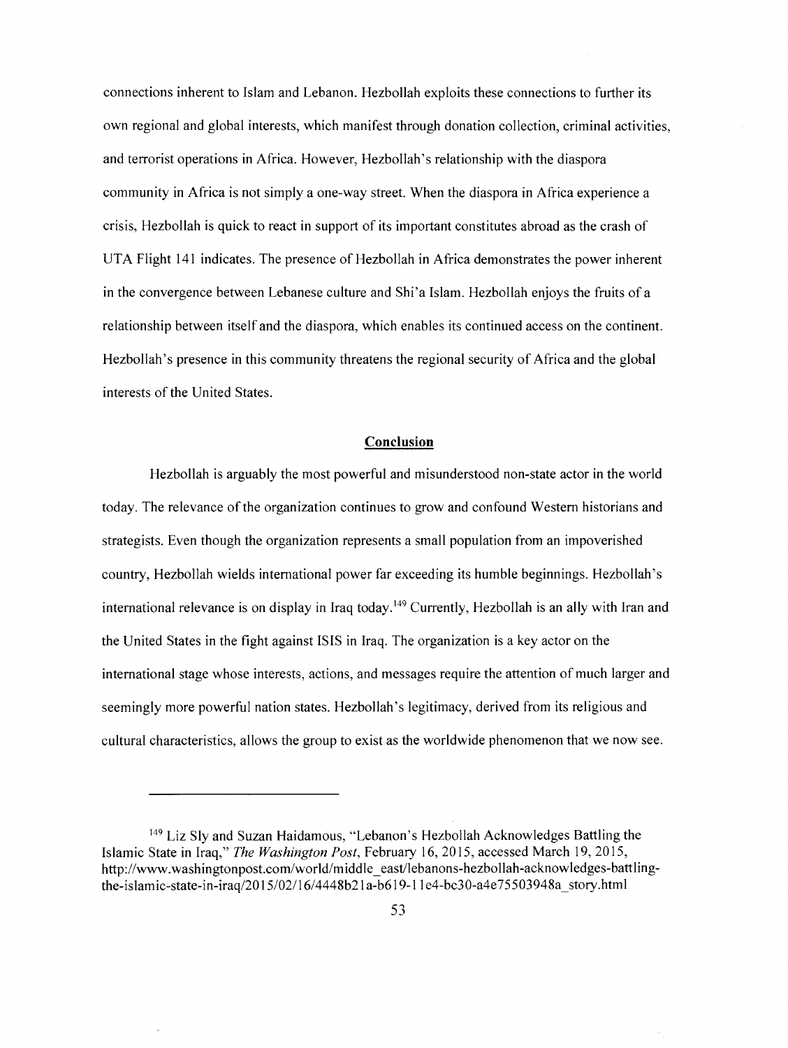connections inherent to Islam and Lebanon. Hezbollah exploits these connections to further its own regional and global interests, which manifest through donation collection, criminal activities, and terrorist operations in Africa. However, Hezbollah's relationship with the diaspora community in Africa is not simply a one-way street. When the diaspora in Africa experience a crisis, Hezbollah is quick to react in support of its important constitutes abroad as the crash of UTA Flight 141 indicates. The presence of Hezbollah in Africa demonstrates the power inherent in the convergence between Lebanese culture and Shi'a Islam. Hezbollah enjoys the fruits of a relationship between itself and the diaspora, which enables its continued access on the continent. Hezbollah's presence in this community threatens the regional security of Africa and the global interests of the United States.

## Conclusion

Hezbollah is arguably the most powerful and misunderstood non-state actor in the world today. The relevance of the organization continues to grow and confound Western historians and strategists. Even though the organization represents a small population from an impoverished country, Hezbollah wields international power far exceeding its humble beginnings. Hezbollah's international relevance is on display in Iraq today.[149] Currently, Hezbollah is an ally with Iran and the United States in the fight against ISIS in Iraq. The organization is a key actor on the international stage whose interests, actions, and messages require the attention of much larger and seemingly more powerful nation states. Hezbollah's legitimacy, derived from its religious and cultural characteristics, allows the group to exist as the worldwide phenomenon that we now see.

---

[149] Liz Sly and Suzan Haidamous, "Lebanon's Hezbollah Acknowledges Battling the Islamic State in Iraq," *The Washington Post*, February 16, 2015, accessed March 19, 2015, http://www.washingtonpost.com/world/middle_east/lebanons-hezbollah-acknowledges-battling-the-islamic-state-in-iraq/2015/02/16/4448b21a-b619-11e4-bc30-a4e75503948a_story.html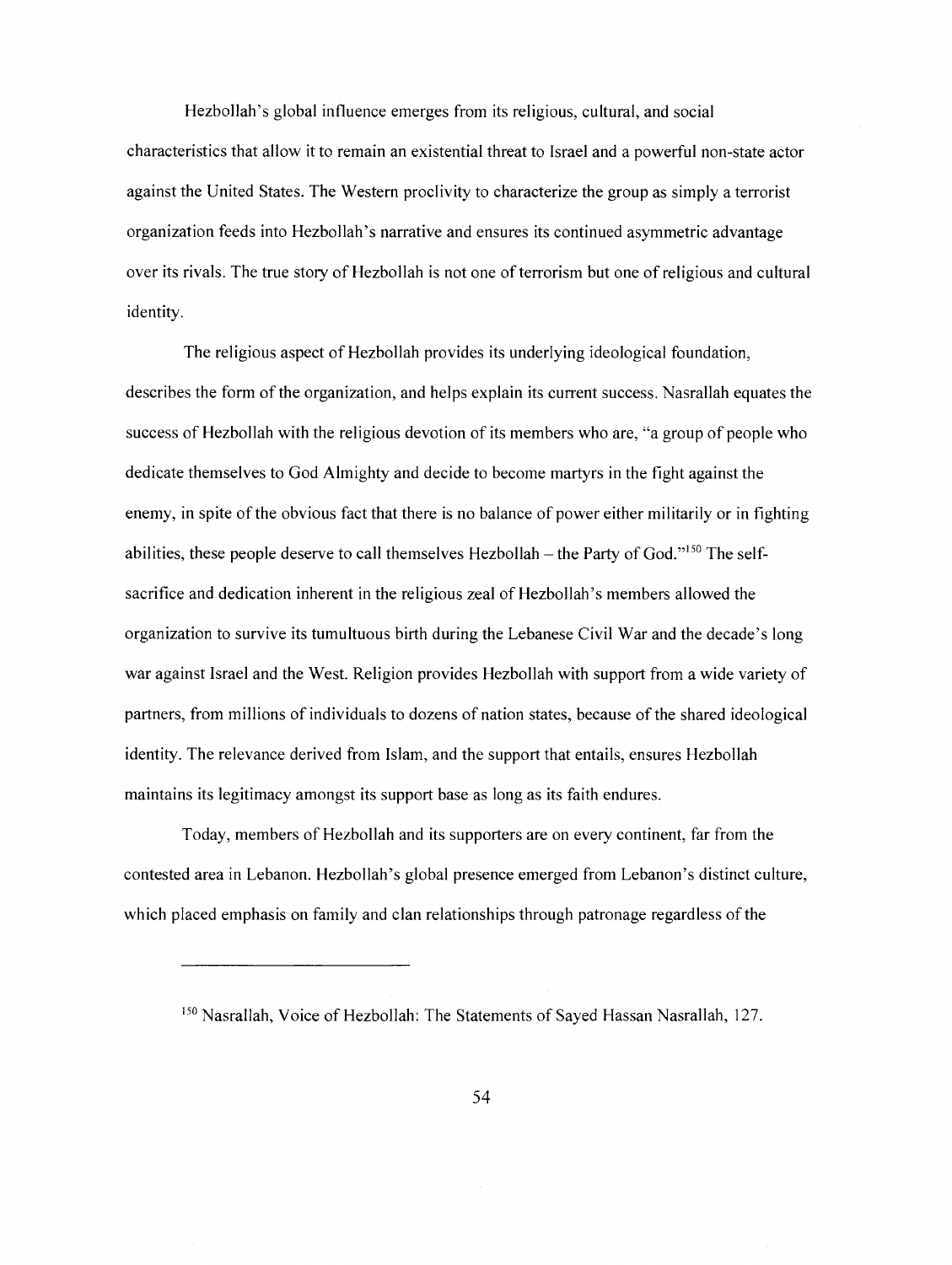Hezbollah's global influence emerges from its religious, cultural, and social characteristics that allow it to remain an existential threat to Israel and a powerful non-state actor against the United States. The Western proclivity to characterize the group as simply a terrorist organization feeds into Hezbollah's narrative and ensures its continued asymmetric advantage over its rivals. The true story of Hezbollah is not one of terrorism but one of religious and cultural identity.

The religious aspect of Hezbollah provides its underlying ideological foundation, describes the form of the organization, and helps explain its current success. Nasrallah equates the success of Hezbollah with the religious devotion of its members who are, "a group of people who dedicate themselves to God Almighty and decide to become martyrs in the fight against the enemy, in spite of the obvious fact that there is no balance of power either militarily or in fighting abilities, these people deserve to call themselves Hezbollah – the Party of God."[150] The self-sacrifice and dedication inherent in the religious zeal of Hezbollah's members allowed the organization to survive its tumultuous birth during the Lebanese Civil War and the decade's long war against Israel and the West. Religion provides Hezbollah with support from a wide variety of partners, from millions of individuals to dozens of nation states, because of the shared ideological identity. The relevance derived from Islam, and the support that entails, ensures Hezbollah maintains its legitimacy amongst its support base as long as its faith endures.

Today, members of Hezbollah and its supporters are on every continent, far from the contested area in Lebanon. Hezbollah's global presence emerged from Lebanon's distinct culture, which placed emphasis on family and clan relationships through patronage regardless of the

---

[150] Nasrallah, Voice of Hezbollah: The Statements of Sayed Hassan Nasrallah, 127.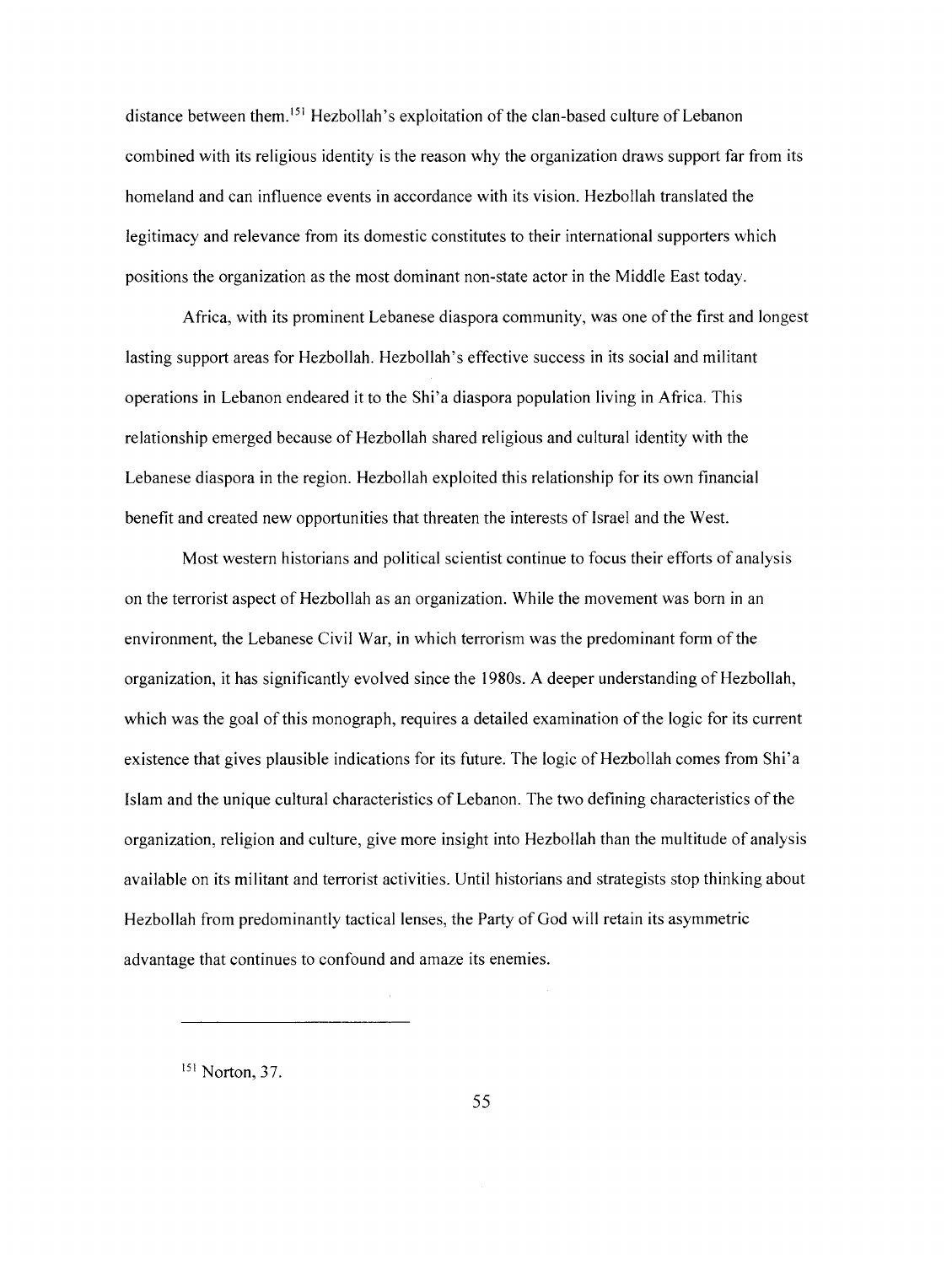distance between them.[151] Hezbollah's exploitation of the clan-based culture of Lebanon combined with its religious identity is the reason why the organization draws support far from its homeland and can influence events in accordance with its vision. Hezbollah translated the legitimacy and relevance from its domestic constitutes to their international supporters which positions the organization as the most dominant non-state actor in the Middle East today.

Africa, with its prominent Lebanese diaspora community, was one of the first and longest lasting support areas for Hezbollah. Hezbollah's effective success in its social and militant operations in Lebanon endeared it to the Shi'a diaspora population living in Africa. This relationship emerged because of Hezbollah shared religious and cultural identity with the Lebanese diaspora in the region. Hezbollah exploited this relationship for its own financial benefit and created new opportunities that threaten the interests of Israel and the West.

Most western historians and political scientist continue to focus their efforts of analysis on the terrorist aspect of Hezbollah as an organization. While the movement was born in an environment, the Lebanese Civil War, in which terrorism was the predominant form of the organization, it has significantly evolved since the 1980s. A deeper understanding of Hezbollah, which was the goal of this monograph, requires a detailed examination of the logic for its current existence that gives plausible indications for its future. The logic of Hezbollah comes from Shi'a Islam and the unique cultural characteristics of Lebanon. The two defining characteristics of the organization, religion and culture, give more insight into Hezbollah than the multitude of analysis available on its militant and terrorist activities. Until historians and strategists stop thinking about Hezbollah from predominantly tactical lenses, the Party of God will retain its asymmetric advantage that continues to confound and amaze its enemies.

---

[151] Norton, 37.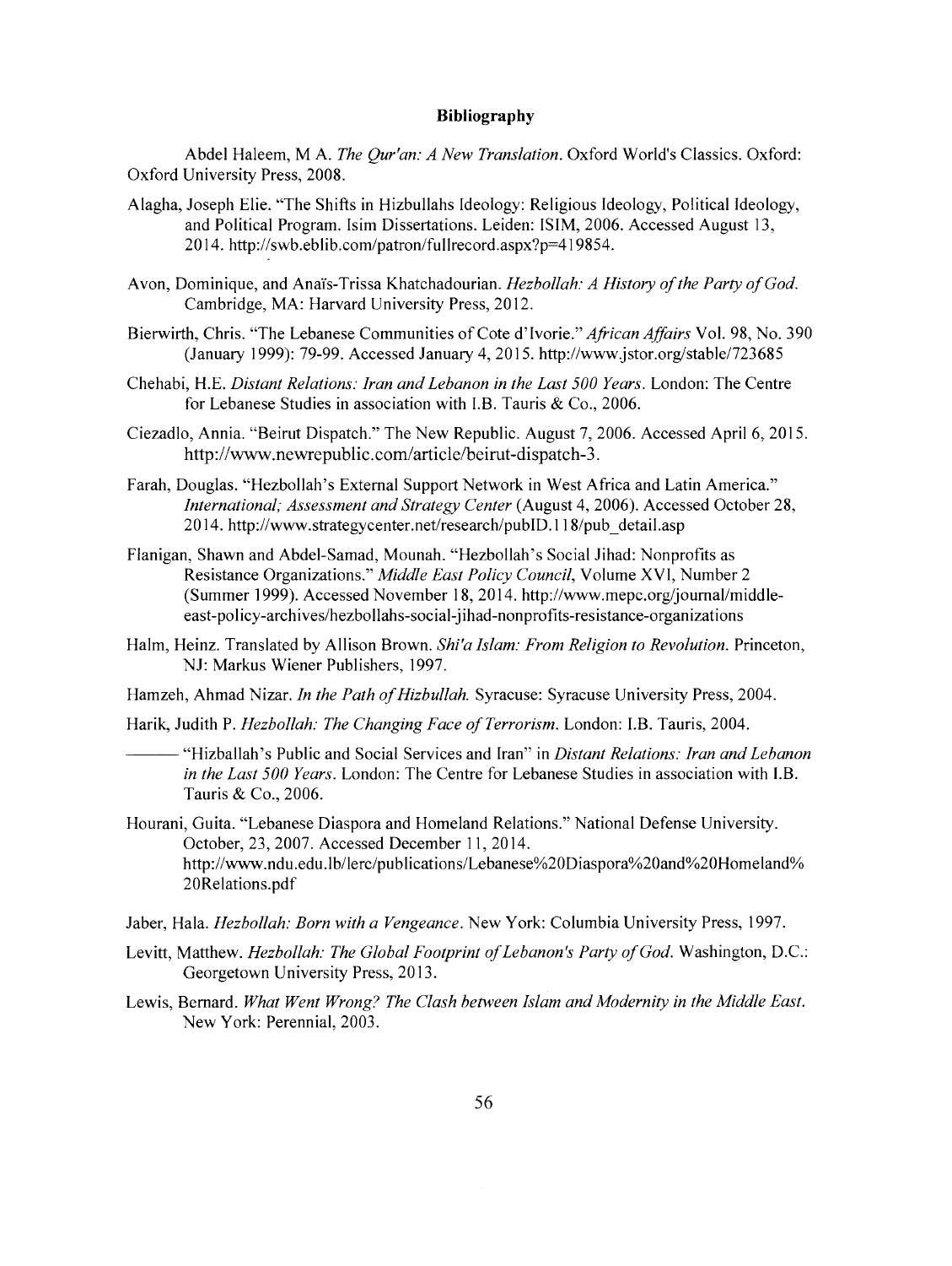**Bibliography**

Abdel Haleem, M A. *The Qur'an: A New Translation*. Oxford World's Classics. Oxford: Oxford University Press, 2008.

Alagha, Joseph Elie. "The Shifts in Hizbullahs Ideology: Religious Ideology, Political Ideology, and Political Program. Isim Dissertations. Leiden: ISIM, 2006. Accessed August 13, 2014. http://swb.eblib.com/patron/fullrecord.aspx?p=419854.

Avon, Dominique, and Anaïs-Trissa Khatchadourian. *Hezbollah: A History of the Party of God*. Cambridge, MA: Harvard University Press, 2012.

Bierwirth, Chris. "The Lebanese Communities of Cote d'Ivorie." *African Affairs* Vol. 98, No. 390 (January 1999): 79-99. Accessed January 4, 2015. http://www.jstor.org/stable/723685

Chehabi, H.E. *Distant Relations: Iran and Lebanon in the Last 500 Years*. London: The Centre for Lebanese Studies in association with I.B. Tauris & Co., 2006.

Ciezadlo, Annia. "Beirut Dispatch." The New Republic. August 7, 2006. Accessed April 6, 2015. http://www.newrepublic.com/article/beirut-dispatch-3.

Farah, Douglas. "Hezbollah's External Support Network in West Africa and Latin America." *International; Assessment and Strategy Center* (August 4, 2006). Accessed October 28, 2014. http://www.strategycenter.net/research/pubID.118/pub_detail.asp

Flanigan, Shawn and Abdel-Samad, Mounah. "Hezbollah's Social Jihad: Nonprofits as Resistance Organizations." *Middle East Policy Council*, Volume XVI, Number 2 (Summer 1999). Accessed November 18, 2014. http://www.mepc.org/journal/middle-east-policy-archives/hezbollahs-social-jihad-nonprofits-resistance-organizations

Halm, Heinz. Translated by Allison Brown. *Shi'a Islam: From Religion to Revolution*. Princeton, NJ: Markus Wiener Publishers, 1997.

Hamzeh, Ahmad Nizar. *In the Path of Hizbullah*. Syracuse: Syracuse University Press, 2004.

Harik, Judith P. *Hezbollah: The Changing Face of Terrorism*. London: I.B. Tauris, 2004.

——— "Hizballah's Public and Social Services and Iran" in *Distant Relations: Iran and Lebanon in the Last 500 Years*. London: The Centre for Lebanese Studies in association with I.B. Tauris & Co., 2006.

Hourani, Guita. "Lebanese Diaspora and Homeland Relations." National Defense University. October, 23, 2007. Accessed December 11, 2014. http://www.ndu.edu.lb/lerc/publications/Lebanese%20Diaspora%20and%20Homeland%20Relations.pdf

Jaber, Hala. *Hezbollah: Born with a Vengeance*. New York: Columbia University Press, 1997.

Levitt, Matthew. *Hezbollah: The Global Footprint of Lebanon's Party of God*. Washington, D.C.: Georgetown University Press, 2013.

Lewis, Bernard. *What Went Wrong? The Clash between Islam and Modernity in the Middle East*. New York: Perennial, 2003.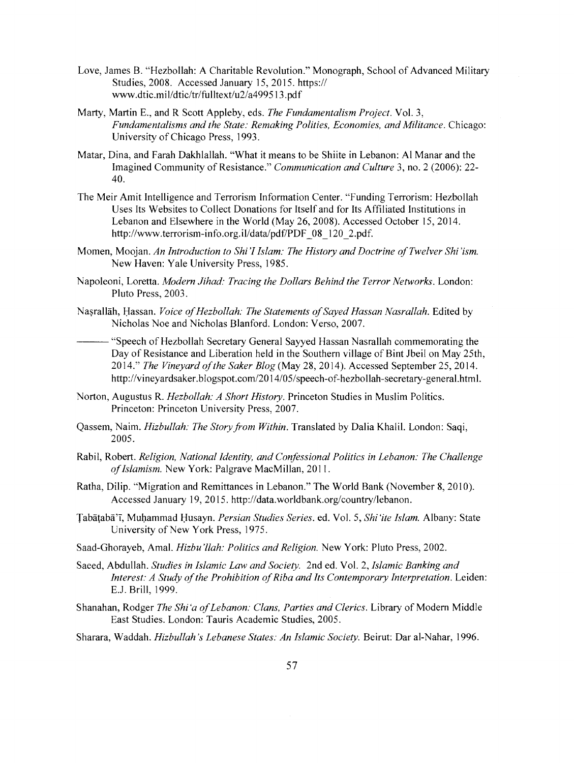Love, James B. "Hezbollah: A Charitable Revolution." Monograph, School of Advanced Military Studies, 2008. Accessed January 15, 2015. https://www.dtic.mil/dtic/tr/fulltext/u2/a499513.pdf

Marty, Martin E., and R Scott Appleby, eds. *The Fundamentalism Project*. Vol. 3, *Fundamentalisms and the State: Remaking Polities, Economies, and Militance*. Chicago: University of Chicago Press, 1993.

Matar, Dina, and Farah Dakhlallah. "What it means to be Shiite in Lebanon: Al Manar and the Imagined Community of Resistance." *Communication and Culture* 3, no. 2 (2006): 22-40.

The Meir Amit Intelligence and Terrorism Information Center. "Funding Terrorism: Hezbollah Uses Its Websites to Collect Donations for Itself and for Its Affiliated Institutions in Lebanon and Elsewhere in the World (May 26, 2008). Accessed October 15, 2014. http://www.terrorism-info.org.il/data/pdf/PDF_08_120_2.pdf.

Momen, Moojan. *An Introduction to Shi'ī Islam: The History and Doctrine of Twelver Shi'ism.* New Haven: Yale University Press, 1985.

Napoleoni, Loretta. *Modern Jihad: Tracing the Dollars Behind the Terror Networks*. London: Pluto Press, 2003.

Naṣrallāh, Ḥassan. *Voice of Hezbollah: The Statements of Sayed Hassan Nasrallah*. Edited by Nicholas Noe and Nicholas Blanford. London: Verso, 2007.

——— "Speech of Hezbollah Secretary General Sayyed Hassan Nasrallah commemorating the Day of Resistance and Liberation held in the Southern village of Bint Jbeil on May 25th, 2014." *The Vineyard of the Saker Blog* (May 28, 2014). Accessed September 25, 2014. http://vineyardsaker.blogspot.com/2014/05/speech-of-hezbollah-secretary-general.html.

Norton, Augustus R. *Hezbollah: A Short History*. Princeton Studies in Muslim Politics. Princeton: Princeton University Press, 2007.

Qassem, Naim. *Hizbullah: The Story from Within*. Translated by Dalia Khalil. London: Saqi, 2005.

Rabil, Robert. *Religion, National Identity, and Confessional Politics in Lebanon: The Challenge of Islamism.* New York: Palgrave MacMillan, 2011.

Ratha, Dilip. "Migration and Remittances in Lebanon." The World Bank (November 8, 2010). Accessed January 19, 2015. http://data.worldbank.org/country/lebanon.

Ṭabāṭabā'ī, Muḥammad Ḥusayn. *Persian Studies Series*. ed. Vol. 5, *Shi'ite Islam.* Albany: State University of New York Press, 1975.

Saad-Ghorayeb, Amal. *Hizbu'llah: Politics and Religion.* New York: Pluto Press, 2002.

Saeed, Abdullah. *Studies in Islamic Law and Society.* 2nd ed. Vol. 2, *Islamic Banking and Interest: A Study of the Prohibition of Riba and Its Contemporary Interpretation*. Leiden: E.J. Brill, 1999.

Shanahan, Rodger *The Shi'a of Lebanon: Clans, Parties and Clerics*. Library of Modern Middle East Studies. London: Tauris Academic Studies, 2005.

Sharara, Waddah. *Hizbullah's Lebanese States: An Islamic Society.* Beirut: Dar al-Nahar, 1996.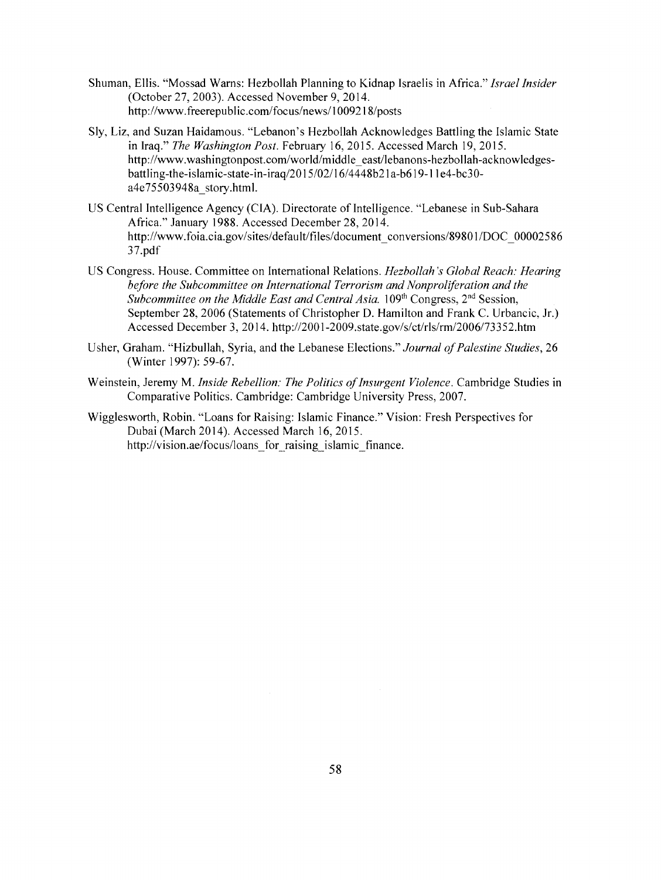Shuman, Ellis. "Mossad Warns: Hezbollah Planning to Kidnap Israelis in Africa." *Israel Insider* (October 27, 2003). Accessed November 9, 2014. http://www.freerepublic.com/focus/news/1009218/posts

Sly, Liz, and Suzan Haidamous. "Lebanon's Hezbollah Acknowledges Battling the Islamic State in Iraq." *The Washington Post*. February 16, 2015. Accessed March 19, 2015. http://www.washingtonpost.com/world/middle_east/lebanons-hezbollah-acknowledges-battling-the-islamic-state-in-iraq/2015/02/16/4448b21a-b619-11e4-bc30-a4e75503948a_story.html.

US Central Intelligence Agency (CIA). Directorate of Intelligence. "Lebanese in Sub-Sahara Africa." January 1988. Accessed December 28, 2014. http://www.foia.cia.gov/sites/default/files/document_conversions/89801/DOC_0000258637.pdf

US Congress. House. Committee on International Relations. *Hezbollah's Global Reach: Hearing before the Subcommittee on International Terrorism and Nonproliferation and the Subcommittee on the Middle East and Central Asia.* 109th Congress, 2nd Session, September 28, 2006 (Statements of Christopher D. Hamilton and Frank C. Urbancic, Jr.) Accessed December 3, 2014. http://2001-2009.state.gov/s/ct/rls/rm/2006/73352.htm

Usher, Graham. "Hizbullah, Syria, and the Lebanese Elections." *Journal of Palestine Studies*, 26 (Winter 1997): 59-67.

Weinstein, Jeremy M. *Inside Rebellion: The Politics of Insurgent Violence*. Cambridge Studies in Comparative Politics. Cambridge: Cambridge University Press, 2007.

Wigglesworth, Robin. "Loans for Raising: Islamic Finance." Vision: Fresh Perspectives for Dubai (March 2014). Accessed March 16, 2015. http://vision.ae/focus/loans_for_raising_islamic_finance.